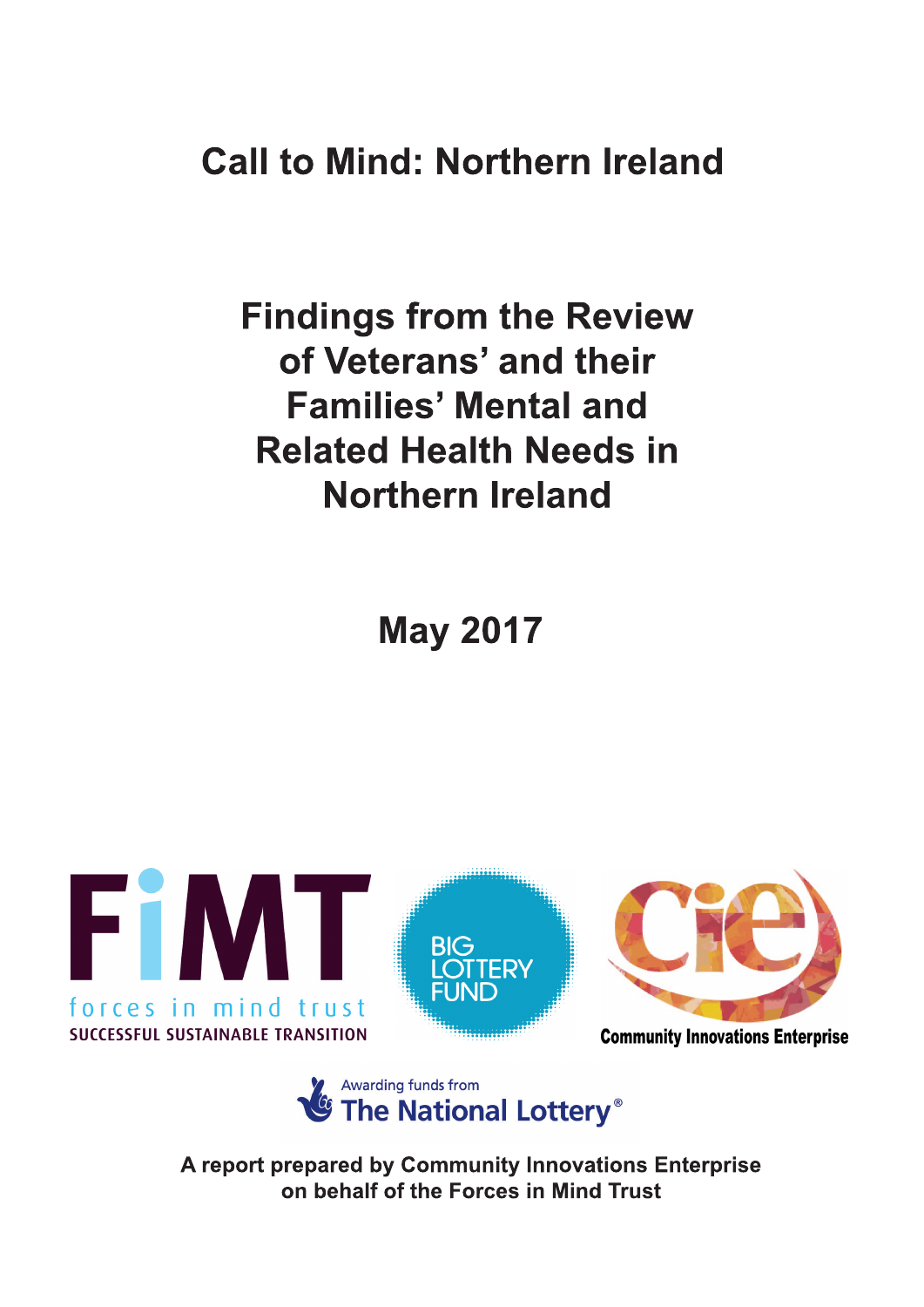# Call to Mind: Northern Ireland

## Findings from the Review of Veterans' and their Families' Mental and Related Health Needs in Northern Ireland

## May 2017

FiMT forces in mind trust SUCCESSFUL SUSTAINABLE TRANSITION

BIG LOTTERY FUND

Community Innovations Enterprise

Awarding funds from The National Lottery®

**A report prepared by Community Innovations Enterprise on behalf of the Forces in Mind Trust**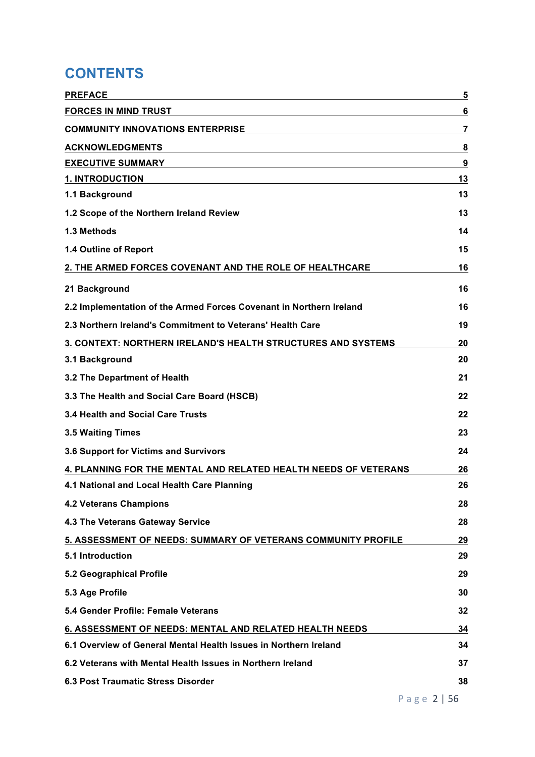# CONTENTS

| | |
|---|---|
| **PREFACE** | **5** |
| **FORCES IN MIND TRUST** | **6** |
| **COMMUNITY INNOVATIONS ENTERPRISE** | **7** |
| **ACKNOWLEDGMENTS** | **8** |
| **EXECUTIVE SUMMARY** | **9** |
| **1. INTRODUCTION** | **13** |
| **1.1 Background** | **13** |
| **1.2 Scope of the Northern Ireland Review** | **13** |
| **1.3 Methods** | **14** |
| **1.4 Outline of Report** | **15** |
| **2. THE ARMED FORCES COVENANT AND THE ROLE OF HEALTHCARE** | **16** |
| **21 Background** | **16** |
| **2.2 Implementation of the Armed Forces Covenant in Northern Ireland** | **16** |
| **2.3 Northern Ireland's Commitment to Veterans' Health Care** | **19** |
| **3. CONTEXT: NORTHERN IRELAND'S HEALTH STRUCTURES AND SYSTEMS** | **20** |
| **3.1 Background** | **20** |
| **3.2 The Department of Health** | **21** |
| **3.3 The Health and Social Care Board (HSCB)** | **22** |
| **3.4 Health and Social Care Trusts** | **22** |
| **3.5 Waiting Times** | **23** |
| **3.6 Support for Victims and Survivors** | **24** |
| **4. PLANNING FOR THE MENTAL AND RELATED HEALTH NEEDS OF VETERANS** | **26** |
| **4.1 National and Local Health Care Planning** | **26** |
| **4.2 Veterans Champions** | **28** |
| **4.3 The Veterans Gateway Service** | **28** |
| **5. ASSESSMENT OF NEEDS: SUMMARY OF VETERANS COMMUNITY PROFILE** | **29** |
| **5.1 Introduction** | **29** |
| **5.2 Geographical Profile** | **29** |
| **5.3 Age Profile** | **30** |
| **5.4 Gender Profile: Female Veterans** | **32** |
| **6. ASSESSMENT OF NEEDS: MENTAL AND RELATED HEALTH NEEDS** | **34** |
| **6.1 Overview of General Mental Health Issues in Northern Ireland** | **34** |
| **6.2 Veterans with Mental Health Issues in Northern Ireland** | **37** |
| **6.3 Post Traumatic Stress Disorder** | **38** |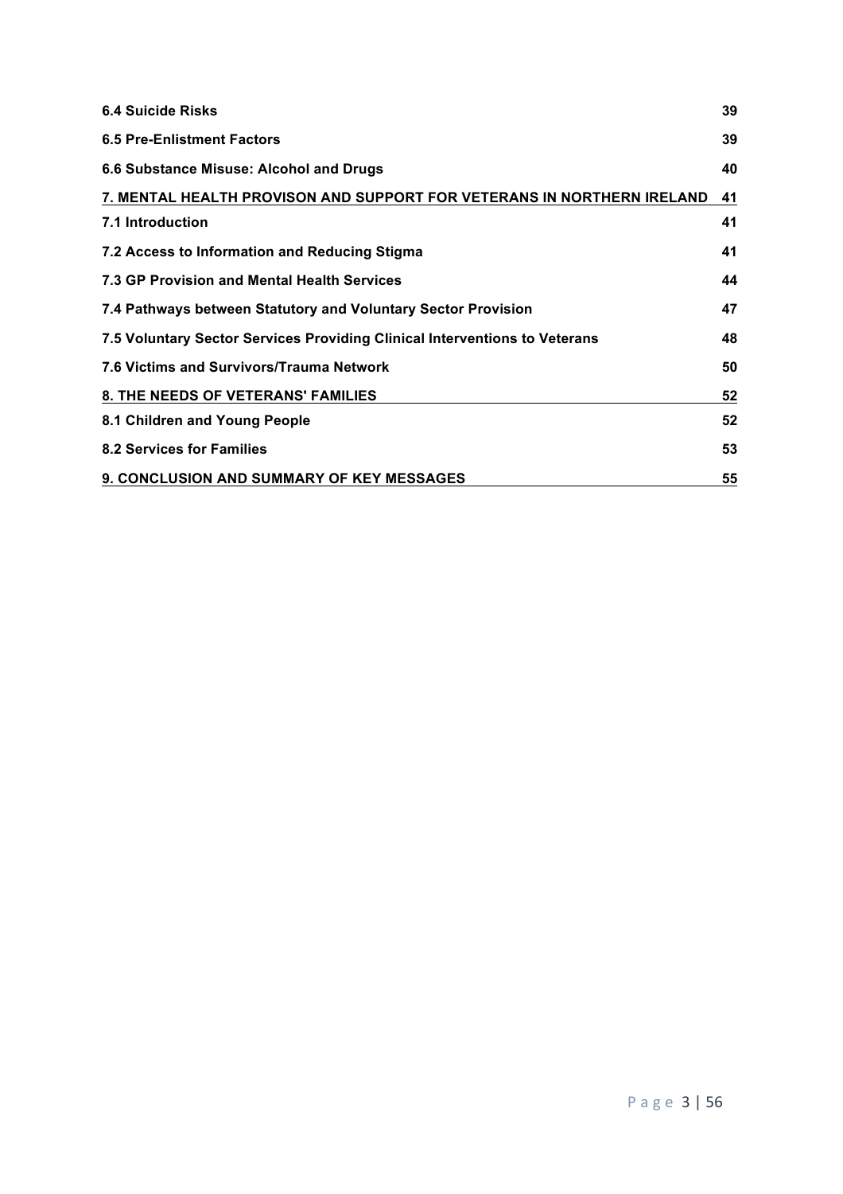| | |
|---|---|
| **6.4 Suicide Risks** | **39** |
| **6.5 Pre-Enlistment Factors** | **39** |
| **6.6 Substance Misuse: Alcohol and Drugs** | **40** |
| **7. MENTAL HEALTH PROVISON AND SUPPORT FOR VETERANS IN NORTHERN IRELAND** | **41** |
| **7.1 Introduction** | **41** |
| **7.2 Access to Information and Reducing Stigma** | **41** |
| **7.3 GP Provision and Mental Health Services** | **44** |
| **7.4 Pathways between Statutory and Voluntary Sector Provision** | **47** |
| **7.5 Voluntary Sector Services Providing Clinical Interventions to Veterans** | **48** |
| **7.6 Victims and Survivors/Trauma Network** | **50** |
| **8. THE NEEDS OF VETERANS' FAMILIES** | **52** |
| **8.1 Children and Young People** | **52** |
| **8.2 Services for Families** | **53** |
| **9. CONCLUSION AND SUMMARY OF KEY MESSAGES** | **55** |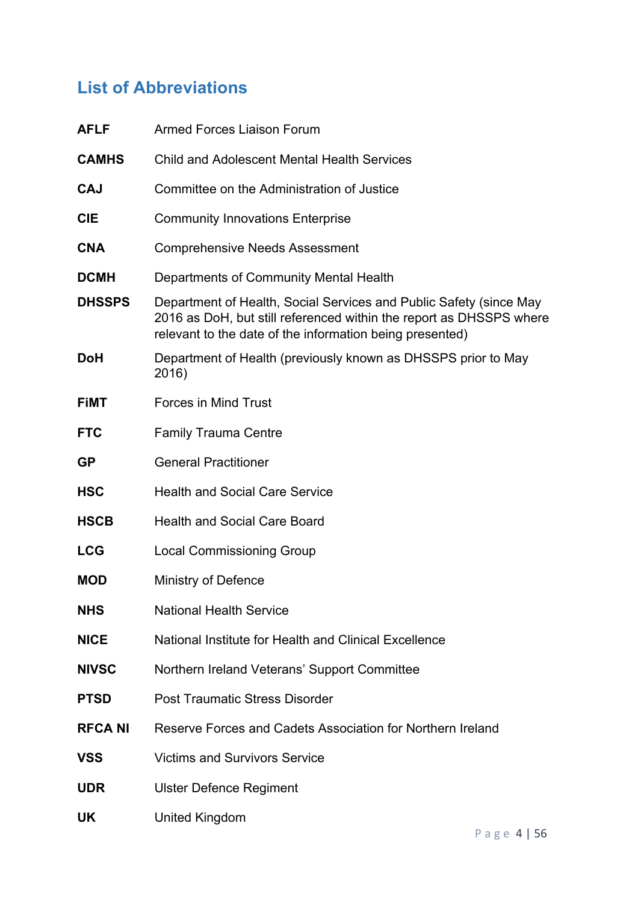## List of Abbreviations

| | |
|---|---|
| **AFLF** | Armed Forces Liaison Forum |
| **CAMHS** | Child and Adolescent Mental Health Services |
| **CAJ** | Committee on the Administration of Justice |
| **CIE** | Community Innovations Enterprise |
| **CNA** | Comprehensive Needs Assessment |
| **DCMH** | Departments of Community Mental Health |
| **DHSSPS** | Department of Health, Social Services and Public Safety (since May 2016 as DoH, but still referenced within the report as DHSSPS where relevant to the date of the information being presented) |
| **DoH** | Department of Health (previously known as DHSSPS prior to May 2016) |
| **FiMT** | Forces in Mind Trust |
| **FTC** | Family Trauma Centre |
| **GP** | General Practitioner |
| **HSC** | Health and Social Care Service |
| **HSCB** | Health and Social Care Board |
| **LCG** | Local Commissioning Group |
| **MOD** | Ministry of Defence |
| **NHS** | National Health Service |
| **NICE** | National Institute for Health and Clinical Excellence |
| **NIVSC** | Northern Ireland Veterans' Support Committee |
| **PTSD** | Post Traumatic Stress Disorder |
| **RFCA NI** | Reserve Forces and Cadets Association for Northern Ireland |
| **VSS** | Victims and Survivors Service |
| **UDR** | Ulster Defence Regiment |
| **UK** | United Kingdom |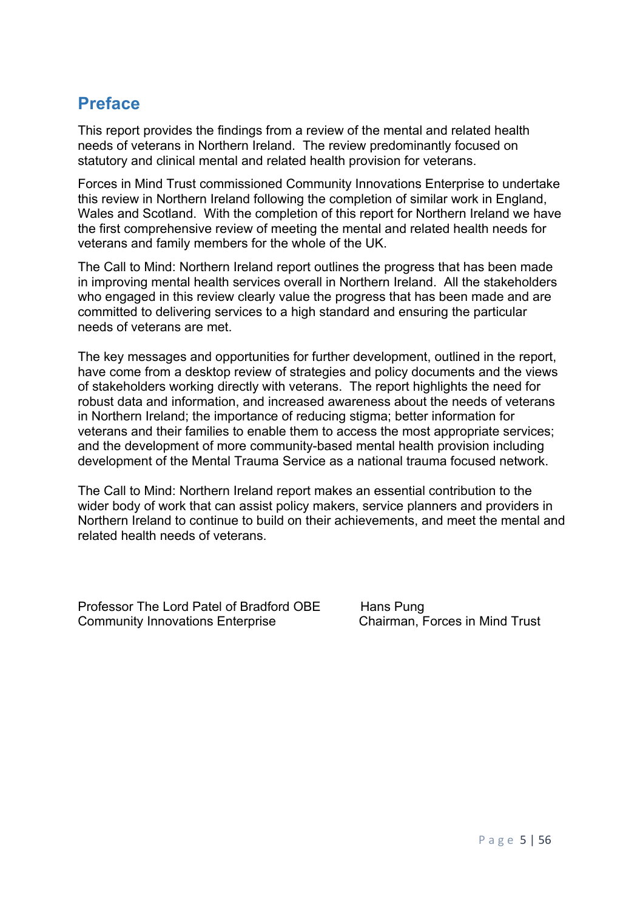## Preface

This report provides the findings from a review of the mental and related health needs of veterans in Northern Ireland. The review predominantly focused on statutory and clinical mental and related health provision for veterans.

Forces in Mind Trust commissioned Community Innovations Enterprise to undertake this review in Northern Ireland following the completion of similar work in England, Wales and Scotland. With the completion of this report for Northern Ireland we have the first comprehensive review of meeting the mental and related health needs for veterans and family members for the whole of the UK.

The Call to Mind: Northern Ireland report outlines the progress that has been made in improving mental health services overall in Northern Ireland. All the stakeholders who engaged in this review clearly value the progress that has been made and are committed to delivering services to a high standard and ensuring the particular needs of veterans are met.

The key messages and opportunities for further development, outlined in the report, have come from a desktop review of strategies and policy documents and the views of stakeholders working directly with veterans. The report highlights the need for robust data and information, and increased awareness about the needs of veterans in Northern Ireland; the importance of reducing stigma; better information for veterans and their families to enable them to access the most appropriate services; and the development of more community-based mental health provision including development of the Mental Trauma Service as a national trauma focused network.

The Call to Mind: Northern Ireland report makes an essential contribution to the wider body of work that can assist policy makers, service planners and providers in Northern Ireland to continue to build on their achievements, and meet the mental and related health needs of veterans.

Professor The Lord Patel of Bradford OBE
Community Innovations Enterprise

Hans Pung
Chairman, Forces in Mind Trust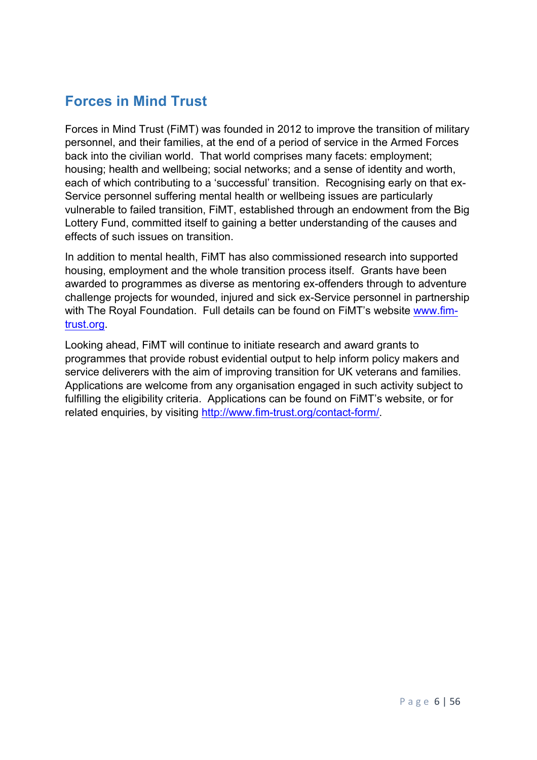## Forces in Mind Trust

Forces in Mind Trust (FiMT) was founded in 2012 to improve the transition of military personnel, and their families, at the end of a period of service in the Armed Forces back into the civilian world. That world comprises many facets: employment; housing; health and wellbeing; social networks; and a sense of identity and worth, each of which contributing to a 'successful' transition. Recognising early on that ex-Service personnel suffering mental health or wellbeing issues are particularly vulnerable to failed transition, FiMT, established through an endowment from the Big Lottery Fund, committed itself to gaining a better understanding of the causes and effects of such issues on transition.

In addition to mental health, FiMT has also commissioned research into supported housing, employment and the whole transition process itself. Grants have been awarded to programmes as diverse as mentoring ex-offenders through to adventure challenge projects for wounded, injured and sick ex-Service personnel in partnership with The Royal Foundation. Full details can be found on FiMT's website [www.fim-trust.org](http://www.fim-trust.org).

Looking ahead, FiMT will continue to initiate research and award grants to programmes that provide robust evidential output to help inform policy makers and service deliverers with the aim of improving transition for UK veterans and families. Applications are welcome from any organisation engaged in such activity subject to fulfilling the eligibility criteria. Applications can be found on FiMT's website, or for related enquiries, by visiting [http://www.fim-trust.org/contact-form/](http://www.fim-trust.org/contact-form/).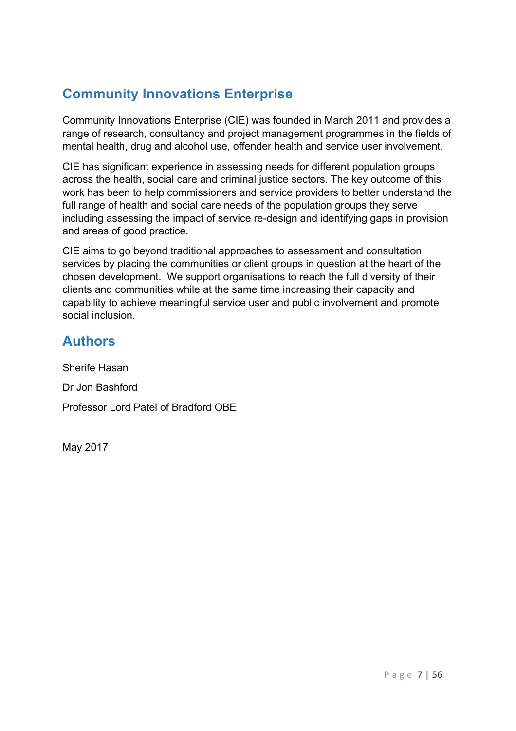## Community Innovations Enterprise

Community Innovations Enterprise (CIE) was founded in March 2011 and provides a range of research, consultancy and project management programmes in the fields of mental health, drug and alcohol use, offender health and service user involvement.

CIE has significant experience in assessing needs for different population groups across the health, social care and criminal justice sectors. The key outcome of this work has been to help commissioners and service providers to better understand the full range of health and social care needs of the population groups they serve including assessing the impact of service re-design and identifying gaps in provision and areas of good practice.

CIE aims to go beyond traditional approaches to assessment and consultation services by placing the communities or client groups in question at the heart of the chosen development. We support organisations to reach the full diversity of their clients and communities while at the same time increasing their capacity and capability to achieve meaningful service user and public involvement and promote social inclusion.

## Authors

Sherife Hasan

Dr Jon Bashford

Professor Lord Patel of Bradford OBE

May 2017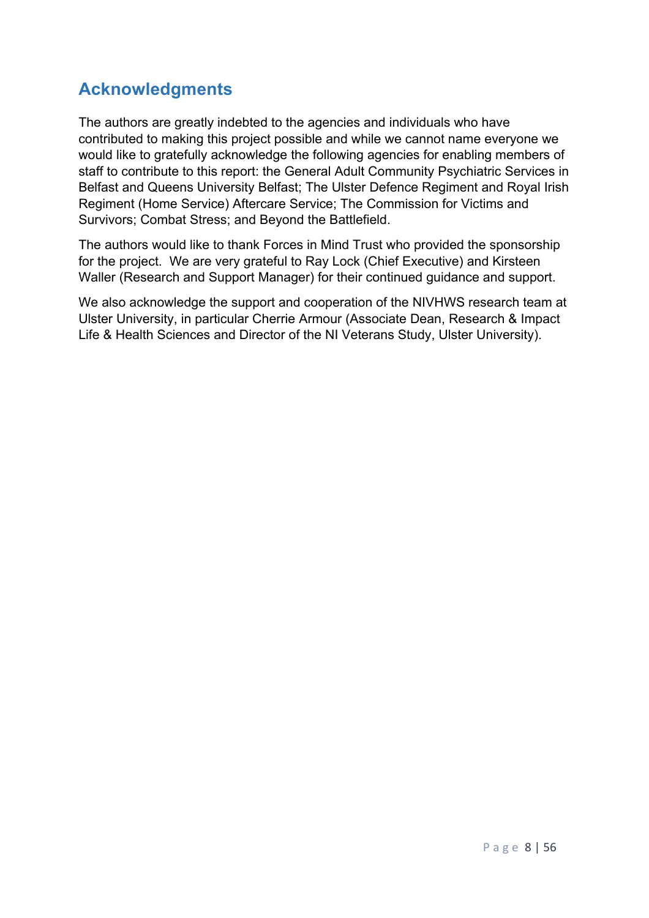## Acknowledgments

The authors are greatly indebted to the agencies and individuals who have contributed to making this project possible and while we cannot name everyone we would like to gratefully acknowledge the following agencies for enabling members of staff to contribute to this report: the General Adult Community Psychiatric Services in Belfast and Queens University Belfast; The Ulster Defence Regiment and Royal Irish Regiment (Home Service) Aftercare Service; The Commission for Victims and Survivors; Combat Stress; and Beyond the Battlefield.

The authors would like to thank Forces in Mind Trust who provided the sponsorship for the project. We are very grateful to Ray Lock (Chief Executive) and Kirsteen Waller (Research and Support Manager) for their continued guidance and support.

We also acknowledge the support and cooperation of the NIVHWS research team at Ulster University, in particular Cherrie Armour (Associate Dean, Research & Impact Life & Health Sciences and Director of the NI Veterans Study, Ulster University).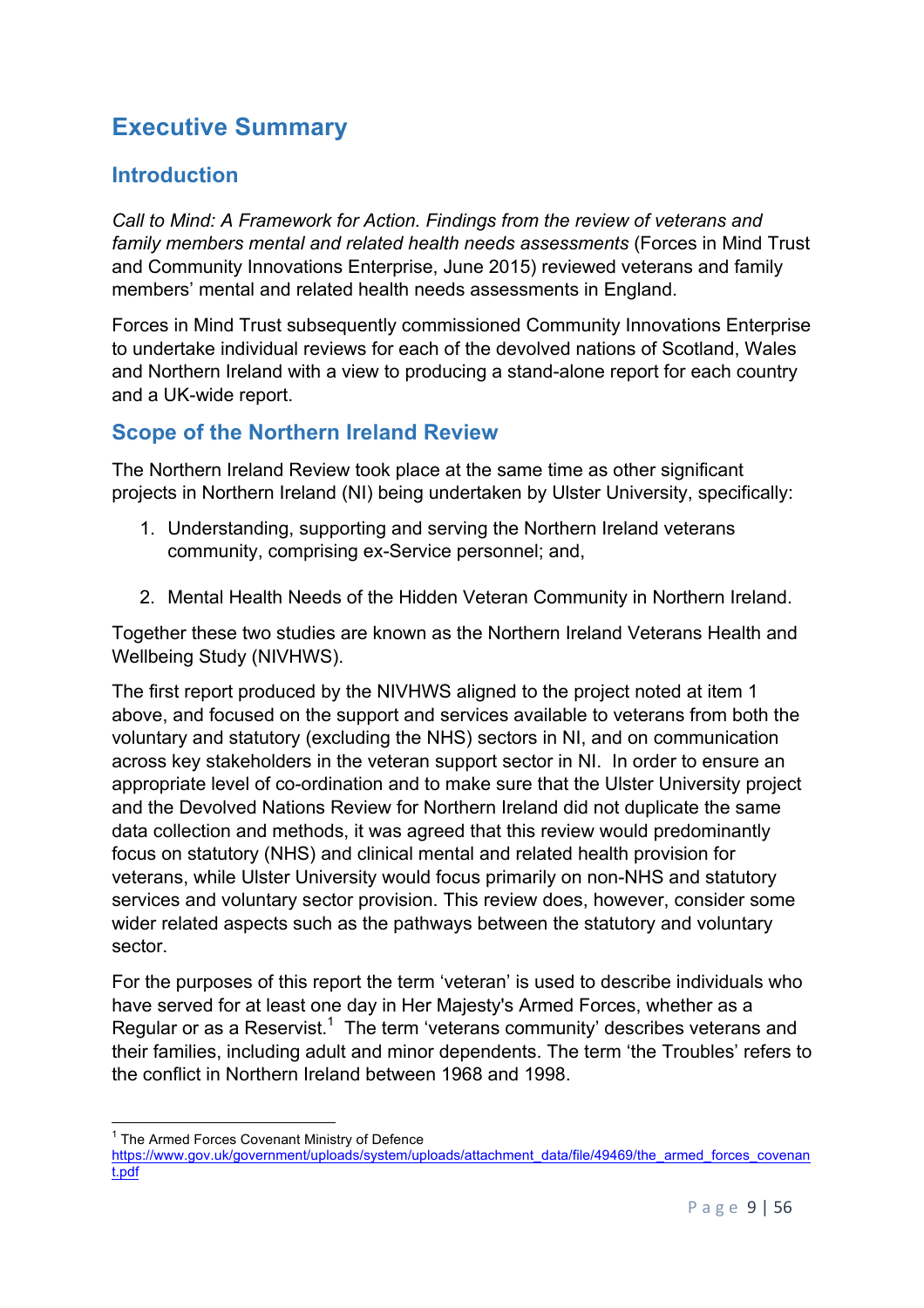# Executive Summary

## Introduction

*Call to Mind: A Framework for Action. Findings from the review of veterans and family members mental and related health needs assessments* (Forces in Mind Trust and Community Innovations Enterprise, June 2015) reviewed veterans and family members' mental and related health needs assessments in England.

Forces in Mind Trust subsequently commissioned Community Innovations Enterprise to undertake individual reviews for each of the devolved nations of Scotland, Wales and Northern Ireland with a view to producing a stand-alone report for each country and a UK-wide report.

## Scope of the Northern Ireland Review

The Northern Ireland Review took place at the same time as other significant projects in Northern Ireland (NI) being undertaken by Ulster University, specifically:

1. Understanding, supporting and serving the Northern Ireland veterans community, comprising ex-Service personnel; and,

2. Mental Health Needs of the Hidden Veteran Community in Northern Ireland.

Together these two studies are known as the Northern Ireland Veterans Health and Wellbeing Study (NIVHWS).

The first report produced by the NIVHWS aligned to the project noted at item 1 above, and focused on the support and services available to veterans from both the voluntary and statutory (excluding the NHS) sectors in NI, and on communication across key stakeholders in the veteran support sector in NI. In order to ensure an appropriate level of co-ordination and to make sure that the Ulster University project and the Devolved Nations Review for Northern Ireland did not duplicate the same data collection and methods, it was agreed that this review would predominantly focus on statutory (NHS) and clinical mental and related health provision for veterans, while Ulster University would focus primarily on non-NHS and statutory services and voluntary sector provision. This review does, however, consider some wider related aspects such as the pathways between the statutory and voluntary sector.

For the purposes of this report the term 'veteran' is used to describe individuals who have served for at least one day in Her Majesty's Armed Forces, whether as a Regular or as a Reservist.[1] The term 'veterans community' describes veterans and their families, including adult and minor dependents. The term 'the Troubles' refers to the conflict in Northern Ireland between 1968 and 1998.

---

[1] The Armed Forces Covenant Ministry of Defence https://www.gov.uk/government/uploads/system/uploads/attachment_data/file/49469/the_armed_forces_covenant.pdf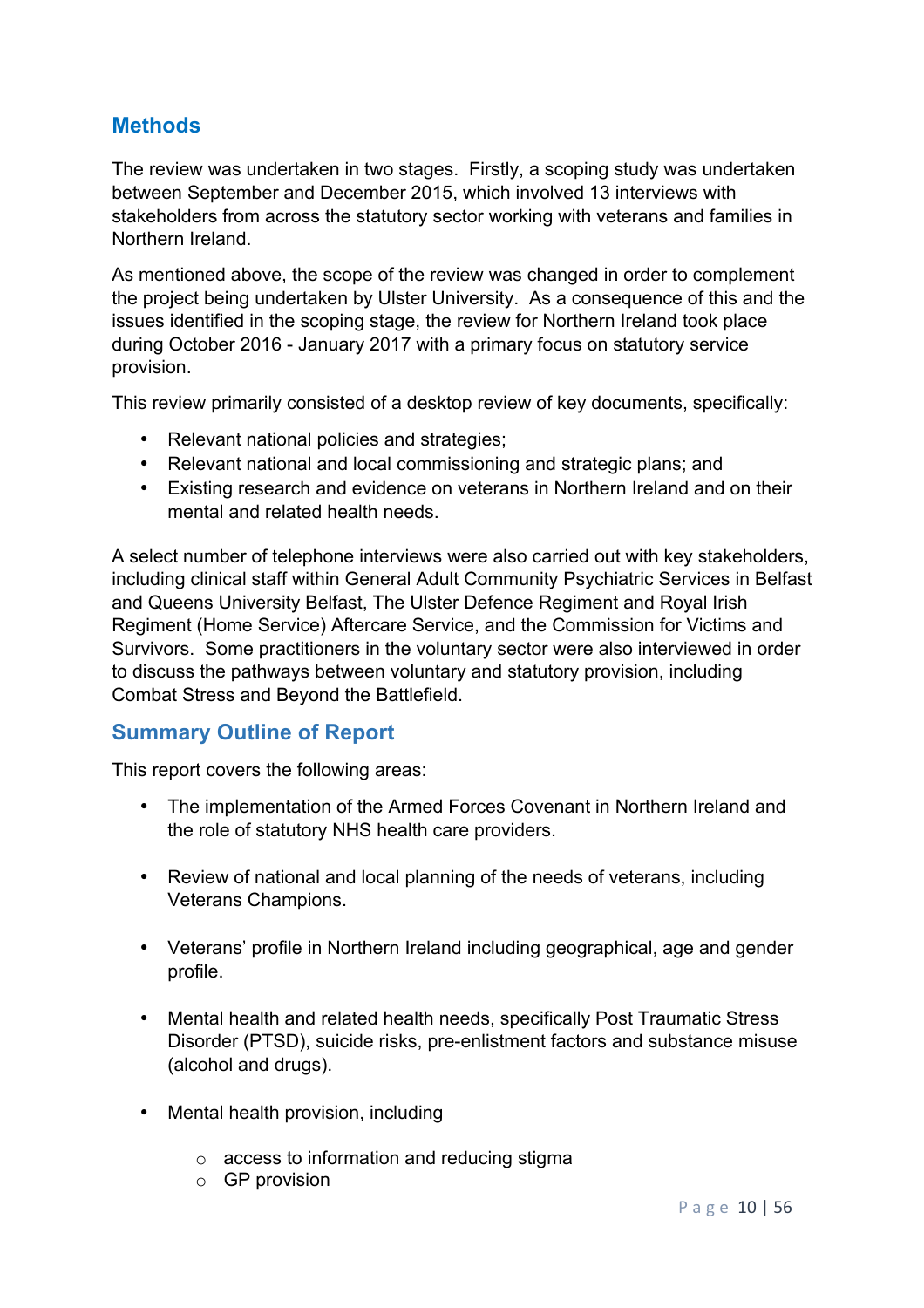## Methods

The review was undertaken in two stages. Firstly, a scoping study was undertaken between September and December 2015, which involved 13 interviews with stakeholders from across the statutory sector working with veterans and families in Northern Ireland.

As mentioned above, the scope of the review was changed in order to complement the project being undertaken by Ulster University. As a consequence of this and the issues identified in the scoping stage, the review for Northern Ireland took place during October 2016 - January 2017 with a primary focus on statutory service provision.

This review primarily consisted of a desktop review of key documents, specifically:

- Relevant national policies and strategies;
- Relevant national and local commissioning and strategic plans; and
- Existing research and evidence on veterans in Northern Ireland and on their mental and related health needs.

A select number of telephone interviews were also carried out with key stakeholders, including clinical staff within General Adult Community Psychiatric Services in Belfast and Queens University Belfast, The Ulster Defence Regiment and Royal Irish Regiment (Home Service) Aftercare Service, and the Commission for Victims and Survivors. Some practitioners in the voluntary sector were also interviewed in order to discuss the pathways between voluntary and statutory provision, including Combat Stress and Beyond the Battlefield.

## Summary Outline of Report

This report covers the following areas:

- The implementation of the Armed Forces Covenant in Northern Ireland and the role of statutory NHS health care providers.
- Review of national and local planning of the needs of veterans, including Veterans Champions.
- Veterans' profile in Northern Ireland including geographical, age and gender profile.
- Mental health and related health needs, specifically Post Traumatic Stress Disorder (PTSD), suicide risks, pre-enlistment factors and substance misuse (alcohol and drugs).
- Mental health provision, including
  - access to information and reducing stigma
  - GP provision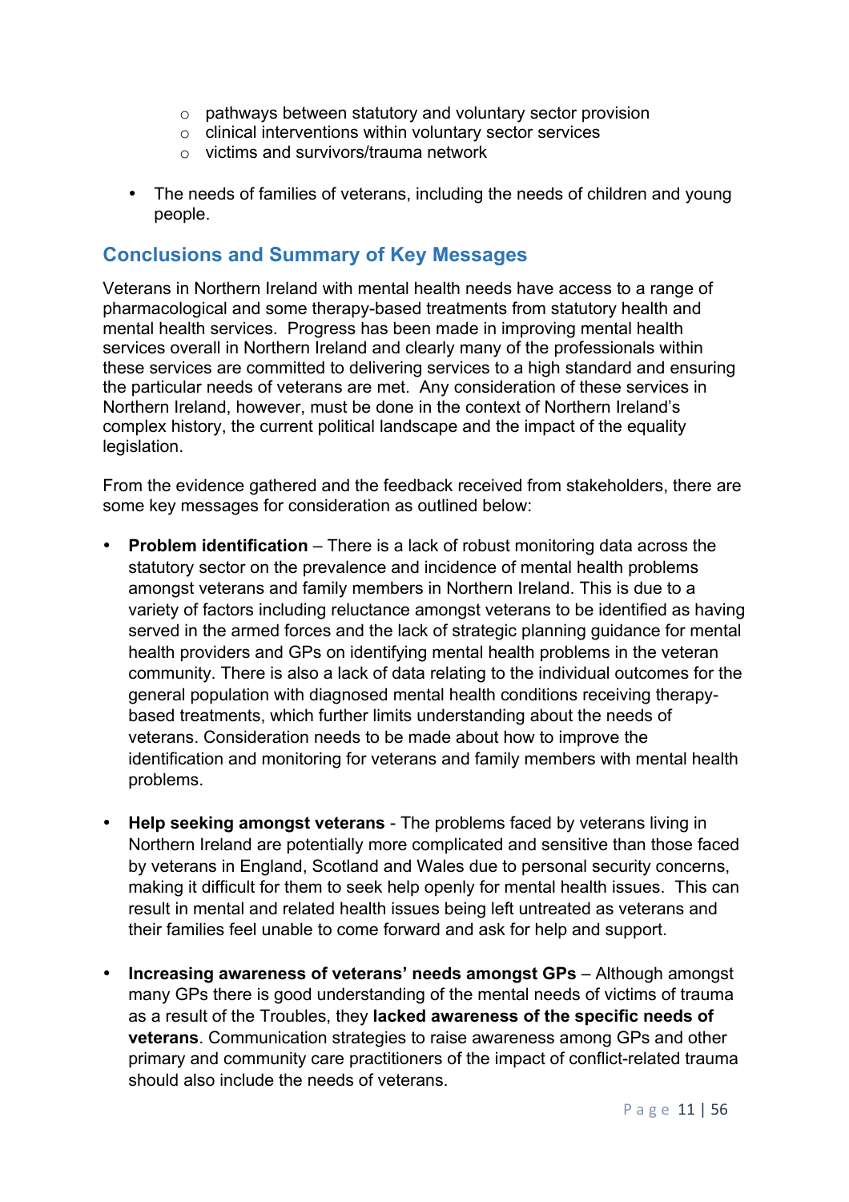- pathways between statutory and voluntary sector provision
  - clinical interventions within voluntary sector services
  - victims and survivors/trauma network

- The needs of families of veterans, including the needs of children and young people.

## Conclusions and Summary of Key Messages

Veterans in Northern Ireland with mental health needs have access to a range of pharmacological and some therapy-based treatments from statutory health and mental health services. Progress has been made in improving mental health services overall in Northern Ireland and clearly many of the professionals within these services are committed to delivering services to a high standard and ensuring the particular needs of veterans are met. Any consideration of these services in Northern Ireland, however, must be done in the context of Northern Ireland's complex history, the current political landscape and the impact of the equality legislation.

From the evidence gathered and the feedback received from stakeholders, there are some key messages for consideration as outlined below:

- **Problem identification** – There is a lack of robust monitoring data across the statutory sector on the prevalence and incidence of mental health problems amongst veterans and family members in Northern Ireland. This is due to a variety of factors including reluctance amongst veterans to be identified as having served in the armed forces and the lack of strategic planning guidance for mental health providers and GPs on identifying mental health problems in the veteran community. There is also a lack of data relating to the individual outcomes for the general population with diagnosed mental health conditions receiving therapy-based treatments, which further limits understanding about the needs of veterans. Consideration needs to be made about how to improve the identification and monitoring for veterans and family members with mental health problems.

- **Help seeking amongst veterans** - The problems faced by veterans living in Northern Ireland are potentially more complicated and sensitive than those faced by veterans in England, Scotland and Wales due to personal security concerns, making it difficult for them to seek help openly for mental health issues. This can result in mental and related health issues being left untreated as veterans and their families feel unable to come forward and ask for help and support.

- **Increasing awareness of veterans' needs amongst GPs** – Although amongst many GPs there is good understanding of the mental needs of victims of trauma as a result of the Troubles, they **lacked awareness of the specific needs of veterans**. Communication strategies to raise awareness among GPs and other primary and community care practitioners of the impact of conflict-related trauma should also include the needs of veterans.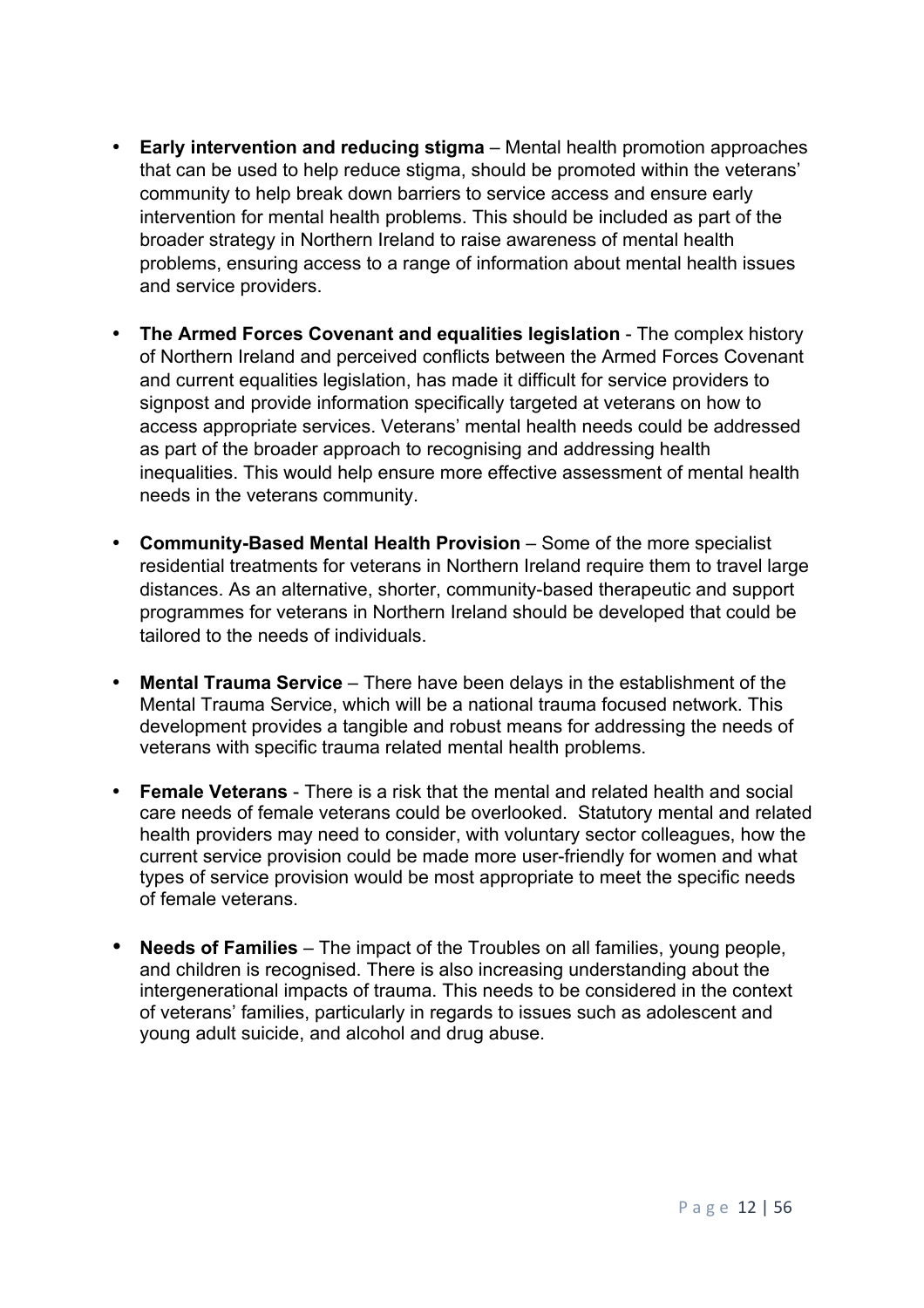- **Early intervention and reducing stigma** – Mental health promotion approaches that can be used to help reduce stigma, should be promoted within the veterans' community to help break down barriers to service access and ensure early intervention for mental health problems. This should be included as part of the broader strategy in Northern Ireland to raise awareness of mental health problems, ensuring access to a range of information about mental health issues and service providers.

- **The Armed Forces Covenant and equalities legislation** - The complex history of Northern Ireland and perceived conflicts between the Armed Forces Covenant and current equalities legislation, has made it difficult for service providers to signpost and provide information specifically targeted at veterans on how to access appropriate services. Veterans' mental health needs could be addressed as part of the broader approach to recognising and addressing health inequalities. This would help ensure more effective assessment of mental health needs in the veterans community.

- **Community-Based Mental Health Provision** – Some of the more specialist residential treatments for veterans in Northern Ireland require them to travel large distances. As an alternative, shorter, community-based therapeutic and support programmes for veterans in Northern Ireland should be developed that could be tailored to the needs of individuals.

- **Mental Trauma Service** – There have been delays in the establishment of the Mental Trauma Service, which will be a national trauma focused network. This development provides a tangible and robust means for addressing the needs of veterans with specific trauma related mental health problems.

- **Female Veterans** - There is a risk that the mental and related health and social care needs of female veterans could be overlooked. Statutory mental and related health providers may need to consider, with voluntary sector colleagues, how the current service provision could be made more user-friendly for women and what types of service provision would be most appropriate to meet the specific needs of female veterans.

- **Needs of Families** – The impact of the Troubles on all families, young people, and children is recognised. There is also increasing understanding about the intergenerational impacts of trauma. This needs to be considered in the context of veterans' families, particularly in regards to issues such as adolescent and young adult suicide, and alcohol and drug abuse.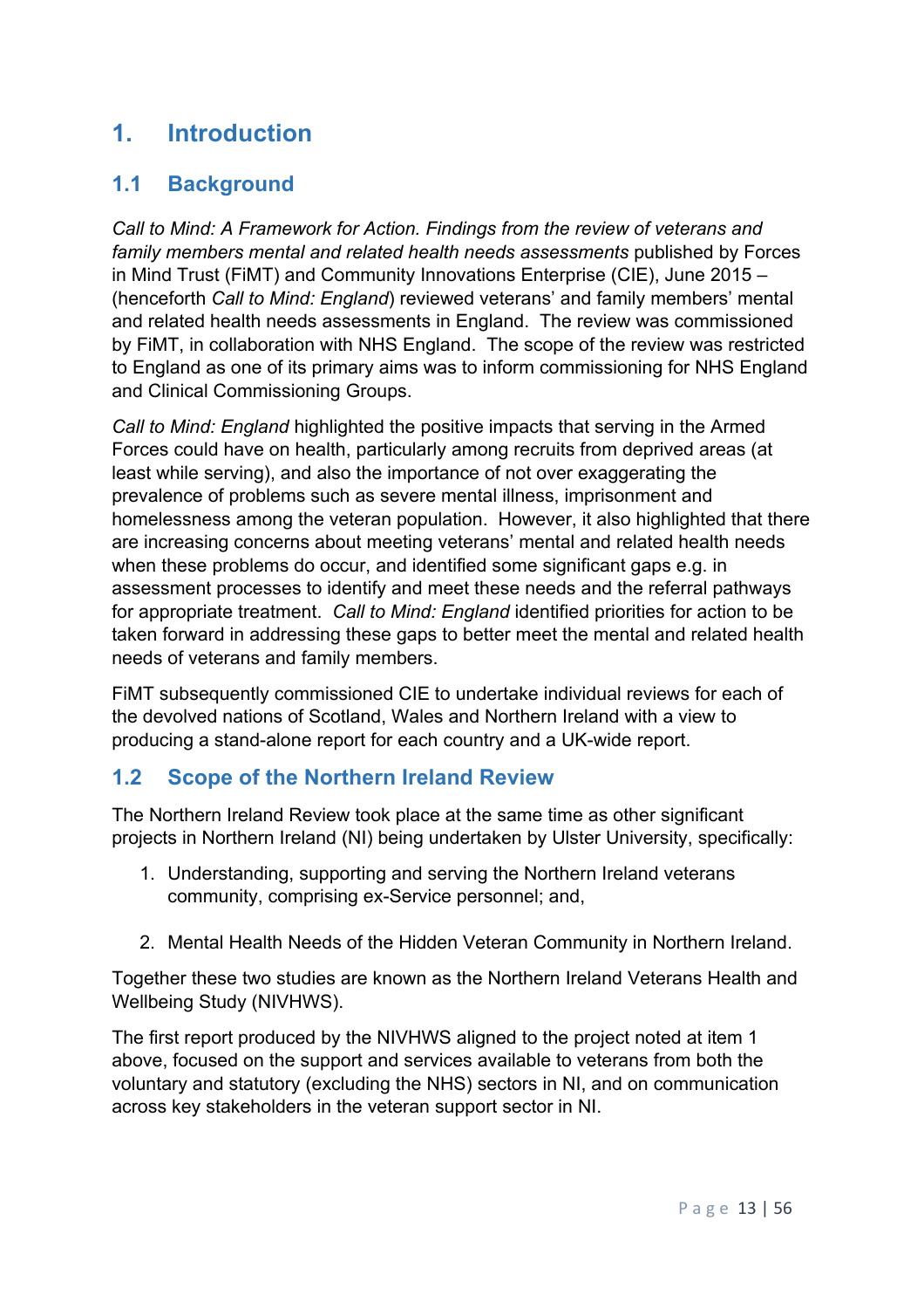# 1. Introduction

## 1.1 Background

*Call to Mind: A Framework for Action. Findings from the review of veterans and family members mental and related health needs assessments* published by Forces in Mind Trust (FiMT) and Community Innovations Enterprise (CIE), June 2015 – (henceforth *Call to Mind: England*) reviewed veterans' and family members' mental and related health needs assessments in England. The review was commissioned by FiMT, in collaboration with NHS England. The scope of the review was restricted to England as one of its primary aims was to inform commissioning for NHS England and Clinical Commissioning Groups.

*Call to Mind: England* highlighted the positive impacts that serving in the Armed Forces could have on health, particularly among recruits from deprived areas (at least while serving), and also the importance of not over exaggerating the prevalence of problems such as severe mental illness, imprisonment and homelessness among the veteran population. However, it also highlighted that there are increasing concerns about meeting veterans' mental and related health needs when these problems do occur, and identified some significant gaps e.g. in assessment processes to identify and meet these needs and the referral pathways for appropriate treatment. *Call to Mind: England* identified priorities for action to be taken forward in addressing these gaps to better meet the mental and related health needs of veterans and family members.

FiMT subsequently commissioned CIE to undertake individual reviews for each of the devolved nations of Scotland, Wales and Northern Ireland with a view to producing a stand-alone report for each country and a UK-wide report.

## 1.2 Scope of the Northern Ireland Review

The Northern Ireland Review took place at the same time as other significant projects in Northern Ireland (NI) being undertaken by Ulster University, specifically:

1. Understanding, supporting and serving the Northern Ireland veterans community, comprising ex-Service personnel; and,
2. Mental Health Needs of the Hidden Veteran Community in Northern Ireland.

Together these two studies are known as the Northern Ireland Veterans Health and Wellbeing Study (NIVHWS).

The first report produced by the NIVHWS aligned to the project noted at item 1 above, focused on the support and services available to veterans from both the voluntary and statutory (excluding the NHS) sectors in NI, and on communication across key stakeholders in the veteran support sector in NI.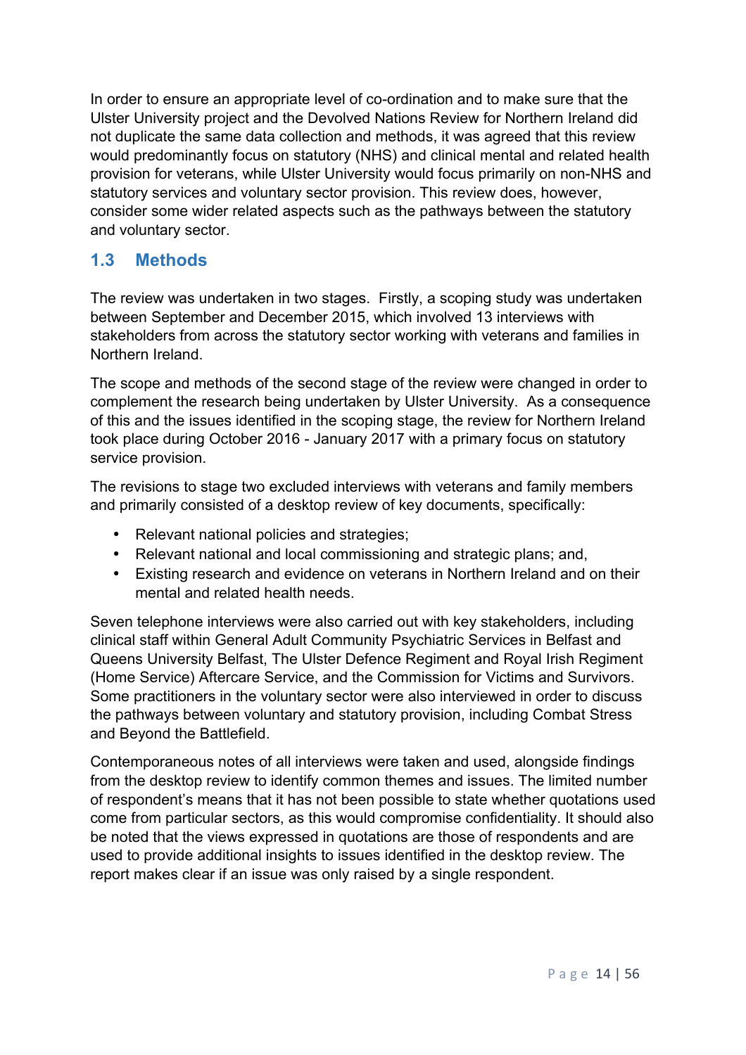In order to ensure an appropriate level of co-ordination and to make sure that the Ulster University project and the Devolved Nations Review for Northern Ireland did not duplicate the same data collection and methods, it was agreed that this review would predominantly focus on statutory (NHS) and clinical mental and related health provision for veterans, while Ulster University would focus primarily on non-NHS and statutory services and voluntary sector provision. This review does, however, consider some wider related aspects such as the pathways between the statutory and voluntary sector.

## 1.3 Methods

The review was undertaken in two stages. Firstly, a scoping study was undertaken between September and December 2015, which involved 13 interviews with stakeholders from across the statutory sector working with veterans and families in Northern Ireland.

The scope and methods of the second stage of the review were changed in order to complement the research being undertaken by Ulster University. As a consequence of this and the issues identified in the scoping stage, the review for Northern Ireland took place during October 2016 - January 2017 with a primary focus on statutory service provision.

The revisions to stage two excluded interviews with veterans and family members and primarily consisted of a desktop review of key documents, specifically:

- Relevant national policies and strategies;
- Relevant national and local commissioning and strategic plans; and,
- Existing research and evidence on veterans in Northern Ireland and on their mental and related health needs.

Seven telephone interviews were also carried out with key stakeholders, including clinical staff within General Adult Community Psychiatric Services in Belfast and Queens University Belfast, The Ulster Defence Regiment and Royal Irish Regiment (Home Service) Aftercare Service, and the Commission for Victims and Survivors. Some practitioners in the voluntary sector were also interviewed in order to discuss the pathways between voluntary and statutory provision, including Combat Stress and Beyond the Battlefield.

Contemporaneous notes of all interviews were taken and used, alongside findings from the desktop review to identify common themes and issues. The limited number of respondent's means that it has not been possible to state whether quotations used come from particular sectors, as this would compromise confidentiality. It should also be noted that the views expressed in quotations are those of respondents and are used to provide additional insights to issues identified in the desktop review. The report makes clear if an issue was only raised by a single respondent.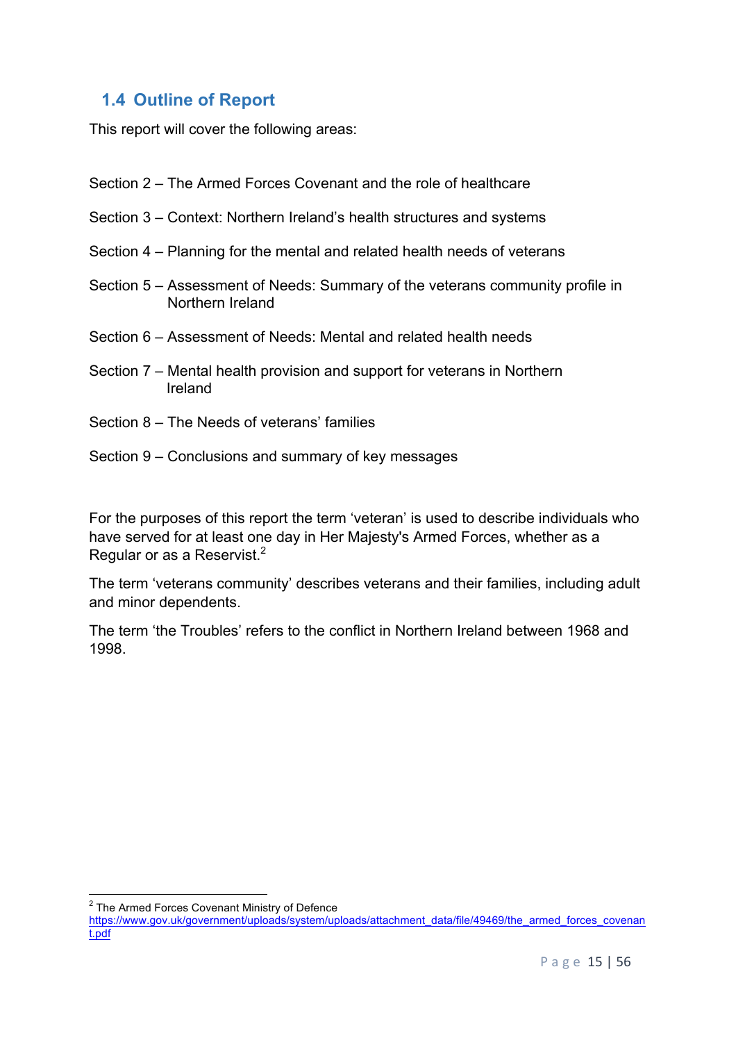## 1.4 Outline of Report

This report will cover the following areas:

Section 2 – The Armed Forces Covenant and the role of healthcare

Section 3 – Context: Northern Ireland's health structures and systems

Section 4 – Planning for the mental and related health needs of veterans

Section 5 – Assessment of Needs: Summary of the veterans community profile in Northern Ireland

Section 6 – Assessment of Needs: Mental and related health needs

Section 7 – Mental health provision and support for veterans in Northern Ireland

Section 8 – The Needs of veterans' families

Section 9 – Conclusions and summary of key messages

For the purposes of this report the term 'veteran' is used to describe individuals who have served for at least one day in Her Majesty's Armed Forces, whether as a Regular or as a Reservist.[2]

The term 'veterans community' describes veterans and their families, including adult and minor dependents.

The term 'the Troubles' refers to the conflict in Northern Ireland between 1968 and 1998.

[2] The Armed Forces Covenant Ministry of Defence https://www.gov.uk/government/uploads/system/uploads/attachment_data/file/49469/the_armed_forces_covenant.pdf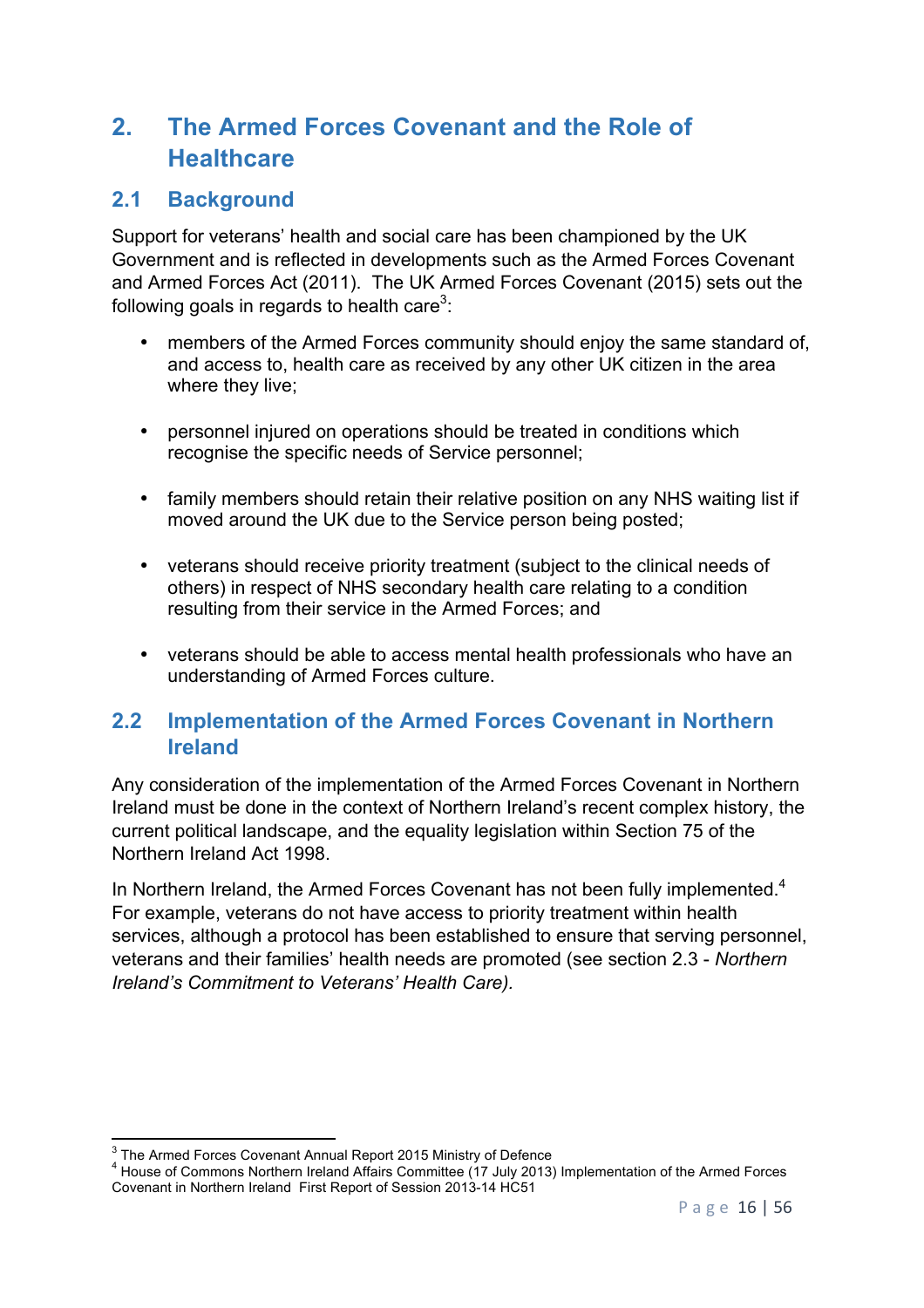## 2. The Armed Forces Covenant and the Role of Healthcare

### 2.1 Background

Support for veterans' health and social care has been championed by the UK Government and is reflected in developments such as the Armed Forces Covenant and Armed Forces Act (2011). The UK Armed Forces Covenant (2015) sets out the following goals in regards to health care[3]:

- members of the Armed Forces community should enjoy the same standard of, and access to, health care as received by any other UK citizen in the area where they live;
- personnel injured on operations should be treated in conditions which recognise the specific needs of Service personnel;
- family members should retain their relative position on any NHS waiting list if moved around the UK due to the Service person being posted;
- veterans should receive priority treatment (subject to the clinical needs of others) in respect of NHS secondary health care relating to a condition resulting from their service in the Armed Forces; and
- veterans should be able to access mental health professionals who have an understanding of Armed Forces culture.

### 2.2 Implementation of the Armed Forces Covenant in Northern Ireland

Any consideration of the implementation of the Armed Forces Covenant in Northern Ireland must be done in the context of Northern Ireland's recent complex history, the current political landscape, and the equality legislation within Section 75 of the Northern Ireland Act 1998.

In Northern Ireland, the Armed Forces Covenant has not been fully implemented.[4] For example, veterans do not have access to priority treatment within health services, although a protocol has been established to ensure that serving personnel, veterans and their families' health needs are promoted (see section 2.3 - *Northern Ireland's Commitment to Veterans' Health Care).*

---

[3] The Armed Forces Covenant Annual Report 2015 Ministry of Defence

[4] House of Commons Northern Ireland Affairs Committee (17 July 2013) Implementation of the Armed Forces Covenant in Northern Ireland First Report of Session 2013-14 HC51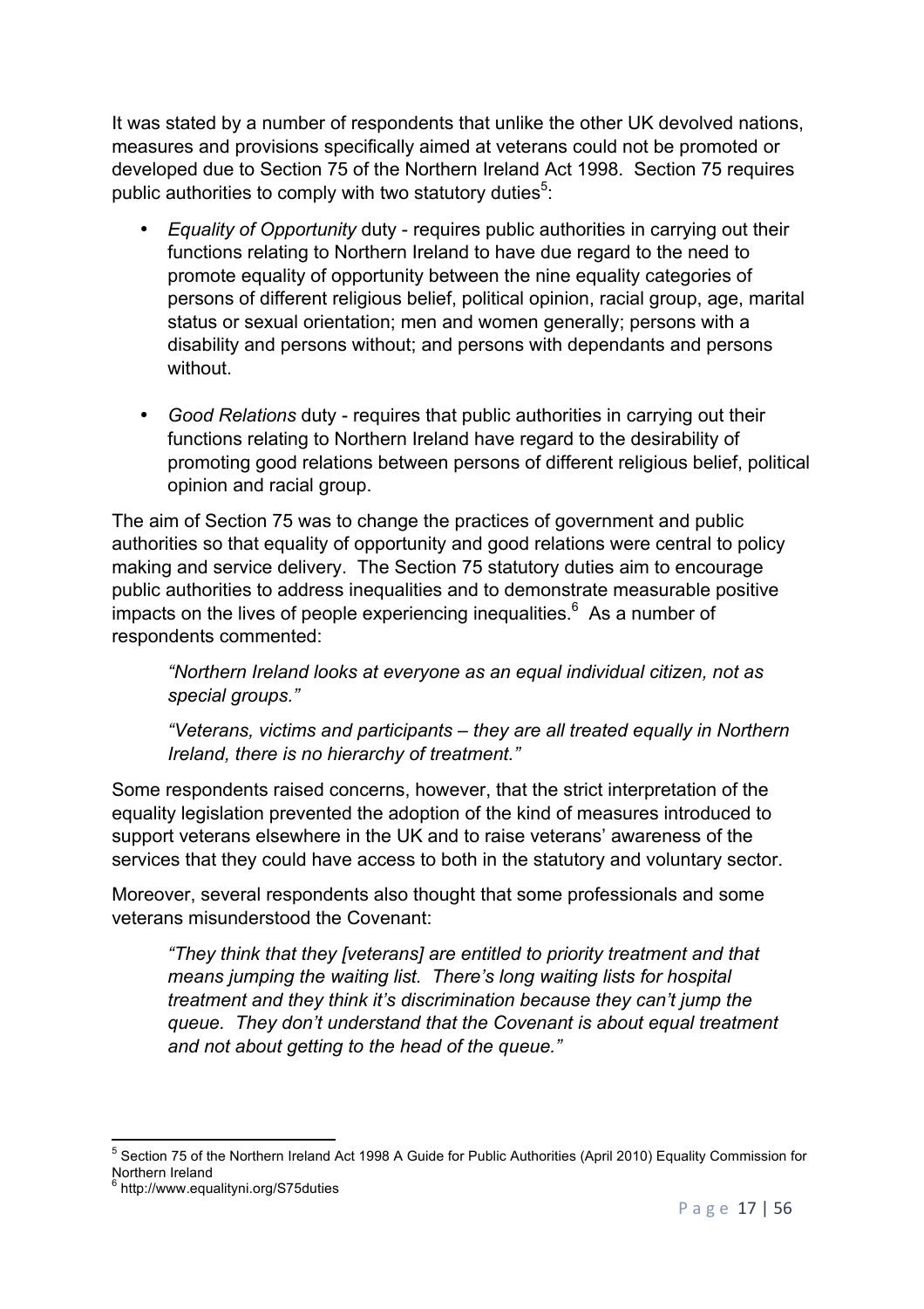It was stated by a number of respondents that unlike the other UK devolved nations, measures and provisions specifically aimed at veterans could not be promoted or developed due to Section 75 of the Northern Ireland Act 1998. Section 75 requires public authorities to comply with two statutory duties[5]:

- *Equality of Opportunity* duty - requires public authorities in carrying out their functions relating to Northern Ireland to have due regard to the need to promote equality of opportunity between the nine equality categories of persons of different religious belief, political opinion, racial group, age, marital status or sexual orientation; men and women generally; persons with a disability and persons without; and persons with dependants and persons without.

- *Good Relations* duty - requires that public authorities in carrying out their functions relating to Northern Ireland have regard to the desirability of promoting good relations between persons of different religious belief, political opinion and racial group.

The aim of Section 75 was to change the practices of government and public authorities so that equality of opportunity and good relations were central to policy making and service delivery. The Section 75 statutory duties aim to encourage public authorities to address inequalities and to demonstrate measurable positive impacts on the lives of people experiencing inequalities.[6] As a number of respondents commented:

> *"Northern Ireland looks at everyone as an equal individual citizen, not as special groups."*
>
> *"Veterans, victims and participants – they are all treated equally in Northern Ireland, there is no hierarchy of treatment."*

Some respondents raised concerns, however, that the strict interpretation of the equality legislation prevented the adoption of the kind of measures introduced to support veterans elsewhere in the UK and to raise veterans' awareness of the services that they could have access to both in the statutory and voluntary sector.

Moreover, several respondents also thought that some professionals and some veterans misunderstood the Covenant:

> *"They think that they [veterans] are entitled to priority treatment and that means jumping the waiting list. There's long waiting lists for hospital treatment and they think it's discrimination because they can't jump the queue. They don't understand that the Covenant is about equal treatment and not about getting to the head of the queue."*

---

[5] Section 75 of the Northern Ireland Act 1998 A Guide for Public Authorities (April 2010) Equality Commission for Northern Ireland

[6] http://www.equalityni.org/S75duties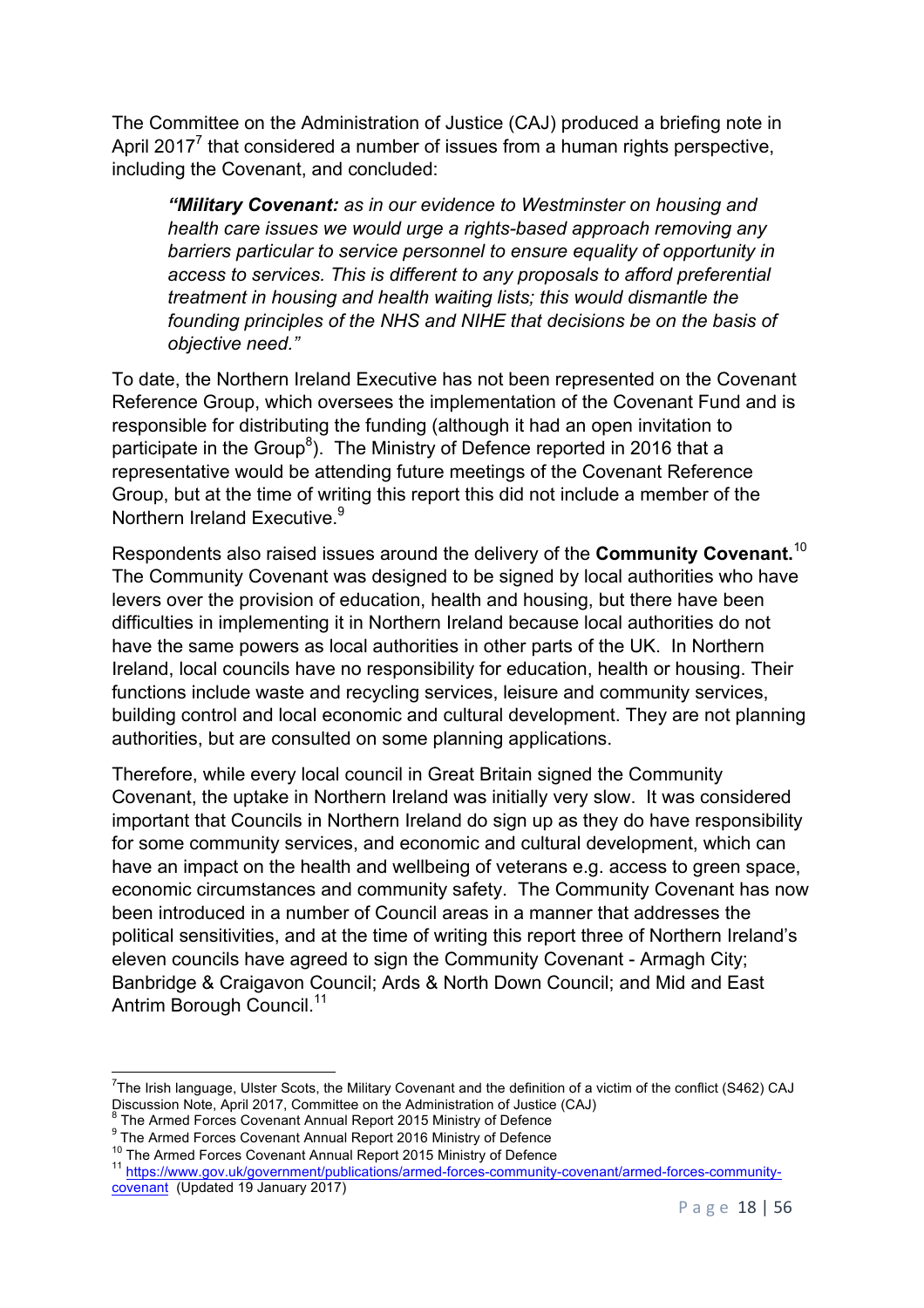The Committee on the Administration of Justice (CAJ) produced a briefing note in April 2017[7] that considered a number of issues from a human rights perspective, including the Covenant, and concluded:

> ***"Military Covenant:*** *as in our evidence to Westminster on housing and health care issues we would urge a rights-based approach removing any barriers particular to service personnel to ensure equality of opportunity in access to services. This is different to any proposals to afford preferential treatment in housing and health waiting lists; this would dismantle the founding principles of the NHS and NIHE that decisions be on the basis of objective need."*

To date, the Northern Ireland Executive has not been represented on the Covenant Reference Group, which oversees the implementation of the Covenant Fund and is responsible for distributing the funding (although it had an open invitation to participate in the Group[8]). The Ministry of Defence reported in 2016 that a representative would be attending future meetings of the Covenant Reference Group, but at the time of writing this report this did not include a member of the Northern Ireland Executive.[9]

Respondents also raised issues around the delivery of the **Community Covenant.**[10] The Community Covenant was designed to be signed by local authorities who have levers over the provision of education, health and housing, but there have been difficulties in implementing it in Northern Ireland because local authorities do not have the same powers as local authorities in other parts of the UK. In Northern Ireland, local councils have no responsibility for education, health or housing. Their functions include waste and recycling services, leisure and community services, building control and local economic and cultural development. They are not planning authorities, but are consulted on some planning applications.

Therefore, while every local council in Great Britain signed the Community Covenant, the uptake in Northern Ireland was initially very slow. It was considered important that Councils in Northern Ireland do sign up as they do have responsibility for some community services, and economic and cultural development, which can have an impact on the health and wellbeing of veterans e.g. access to green space, economic circumstances and community safety. The Community Covenant has now been introduced in a number of Council areas in a manner that addresses the political sensitivities, and at the time of writing this report three of Northern Ireland's eleven councils have agreed to sign the Community Covenant - Armagh City; Banbridge & Craigavon Council; Ards & North Down Council; and Mid and East Antrim Borough Council.[11]

---

[7] The Irish language, Ulster Scots, the Military Covenant and the definition of a victim of the conflict (S462) CAJ Discussion Note, April 2017, Committee on the Administration of Justice (CAJ)

[8] The Armed Forces Covenant Annual Report 2015 Ministry of Defence

[9] The Armed Forces Covenant Annual Report 2016 Ministry of Defence

[10] The Armed Forces Covenant Annual Report 2015 Ministry of Defence

[11] https://www.gov.uk/government/publications/armed-forces-community-covenant/armed-forces-community-covenant (Updated 19 January 2017)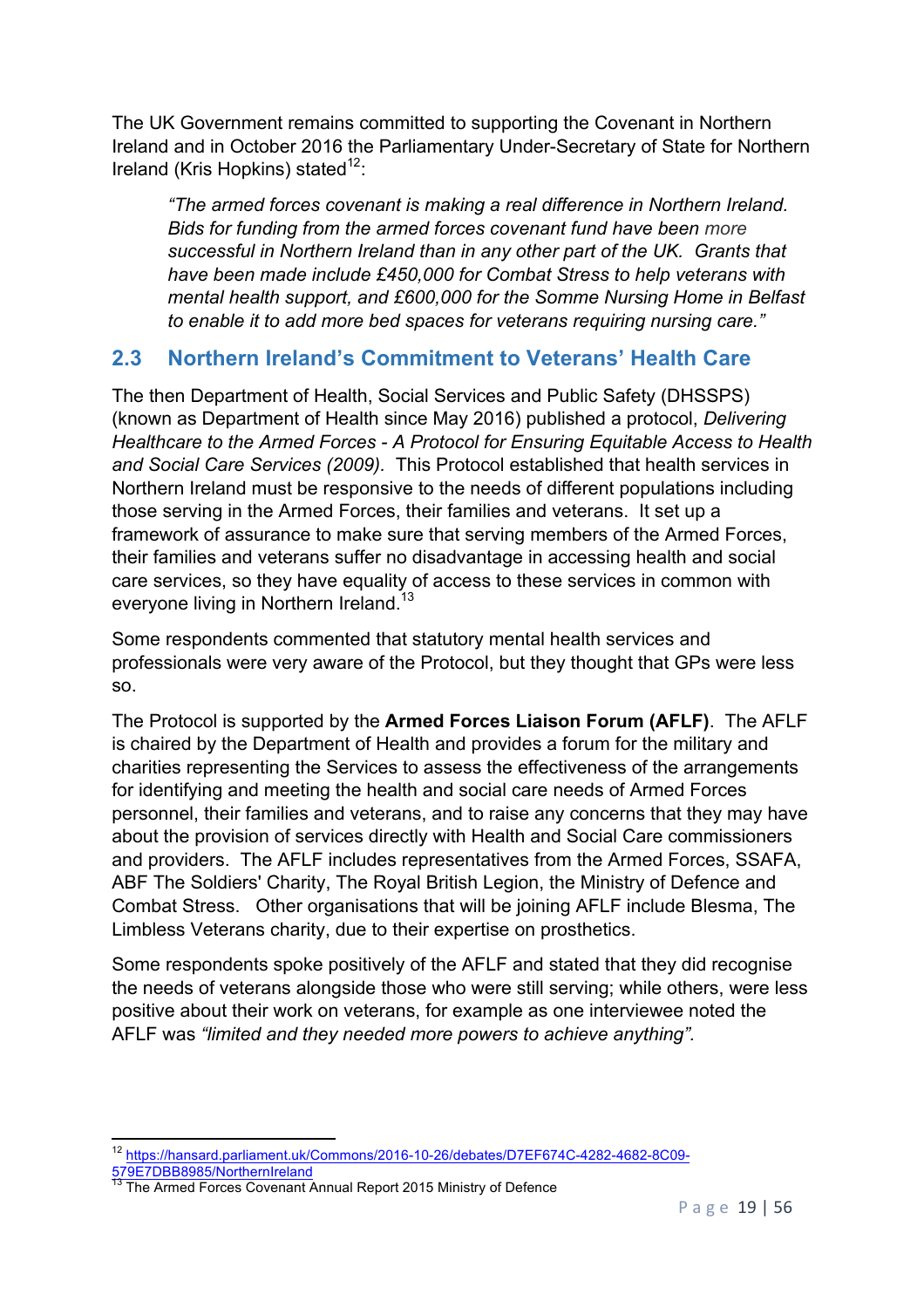The UK Government remains committed to supporting the Covenant in Northern Ireland and in October 2016 the Parliamentary Under-Secretary of State for Northern Ireland (Kris Hopkins) stated[12]:

> *"The armed forces covenant is making a real difference in Northern Ireland. Bids for funding from the armed forces covenant fund have been more successful in Northern Ireland than in any other part of the UK. Grants that have been made include £450,000 for Combat Stress to help veterans with mental health support, and £600,000 for the Somme Nursing Home in Belfast to enable it to add more bed spaces for veterans requiring nursing care."*

## 2.3 Northern Ireland's Commitment to Veterans' Health Care

The then Department of Health, Social Services and Public Safety (DHSSPS) (known as Department of Health since May 2016) published a protocol, *Delivering Healthcare to the Armed Forces - A Protocol for Ensuring Equitable Access to Health and Social Care Services (2009).* This Protocol established that health services in Northern Ireland must be responsive to the needs of different populations including those serving in the Armed Forces, their families and veterans. It set up a framework of assurance to make sure that serving members of the Armed Forces, their families and veterans suffer no disadvantage in accessing health and social care services, so they have equality of access to these services in common with everyone living in Northern Ireland.[13]

Some respondents commented that statutory mental health services and professionals were very aware of the Protocol, but they thought that GPs were less so.

The Protocol is supported by the **Armed Forces Liaison Forum (AFLF)**. The AFLF is chaired by the Department of Health and provides a forum for the military and charities representing the Services to assess the effectiveness of the arrangements for identifying and meeting the health and social care needs of Armed Forces personnel, their families and veterans, and to raise any concerns that they may have about the provision of services directly with Health and Social Care commissioners and providers. The AFLF includes representatives from the Armed Forces, SSAFA, ABF The Soldiers' Charity, The Royal British Legion, the Ministry of Defence and Combat Stress. Other organisations that will be joining AFLF include Blesma, The Limbless Veterans charity, due to their expertise on prosthetics.

Some respondents spoke positively of the AFLF and stated that they did recognise the needs of veterans alongside those who were still serving; while others, were less positive about their work on veterans, for example as one interviewee noted the AFLF was *"limited and they needed more powers to achieve anything".*

---

[12] https://hansard.parliament.uk/Commons/2016-10-26/debates/D7EF674C-4282-4682-8C09-579E7DBB8985/NorthernIreland

[13] The Armed Forces Covenant Annual Report 2015 Ministry of Defence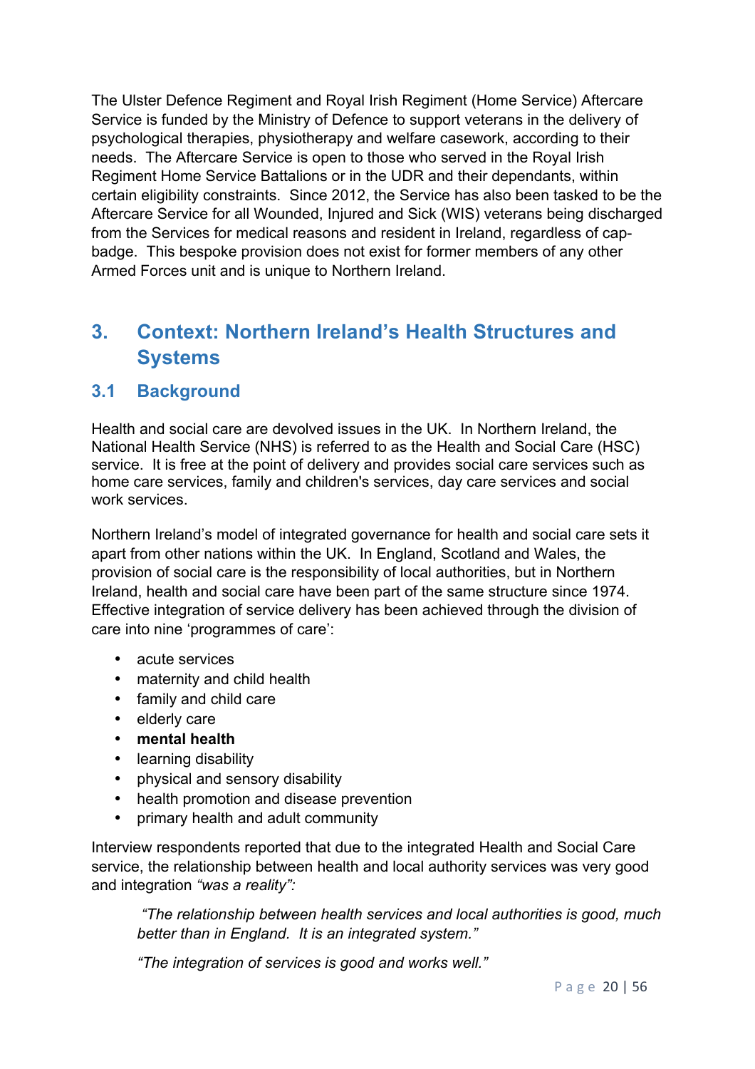The Ulster Defence Regiment and Royal Irish Regiment (Home Service) Aftercare Service is funded by the Ministry of Defence to support veterans in the delivery of psychological therapies, physiotherapy and welfare casework, according to their needs. The Aftercare Service is open to those who served in the Royal Irish Regiment Home Service Battalions or in the UDR and their dependants, within certain eligibility constraints. Since 2012, the Service has also been tasked to be the Aftercare Service for all Wounded, Injured and Sick (WIS) veterans being discharged from the Services for medical reasons and resident in Ireland, regardless of cap-badge. This bespoke provision does not exist for former members of any other Armed Forces unit and is unique to Northern Ireland.

## 3. Context: Northern Ireland's Health Structures and Systems

### 3.1 Background

Health and social care are devolved issues in the UK. In Northern Ireland, the National Health Service (NHS) is referred to as the Health and Social Care (HSC) service. It is free at the point of delivery and provides social care services such as home care services, family and children's services, day care services and social work services.

Northern Ireland's model of integrated governance for health and social care sets it apart from other nations within the UK. In England, Scotland and Wales, the provision of social care is the responsibility of local authorities, but in Northern Ireland, health and social care have been part of the same structure since 1974. Effective integration of service delivery has been achieved through the division of care into nine 'programmes of care':

- acute services
- maternity and child health
- family and child care
- elderly care
- **mental health**
- learning disability
- physical and sensory disability
- health promotion and disease prevention
- primary health and adult community

Interview respondents reported that due to the integrated Health and Social Care service, the relationship between health and local authority services was very good and integration *"was a reality":*

> *"The relationship between health services and local authorities is good, much better than in England. It is an integrated system."*
>
> *"The integration of services is good and works well."*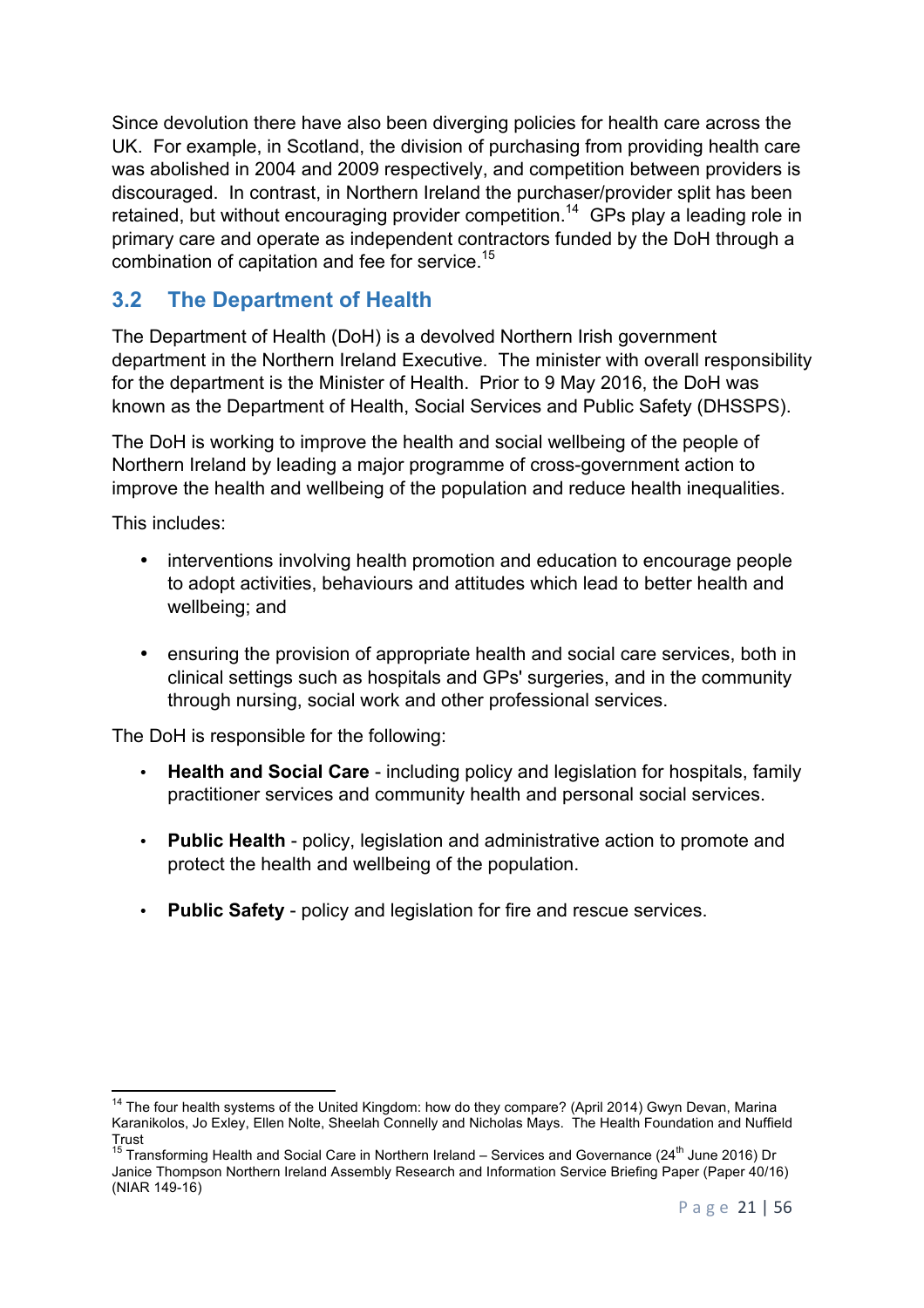Since devolution there have also been diverging policies for health care across the UK. For example, in Scotland, the division of purchasing from providing health care was abolished in 2004 and 2009 respectively, and competition between providers is discouraged. In contrast, in Northern Ireland the purchaser/provider split has been retained, but without encouraging provider competition.[14] GPs play a leading role in primary care and operate as independent contractors funded by the DoH through a combination of capitation and fee for service.[15]

## 3.2 The Department of Health

The Department of Health (DoH) is a devolved Northern Irish government department in the Northern Ireland Executive. The minister with overall responsibility for the department is the Minister of Health. Prior to 9 May 2016, the DoH was known as the Department of Health, Social Services and Public Safety (DHSSPS).

The DoH is working to improve the health and social wellbeing of the people of Northern Ireland by leading a major programme of cross-government action to improve the health and wellbeing of the population and reduce health inequalities.

This includes:

- interventions involving health promotion and education to encourage people to adopt activities, behaviours and attitudes which lead to better health and wellbeing; and
- ensuring the provision of appropriate health and social care services, both in clinical settings such as hospitals and GPs' surgeries, and in the community through nursing, social work and other professional services.

The DoH is responsible for the following:

- **Health and Social Care** - including policy and legislation for hospitals, family practitioner services and community health and personal social services.
- **Public Health** - policy, legislation and administrative action to promote and protect the health and wellbeing of the population.
- **Public Safety** - policy and legislation for fire and rescue services.

---

[14] The four health systems of the United Kingdom: how do they compare? (April 2014) Gwyn Devan, Marina Karanikolos, Jo Exley, Ellen Nolte, Sheelah Connelly and Nicholas Mays. The Health Foundation and Nuffield Trust

[15] Transforming Health and Social Care in Northern Ireland – Services and Governance (24th June 2016) Dr Janice Thompson Northern Ireland Assembly Research and Information Service Briefing Paper (Paper 40/16) (NIAR 149-16)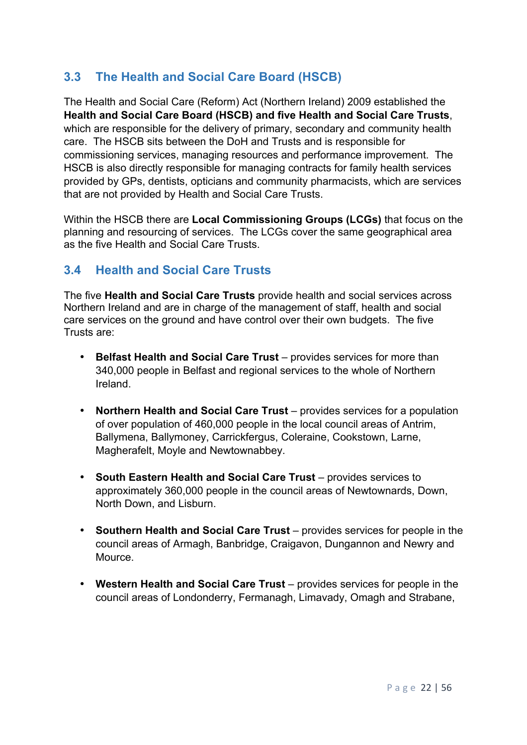## 3.3 The Health and Social Care Board (HSCB)

The Health and Social Care (Reform) Act (Northern Ireland) 2009 established the **Health and Social Care Board (HSCB) and five Health and Social Care Trusts**, which are responsible for the delivery of primary, secondary and community health care. The HSCB sits between the DoH and Trusts and is responsible for commissioning services, managing resources and performance improvement. The HSCB is also directly responsible for managing contracts for family health services provided by GPs, dentists, opticians and community pharmacists, which are services that are not provided by Health and Social Care Trusts.

Within the HSCB there are **Local Commissioning Groups (LCGs)** that focus on the planning and resourcing of services. The LCGs cover the same geographical area as the five Health and Social Care Trusts.

## 3.4 Health and Social Care Trusts

The five **Health and Social Care Trusts** provide health and social services across Northern Ireland and are in charge of the management of staff, health and social care services on the ground and have control over their own budgets. The five Trusts are:

- **Belfast Health and Social Care Trust** – provides services for more than 340,000 people in Belfast and regional services to the whole of Northern Ireland.

- **Northern Health and Social Care Trust** – provides services for a population of over population of 460,000 people in the local council areas of Antrim, Ballymena, Ballymoney, Carrickfergus, Coleraine, Cookstown, Larne, Magherafelt, Moyle and Newtownabbey.

- **South Eastern Health and Social Care Trust** – provides services to approximately 360,000 people in the council areas of Newtownards, Down, North Down, and Lisburn.

- **Southern Health and Social Care Trust** – provides services for people in the council areas of Armagh, Banbridge, Craigavon, Dungannon and Newry and Mource.

- **Western Health and Social Care Trust** – provides services for people in the council areas of Londonderry, Fermanagh, Limavady, Omagh and Strabane,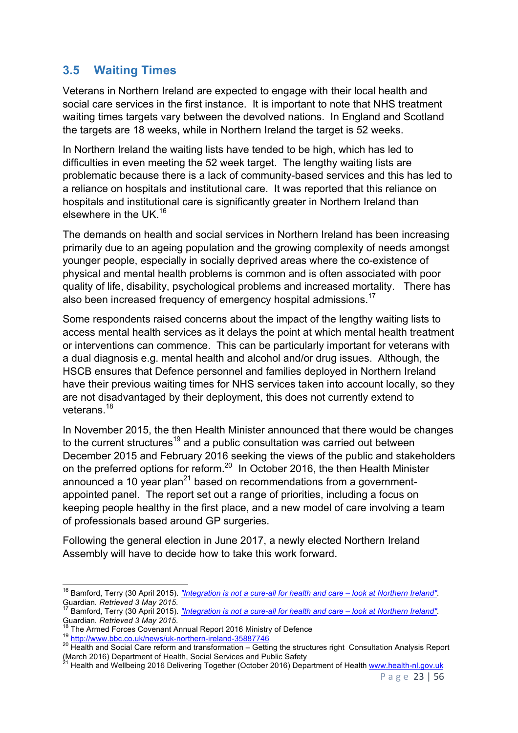## 3.5 Waiting Times

Veterans in Northern Ireland are expected to engage with their local health and social care services in the first instance. It is important to note that NHS treatment waiting times targets vary between the devolved nations. In England and Scotland the targets are 18 weeks, while in Northern Ireland the target is 52 weeks.

In Northern Ireland the waiting lists have tended to be high, which has led to difficulties in even meeting the 52 week target. The lengthy waiting lists are problematic because there is a lack of community-based services and this has led to a reliance on hospitals and institutional care. It was reported that this reliance on hospitals and institutional care is significantly greater in Northern Ireland than elsewhere in the UK.[16]

The demands on health and social services in Northern Ireland has been increasing primarily due to an ageing population and the growing complexity of needs amongst younger people, especially in socially deprived areas where the co-existence of physical and mental health problems is common and is often associated with poor quality of life, disability, psychological problems and increased mortality. There has also been increased frequency of emergency hospital admissions.[17]

Some respondents raised concerns about the impact of the lengthy waiting lists to access mental health services as it delays the point at which mental health treatment or interventions can commence. This can be particularly important for veterans with a dual diagnosis e.g. mental health and alcohol and/or drug issues. Although, the HSCB ensures that Defence personnel and families deployed in Northern Ireland have their previous waiting times for NHS services taken into account locally, so they are not disadvantaged by their deployment, this does not currently extend to veterans.[18]

In November 2015, the then Health Minister announced that there would be changes to the current structures[19] and a public consultation was carried out between December 2015 and February 2016 seeking the views of the public and stakeholders on the preferred options for reform.[20] In October 2016, the then Health Minister announced a 10 year plan[21] based on recommendations from a government-appointed panel. The report set out a range of priorities, including a focus on keeping people healthy in the first place, and a new model of care involving a team of professionals based around GP surgeries.

Following the general election in June 2017, a newly elected Northern Ireland Assembly will have to decide how to take this work forward.

---

[16] Bamford, Terry (30 April 2015). ["Integration is not a cure-all for health and care – look at Northern Ireland".](#) Guardian. *Retrieved 3 May 2015.*

[17] Bamford, Terry (30 April 2015). ["Integration is not a cure-all for health and care – look at Northern Ireland".](#) Guardian. *Retrieved 3 May 2015.*

[18] The Armed Forces Covenant Annual Report 2016 Ministry of Defence

[19] http://www.bbc.co.uk/news/uk-northern-ireland-35887746

[20] Health and Social Care reform and transformation – Getting the structures right Consultation Analysis Report (March 2016) Department of Health, Social Services and Public Safety

[21] Health and Wellbeing 2016 Delivering Together (October 2016) Department of Health www.health-nl.gov.uk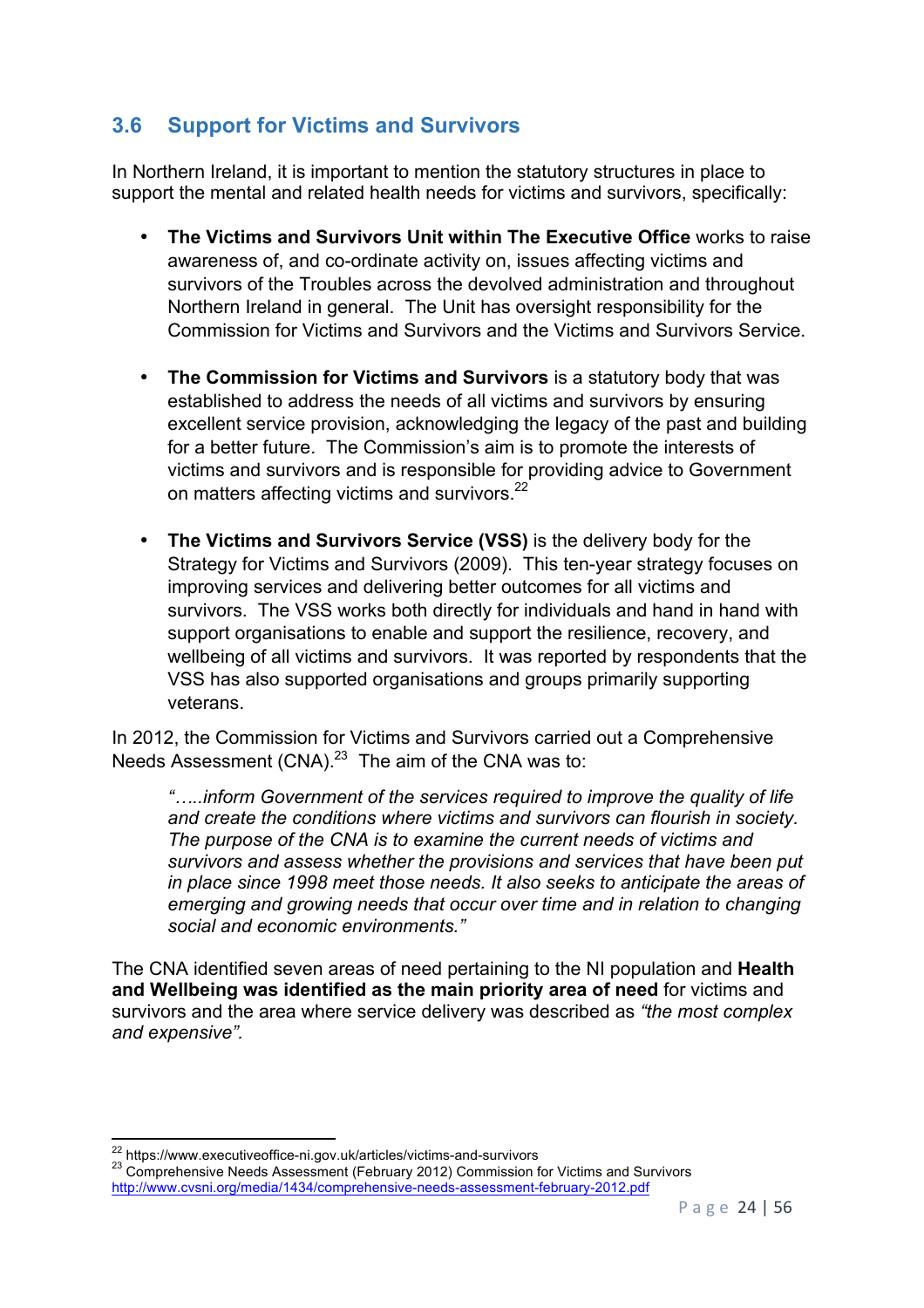## 3.6 Support for Victims and Survivors

In Northern Ireland, it is important to mention the statutory structures in place to support the mental and related health needs for victims and survivors, specifically:

- **The Victims and Survivors Unit within The Executive Office** works to raise awareness of, and co-ordinate activity on, issues affecting victims and survivors of the Troubles across the devolved administration and throughout Northern Ireland in general. The Unit has oversight responsibility for the Commission for Victims and Survivors and the Victims and Survivors Service.

- **The Commission for Victims and Survivors** is a statutory body that was established to address the needs of all victims and survivors by ensuring excellent service provision, acknowledging the legacy of the past and building for a better future. The Commission's aim is to promote the interests of victims and survivors and is responsible for providing advice to Government on matters affecting victims and survivors.[22]

- **The Victims and Survivors Service (VSS)** is the delivery body for the Strategy for Victims and Survivors (2009). This ten-year strategy focuses on improving services and delivering better outcomes for all victims and survivors. The VSS works both directly for individuals and hand in hand with support organisations to enable and support the resilience, recovery, and wellbeing of all victims and survivors. It was reported by respondents that the VSS has also supported organisations and groups primarily supporting veterans.

In 2012, the Commission for Victims and Survivors carried out a Comprehensive Needs Assessment (CNA).[23] The aim of the CNA was to:

> *"…..inform Government of the services required to improve the quality of life and create the conditions where victims and survivors can flourish in society. The purpose of the CNA is to examine the current needs of victims and survivors and assess whether the provisions and services that have been put in place since 1998 meet those needs. It also seeks to anticipate the areas of emerging and growing needs that occur over time and in relation to changing social and economic environments."*

The CNA identified seven areas of need pertaining to the NI population and **Health and Wellbeing was identified as the main priority area of need** for victims and survivors and the area where service delivery was described as *"the most complex and expensive".*

---

[22] https://www.executiveoffice-ni.gov.uk/articles/victims-and-survivors

[23] Comprehensive Needs Assessment (February 2012) Commission for Victims and Survivors http://www.cvsni.org/media/1434/comprehensive-needs-assessment-february-2012.pdf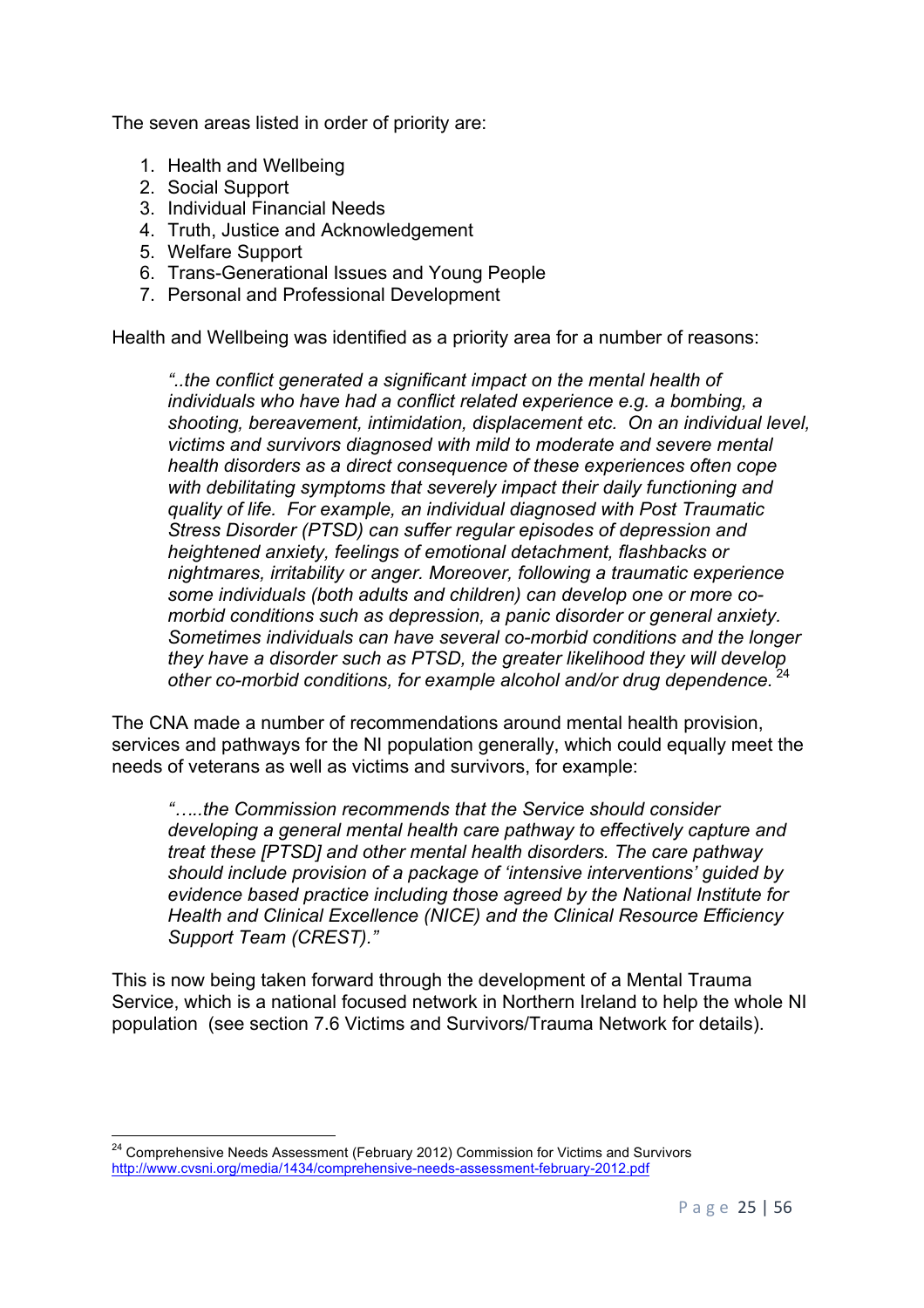The seven areas listed in order of priority are:

1. Health and Wellbeing
2. Social Support
3. Individual Financial Needs
4. Truth, Justice and Acknowledgement
5. Welfare Support
6. Trans-Generational Issues and Young People
7. Personal and Professional Development

Health and Wellbeing was identified as a priority area for a number of reasons:

> *"..the conflict generated a significant impact on the mental health of individuals who have had a conflict related experience e.g. a bombing, a shooting, bereavement, intimidation, displacement etc. On an individual level, victims and survivors diagnosed with mild to moderate and severe mental health disorders as a direct consequence of these experiences often cope with debilitating symptoms that severely impact their daily functioning and quality of life. For example, an individual diagnosed with Post Traumatic Stress Disorder (PTSD) can suffer regular episodes of depression and heightened anxiety, feelings of emotional detachment, flashbacks or nightmares, irritability or anger. Moreover, following a traumatic experience some individuals (both adults and children) can develop one or more co-morbid conditions such as depression, a panic disorder or general anxiety. Sometimes individuals can have several co-morbid conditions and the longer they have a disorder such as PTSD, the greater likelihood they will develop other co-morbid conditions, for example alcohol and/or drug dependence.* [24]

The CNA made a number of recommendations around mental health provision, services and pathways for the NI population generally, which could equally meet the needs of veterans as well as victims and survivors, for example:

> *"…..the Commission recommends that the Service should consider developing a general mental health care pathway to effectively capture and treat these [PTSD] and other mental health disorders. The care pathway should include provision of a package of 'intensive interventions' guided by evidence based practice including those agreed by the National Institute for Health and Clinical Excellence (NICE) and the Clinical Resource Efficiency Support Team (CREST)."*

This is now being taken forward through the development of a Mental Trauma Service, which is a national focused network in Northern Ireland to help the whole NI population (see section 7.6 Victims and Survivors/Trauma Network for details).

---

[24] Comprehensive Needs Assessment (February 2012) Commission for Victims and Survivors http://www.cvsni.org/media/1434/comprehensive-needs-assessment-february-2012.pdf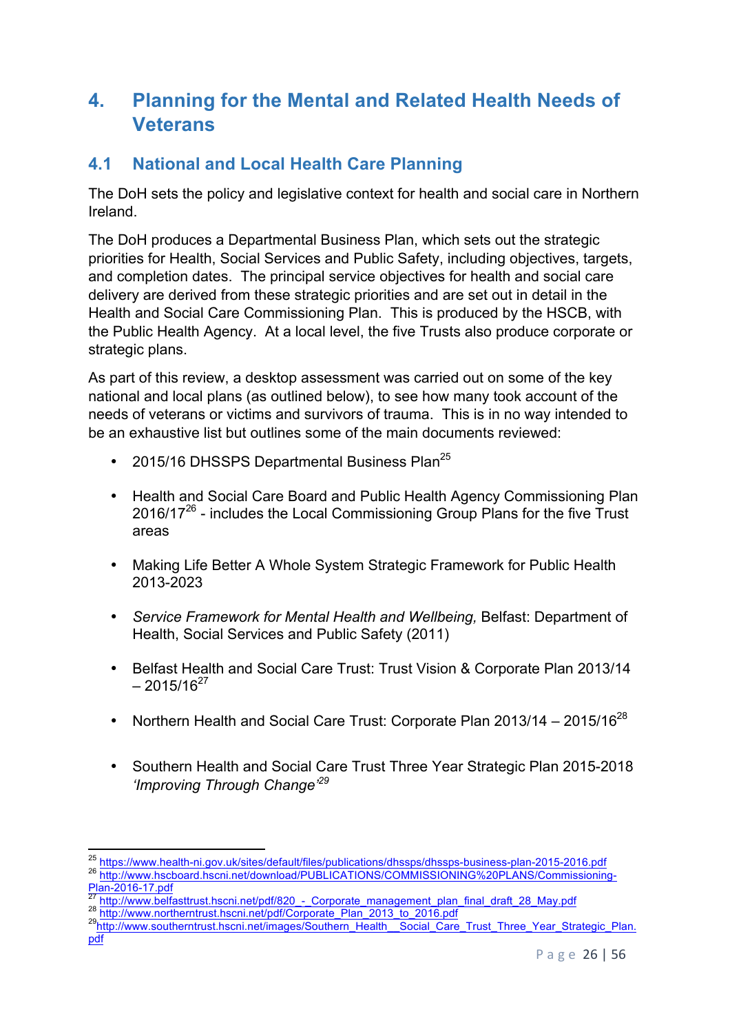# 4. Planning for the Mental and Related Health Needs of Veterans

## 4.1 National and Local Health Care Planning

The DoH sets the policy and legislative context for health and social care in Northern Ireland.

The DoH produces a Departmental Business Plan, which sets out the strategic priorities for Health, Social Services and Public Safety, including objectives, targets, and completion dates. The principal service objectives for health and social care delivery are derived from these strategic priorities and are set out in detail in the Health and Social Care Commissioning Plan. This is produced by the HSCB, with the Public Health Agency. At a local level, the five Trusts also produce corporate or strategic plans.

As part of this review, a desktop assessment was carried out on some of the key national and local plans (as outlined below), to see how many took account of the needs of veterans or victims and survivors of trauma. This is in no way intended to be an exhaustive list but outlines some of the main documents reviewed:

- 2015/16 DHSSPS Departmental Business Plan[25]
- Health and Social Care Board and Public Health Agency Commissioning Plan 2016/17[26] - includes the Local Commissioning Group Plans for the five Trust areas
- Making Life Better A Whole System Strategic Framework for Public Health 2013-2023
- *Service Framework for Mental Health and Wellbeing,* Belfast: Department of Health, Social Services and Public Safety (2011)
- Belfast Health and Social Care Trust: Trust Vision & Corporate Plan 2013/14 – 2015/16[27]
- Northern Health and Social Care Trust: Corporate Plan 2013/14 – 2015/16[28]
- Southern Health and Social Care Trust Three Year Strategic Plan 2015-2018 *'Improving Through Change'*[29]

---

[25] https://www.health-ni.gov.uk/sites/default/files/publications/dhssps/dhssps-business-plan-2015-2016.pdf
[26] http://www.hscboard.hscni.net/download/PUBLICATIONS/COMMISSIONING%20PLANS/Commissioning-Plan-2016-17.pdf
[27] http://www.belfasttrust.hscni.net/pdf/820_-_Corporate_management_plan_final_draft_28_May.pdf
[28] http://www.northerntrust.hscni.net/pdf/Corporate_Plan_2013_to_2016.pdf
[29] http://www.southerntrust.hscni.net/images/Southern_Health__Social_Care_Trust_Three_Year_Strategic_Plan.pdf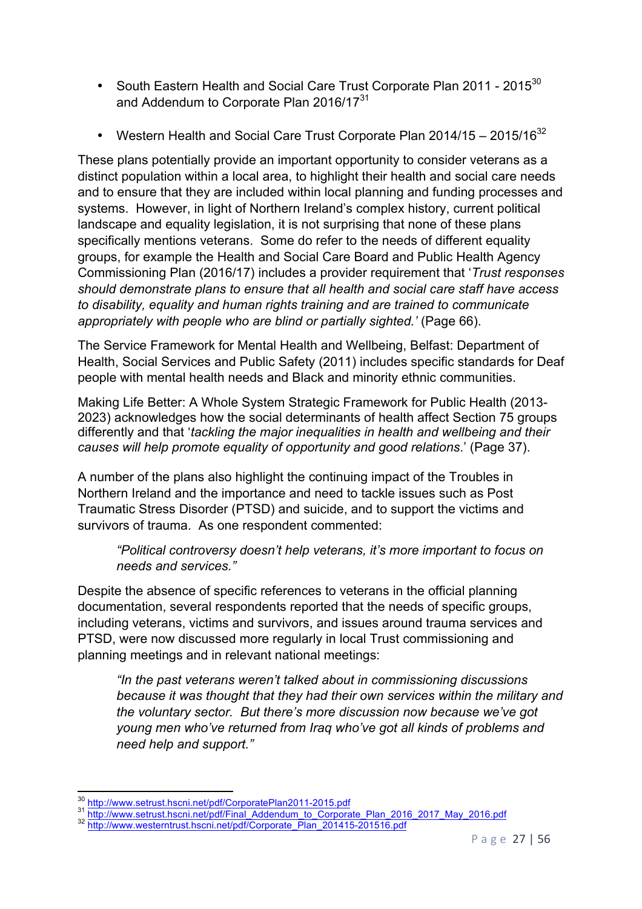- South Eastern Health and Social Care Trust Corporate Plan 2011 - 2015[30] and Addendum to Corporate Plan 2016/17[31]
- Western Health and Social Care Trust Corporate Plan 2014/15 – 2015/16[32]

These plans potentially provide an important opportunity to consider veterans as a distinct population within a local area, to highlight their health and social care needs and to ensure that they are included within local planning and funding processes and systems. However, in light of Northern Ireland's complex history, current political landscape and equality legislation, it is not surprising that none of these plans specifically mentions veterans. Some do refer to the needs of different equality groups, for example the Health and Social Care Board and Public Health Agency Commissioning Plan (2016/17) includes a provider requirement that '*Trust responses should demonstrate plans to ensure that all health and social care staff have access to disability, equality and human rights training and are trained to communicate appropriately with people who are blind or partially sighted.*' (Page 66).

The Service Framework for Mental Health and Wellbeing, Belfast: Department of Health, Social Services and Public Safety (2011) includes specific standards for Deaf people with mental health needs and Black and minority ethnic communities.

Making Life Better: A Whole System Strategic Framework for Public Health (2013-2023) acknowledges how the social determinants of health affect Section 75 groups differently and that '*tackling the major inequalities in health and wellbeing and their causes will help promote equality of opportunity and good relations*.' (Page 37).

A number of the plans also highlight the continuing impact of the Troubles in Northern Ireland and the importance and need to tackle issues such as Post Traumatic Stress Disorder (PTSD) and suicide, and to support the victims and survivors of trauma. As one respondent commented:

> *"Political controversy doesn't help veterans, it's more important to focus on needs and services."*

Despite the absence of specific references to veterans in the official planning documentation, several respondents reported that the needs of specific groups, including veterans, victims and survivors, and issues around trauma services and PTSD, were now discussed more regularly in local Trust commissioning and planning meetings and in relevant national meetings:

> *"In the past veterans weren't talked about in commissioning discussions because it was thought that they had their own services within the military and the voluntary sector. But there's more discussion now because we've got young men who've returned from Iraq who've got all kinds of problems and need help and support."*

---

[30] http://www.setrust.hscni.net/pdf/CorporatePlan2011-2015.pdf
[31] http://www.setrust.hscni.net/pdf/Final_Addendum_to_Corporate_Plan_2016_2017_May_2016.pdf
[32] http://www.westerntrust.hscni.net/pdf/Corporate_Plan_201415-201516.pdf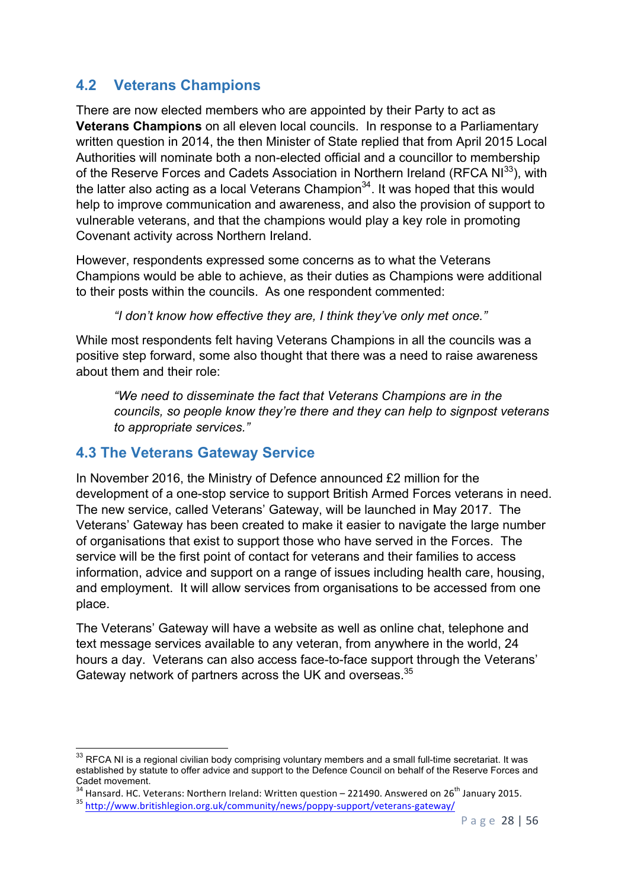## 4.2 Veterans Champions

There are now elected members who are appointed by their Party to act as **Veterans Champions** on all eleven local councils. In response to a Parliamentary written question in 2014, the then Minister of State replied that from April 2015 Local Authorities will nominate both a non-elected official and a councillor to membership of the Reserve Forces and Cadets Association in Northern Ireland (RFCA NI[33]), with the latter also acting as a local Veterans Champion[34]. It was hoped that this would help to improve communication and awareness, and also the provision of support to vulnerable veterans, and that the champions would play a key role in promoting Covenant activity across Northern Ireland.

However, respondents expressed some concerns as to what the Veterans Champions would be able to achieve, as their duties as Champions were additional to their posts within the councils. As one respondent commented:

> *"I don't know how effective they are, I think they've only met once."*

While most respondents felt having Veterans Champions in all the councils was a positive step forward, some also thought that there was a need to raise awareness about them and their role:

> *"We need to disseminate the fact that Veterans Champions are in the councils, so people know they're there and they can help to signpost veterans to appropriate services."*

## 4.3 The Veterans Gateway Service

In November 2016, the Ministry of Defence announced £2 million for the development of a one-stop service to support British Armed Forces veterans in need. The new service, called Veterans' Gateway, will be launched in May 2017. The Veterans' Gateway has been created to make it easier to navigate the large number of organisations that exist to support those who have served in the Forces. The service will be the first point of contact for veterans and their families to access information, advice and support on a range of issues including health care, housing, and employment. It will allow services from organisations to be accessed from one place.

The Veterans' Gateway will have a website as well as online chat, telephone and text message services available to any veteran, from anywhere in the world, 24 hours a day. Veterans can also access face-to-face support through the Veterans' Gateway network of partners across the UK and overseas.[35]

---

[33] RFCA NI is a regional civilian body comprising voluntary members and a small full-time secretariat. It was established by statute to offer advice and support to the Defence Council on behalf of the Reserve Forces and Cadet movement.

[34] Hansard. HC. Veterans: Northern Ireland: Written question – 221490. Answered on 26th January 2015.

[35] http://www.britishlegion.org.uk/community/news/poppy-support/veterans-gateway/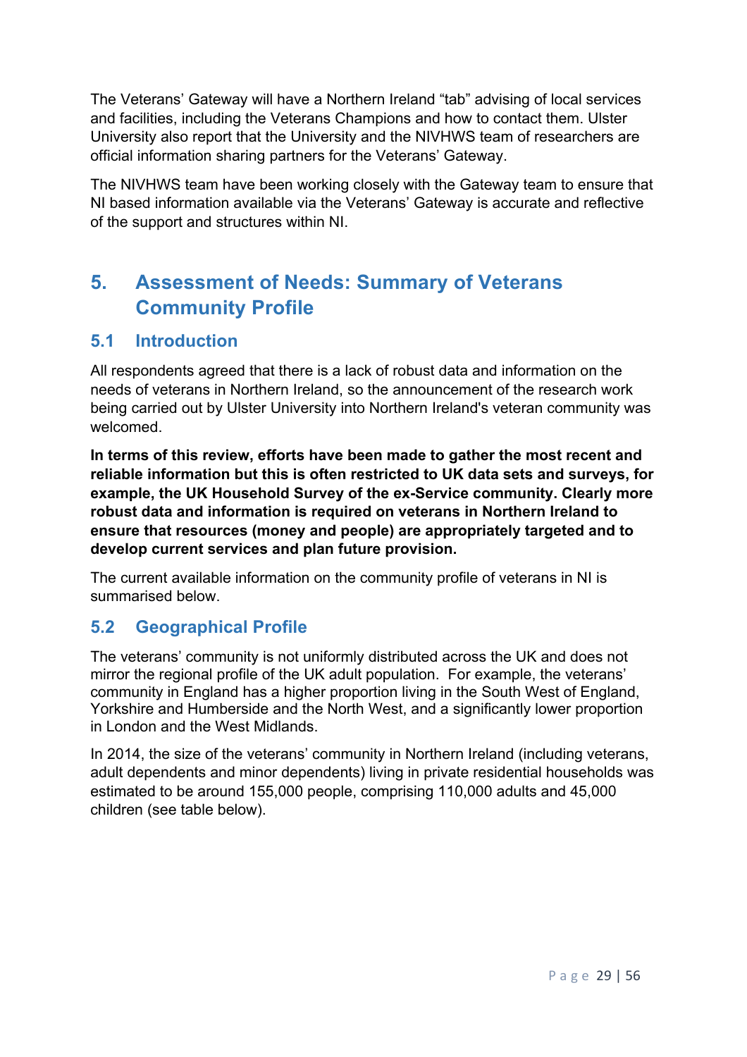The Veterans' Gateway will have a Northern Ireland "tab" advising of local services and facilities, including the Veterans Champions and how to contact them. Ulster University also report that the University and the NIVHWS team of researchers are official information sharing partners for the Veterans' Gateway.

The NIVHWS team have been working closely with the Gateway team to ensure that NI based information available via the Veterans' Gateway is accurate and reflective of the support and structures within NI.

# 5. Assessment of Needs: Summary of Veterans Community Profile

## 5.1 Introduction

All respondents agreed that there is a lack of robust data and information on the needs of veterans in Northern Ireland, so the announcement of the research work being carried out by Ulster University into Northern Ireland's veteran community was welcomed.

**In terms of this review, efforts have been made to gather the most recent and reliable information but this is often restricted to UK data sets and surveys, for example, the UK Household Survey of the ex-Service community. Clearly more robust data and information is required on veterans in Northern Ireland to ensure that resources (money and people) are appropriately targeted and to develop current services and plan future provision.**

The current available information on the community profile of veterans in NI is summarised below.

## 5.2 Geographical Profile

The veterans' community is not uniformly distributed across the UK and does not mirror the regional profile of the UK adult population. For example, the veterans' community in England has a higher proportion living in the South West of England, Yorkshire and Humberside and the North West, and a significantly lower proportion in London and the West Midlands.

In 2014, the size of the veterans' community in Northern Ireland (including veterans, adult dependents and minor dependents) living in private residential households was estimated to be around 155,000 people, comprising 110,000 adults and 45,000 children (see table below).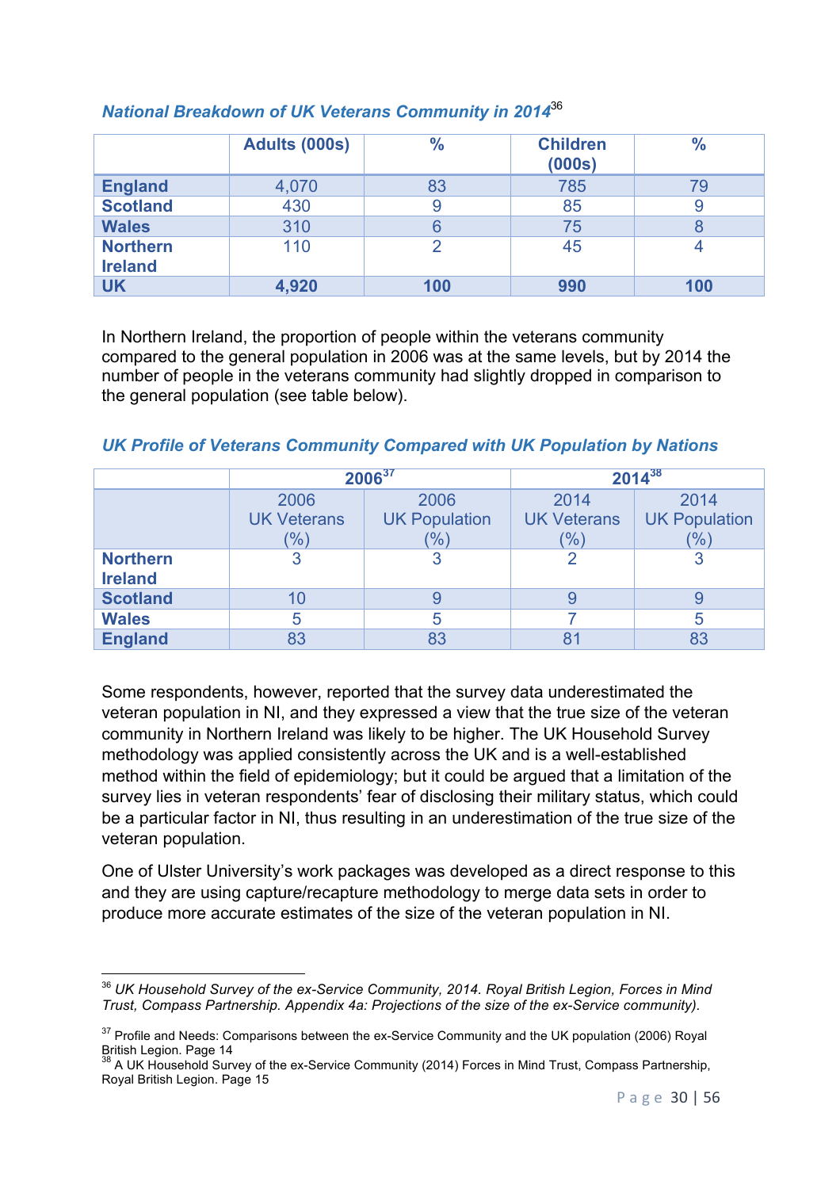### *National Breakdown of UK Veterans Community in 2014*[36]

| | Adults (000s) | % | Children (000s) | % |
|---|---|---|---|---|
| **England** | 4,070 | 83 | 785 | 79 |
| **Scotland** | 430 | 9 | 85 | 9 |
| **Wales** | 310 | 6 | 75 | 8 |
| **Northern Ireland** | 110 | 2 | 45 | 4 |
| **UK** | **4,920** | **100** | **990** | **100** |

In Northern Ireland, the proportion of people within the veterans community compared to the general population in 2006 was at the same levels, but by 2014 the number of people in the veterans community had slightly dropped in comparison to the general population (see table below).

### *UK Profile of Veterans Community Compared with UK Population by Nations*

| | **2006**[37] | | **2014**[38] | |
|---|---|---|---|---|
| | 2006 UK Veterans (%) | 2006 UK Population (%) | 2014 UK Veterans (%) | 2014 UK Population (%) |
| **Northern Ireland** | 3 | 3 | 2 | 3 |
| **Scotland** | 10 | 9 | 9 | 9 |
| **Wales** | 5 | 5 | 7 | 5 |
| **England** | 83 | 83 | 81 | 83 |

Some respondents, however, reported that the survey data underestimated the veteran population in NI, and they expressed a view that the true size of the veteran community in Northern Ireland was likely to be higher. The UK Household Survey methodology was applied consistently across the UK and is a well-established method within the field of epidemiology; but it could be argued that a limitation of the survey lies in veteran respondents' fear of disclosing their military status, which could be a particular factor in NI, thus resulting in an underestimation of the true size of the veteran population.

One of Ulster University's work packages was developed as a direct response to this and they are using capture/recapture methodology to merge data sets in order to produce more accurate estimates of the size of the veteran population in NI.

---

[36] *UK Household Survey of the ex-Service Community, 2014. Royal British Legion, Forces in Mind Trust, Compass Partnership. Appendix 4a: Projections of the size of the ex-Service community).*

[37] Profile and Needs: Comparisons between the ex-Service Community and the UK population (2006) Royal British Legion. Page 14

[38] A UK Household Survey of the ex-Service Community (2014) Forces in Mind Trust, Compass Partnership, Royal British Legion. Page 15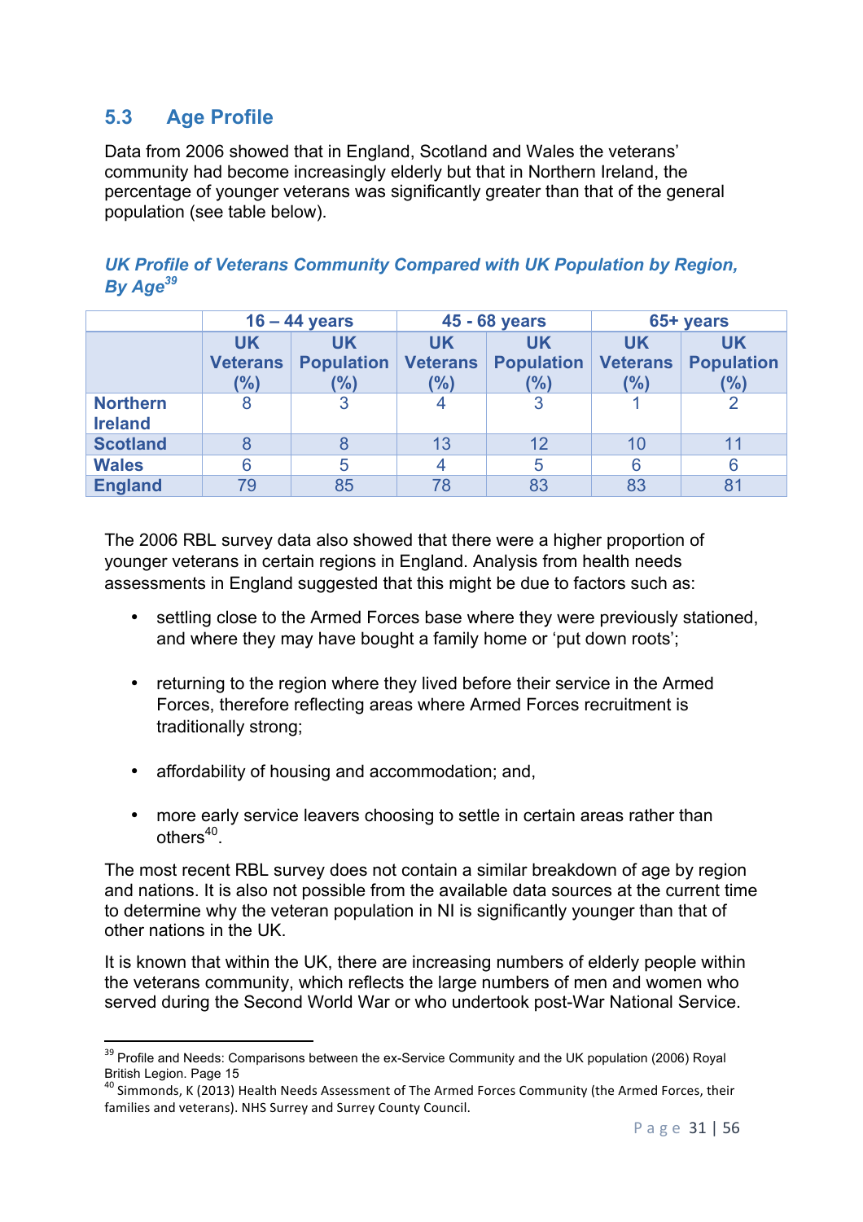## 5.3 Age Profile

Data from 2006 showed that in England, Scotland and Wales the veterans' community had become increasingly elderly but that in Northern Ireland, the percentage of younger veterans was significantly greater than that of the general population (see table below).

***UK Profile of Veterans Community Compared with UK Population by Region, By Age***[39]

| | 16 – 44 years | | 45 - 68 years | | 65+ years | |
|---|---|---|---|---|---|---|
| | UK Veterans (%) | UK Population (%) | UK Veterans (%) | UK Population (%) | UK Veterans (%) | UK Population (%) |
| **Northern Ireland** | 8 | 3 | 4 | 3 | 1 | 2 |
| **Scotland** | 8 | 8 | 13 | 12 | 10 | 11 |
| **Wales** | 6 | 5 | 4 | 5 | 6 | 6 |
| **England** | 79 | 85 | 78 | 83 | 83 | 81 |

The 2006 RBL survey data also showed that there were a higher proportion of younger veterans in certain regions in England. Analysis from health needs assessments in England suggested that this might be due to factors such as:

- settling close to the Armed Forces base where they were previously stationed, and where they may have bought a family home or 'put down roots';
- returning to the region where they lived before their service in the Armed Forces, therefore reflecting areas where Armed Forces recruitment is traditionally strong;
- affordability of housing and accommodation; and,
- more early service leavers choosing to settle in certain areas rather than others[40].

The most recent RBL survey does not contain a similar breakdown of age by region and nations. It is also not possible from the available data sources at the current time to determine why the veteran population in NI is significantly younger than that of other nations in the UK.

It is known that within the UK, there are increasing numbers of elderly people within the veterans community, which reflects the large numbers of men and women who served during the Second World War or who undertook post-War National Service.

---

[39] Profile and Needs: Comparisons between the ex-Service Community and the UK population (2006) Royal British Legion. Page 15

[40] Simmonds, K (2013) Health Needs Assessment of The Armed Forces Community (the Armed Forces, their families and veterans). NHS Surrey and Surrey County Council.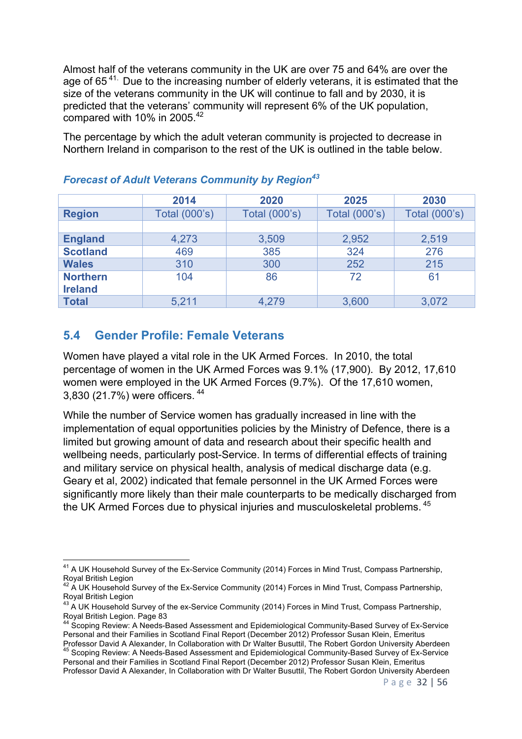Almost half of the veterans community in the UK are over 75 and 64% are over the age of 65[41.] Due to the increasing number of elderly veterans, it is estimated that the size of the veterans community in the UK will continue to fall and by 2030, it is predicted that the veterans' community will represent 6% of the UK population, compared with 10% in 2005.[42]

The percentage by which the adult veteran community is projected to decrease in Northern Ireland in comparison to the rest of the UK is outlined in the table below.

***Forecast of Adult Veterans Community by Region***[43]

| | 2014 | 2020 | 2025 | 2030 |
|---|---|---|---|---|
| **Region** | Total (000's) | Total (000's) | Total (000's) | Total (000's) |
| | | | | |
| **England** | 4,273 | 3,509 | 2,952 | 2,519 |
| **Scotland** | 469 | 385 | 324 | 276 |
| **Wales** | 310 | 300 | 252 | 215 |
| **Northern Ireland** | 104 | 86 | 72 | 61 |
| **Total** | 5,211 | 4,279 | 3,600 | 3,072 |

## 5.4 Gender Profile: Female Veterans

Women have played a vital role in the UK Armed Forces. In 2010, the total percentage of women in the UK Armed Forces was 9.1% (17,900). By 2012, 17,610 women were employed in the UK Armed Forces (9.7%). Of the 17,610 women, 3,830 (21.7%) were officers. [44]

While the number of Service women has gradually increased in line with the implementation of equal opportunities policies by the Ministry of Defence, there is a limited but growing amount of data and research about their specific health and wellbeing needs, particularly post-Service. In terms of differential effects of training and military service on physical health, analysis of medical discharge data (e.g. Geary et al, 2002) indicated that female personnel in the UK Armed Forces were significantly more likely than their male counterparts to be medically discharged from the UK Armed Forces due to physical injuries and musculoskeletal problems. [45]

---

[41] A UK Household Survey of the Ex-Service Community (2014) Forces in Mind Trust, Compass Partnership, Royal British Legion

[42] A UK Household Survey of the Ex-Service Community (2014) Forces in Mind Trust, Compass Partnership, Royal British Legion

[43] A UK Household Survey of the ex-Service Community (2014) Forces in Mind Trust, Compass Partnership, Royal British Legion. Page 83

[44] Scoping Review: A Needs-Based Assessment and Epidemiological Community-Based Survey of Ex-Service Personal and their Families in Scotland Final Report (December 2012) Professor Susan Klein, Emeritus Professor David A Alexander, In Collaboration with Dr Walter Busuttil, The Robert Gordon University Aberdeen

[45] Scoping Review: A Needs-Based Assessment and Epidemiological Community-Based Survey of Ex-Service Personal and their Families in Scotland Final Report (December 2012) Professor Susan Klein, Emeritus Professor David A Alexander, In Collaboration with Dr Walter Busuttil, The Robert Gordon University Aberdeen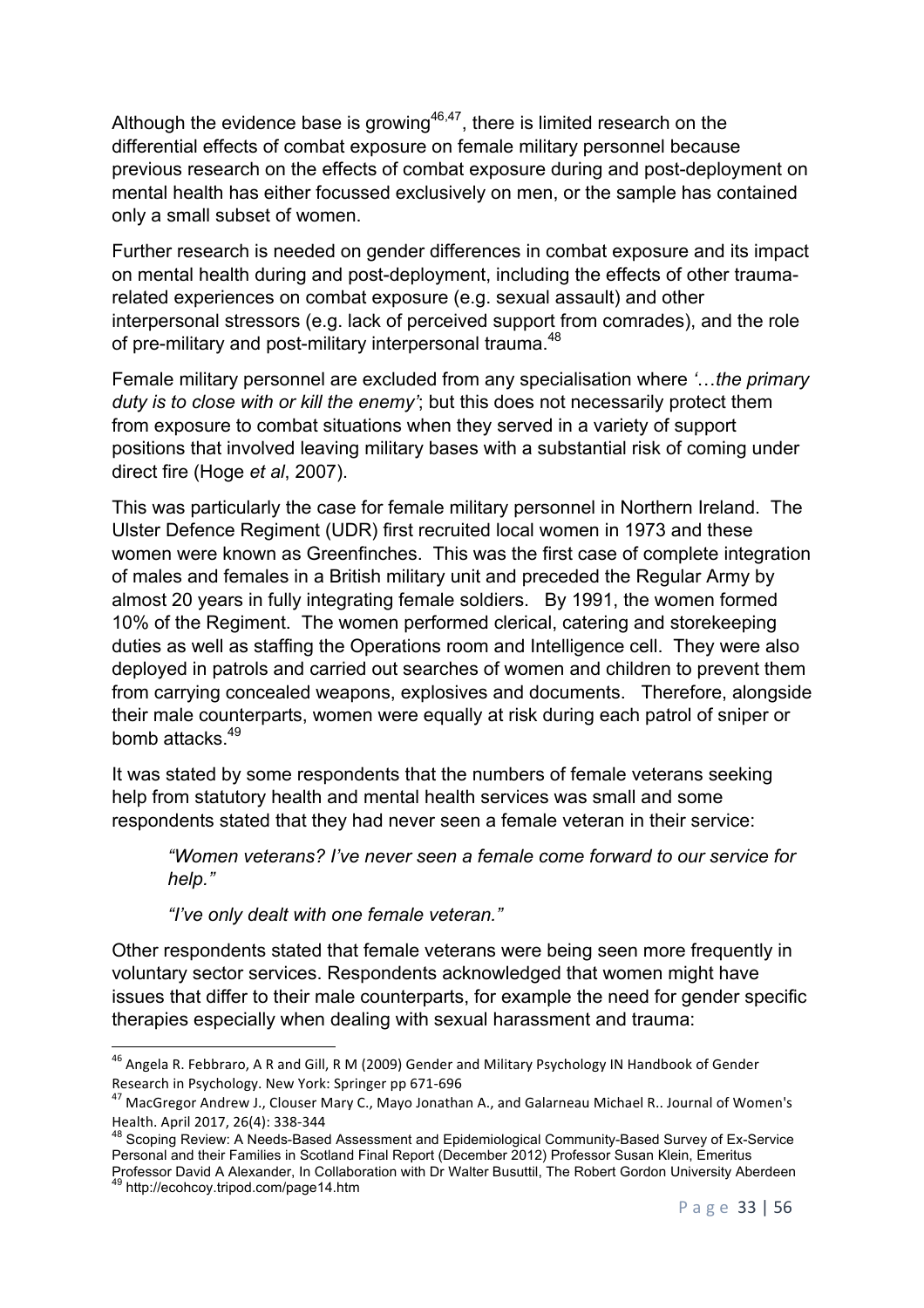Although the evidence base is growing[46,47], there is limited research on the differential effects of combat exposure on female military personnel because previous research on the effects of combat exposure during and post-deployment on mental health has either focussed exclusively on men, or the sample has contained only a small subset of women.

Further research is needed on gender differences in combat exposure and its impact on mental health during and post-deployment, including the effects of other trauma-related experiences on combat exposure (e.g. sexual assault) and other interpersonal stressors (e.g. lack of perceived support from comrades), and the role of pre-military and post-military interpersonal trauma.[48]

Female military personnel are excluded from any specialisation where *'…the primary duty is to close with or kill the enemy'*; but this does not necessarily protect them from exposure to combat situations when they served in a variety of support positions that involved leaving military bases with a substantial risk of coming under direct fire (Hoge *et al*, 2007).

This was particularly the case for female military personnel in Northern Ireland. The Ulster Defence Regiment (UDR) first recruited local women in 1973 and these women were known as Greenfinches. This was the first case of complete integration of males and females in a British military unit and preceded the Regular Army by almost 20 years in fully integrating female soldiers. By 1991, the women formed 10% of the Regiment. The women performed clerical, catering and storekeeping duties as well as staffing the Operations room and Intelligence cell. They were also deployed in patrols and carried out searches of women and children to prevent them from carrying concealed weapons, explosives and documents. Therefore, alongside their male counterparts, women were equally at risk during each patrol of sniper or bomb attacks.[49]

It was stated by some respondents that the numbers of female veterans seeking help from statutory health and mental health services was small and some respondents stated that they had never seen a female veteran in their service:

> *"Women veterans? I've never seen a female come forward to our service for help."*
>
> *"I've only dealt with one female veteran."*

Other respondents stated that female veterans were being seen more frequently in voluntary sector services. Respondents acknowledged that women might have issues that differ to their male counterparts, for example the need for gender specific therapies especially when dealing with sexual harassment and trauma:

---

[46] Angela R. Febbraro, A R and Gill, R M (2009) Gender and Military Psychology IN Handbook of Gender Research in Psychology. New York: Springer pp 671-696

[47] MacGregor Andrew J., Clouser Mary C., Mayo Jonathan A., and Galarneau Michael R.. Journal of Women's Health. April 2017, 26(4): 338-344

[48] Scoping Review: A Needs-Based Assessment and Epidemiological Community-Based Survey of Ex-Service Personal and their Families in Scotland Final Report (December 2012) Professor Susan Klein, Emeritus Professor David A Alexander, In Collaboration with Dr Walter Busuttil, The Robert Gordon University Aberdeen

[49] http://ecohcoy.tripod.com/page14.htm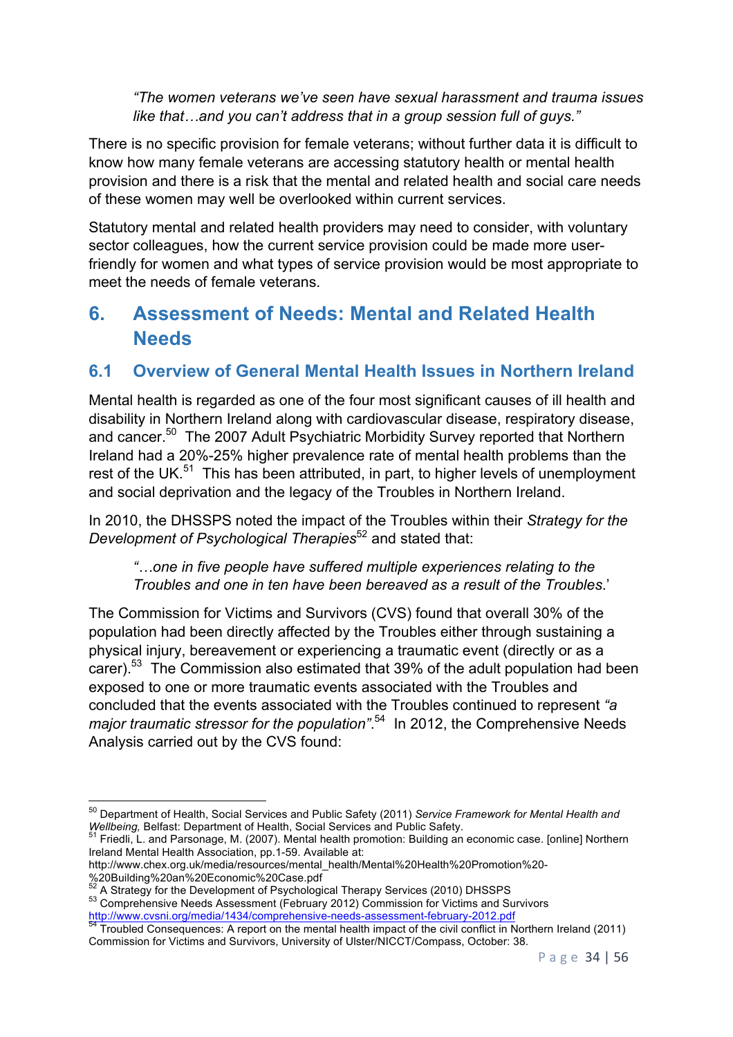> *"The women veterans we've seen have sexual harassment and trauma issues like that…and you can't address that in a group session full of guys."*

There is no specific provision for female veterans; without further data it is difficult to know how many female veterans are accessing statutory health or mental health provision and there is a risk that the mental and related health and social care needs of these women may well be overlooked within current services.

Statutory mental and related health providers may need to consider, with voluntary sector colleagues, how the current service provision could be made more user-friendly for women and what types of service provision would be most appropriate to meet the needs of female veterans.

## 6. Assessment of Needs: Mental and Related Health Needs

### 6.1 Overview of General Mental Health Issues in Northern Ireland

Mental health is regarded as one of the four most significant causes of ill health and disability in Northern Ireland along with cardiovascular disease, respiratory disease, and cancer.[50] The 2007 Adult Psychiatric Morbidity Survey reported that Northern Ireland had a 20%-25% higher prevalence rate of mental health problems than the rest of the UK.[51] This has been attributed, in part, to higher levels of unemployment and social deprivation and the legacy of the Troubles in Northern Ireland.

In 2010, the DHSSPS noted the impact of the Troubles within their *Strategy for the Development of Psychological Therapies*[52] and stated that:

> *"…one in five people have suffered multiple experiences relating to the Troubles and one in ten have been bereaved as a result of the Troubles*.'

The Commission for Victims and Survivors (CVS) found that overall 30% of the population had been directly affected by the Troubles either through sustaining a physical injury, bereavement or experiencing a traumatic event (directly or as a carer).[53] The Commission also estimated that 39% of the adult population had been exposed to one or more traumatic events associated with the Troubles and concluded that the events associated with the Troubles continued to represent *"a major traumatic stressor for the population"*.[54] In 2012, the Comprehensive Needs Analysis carried out by the CVS found:

---

[50] Department of Health, Social Services and Public Safety (2011) *Service Framework for Mental Health and Wellbeing,* Belfast: Department of Health, Social Services and Public Safety.

[51] Friedli, L. and Parsonage, M. (2007). Mental health promotion: Building an economic case. [online] Northern Ireland Mental Health Association, pp.1-59. Available at: http://www.chex.org.uk/media/resources/mental_health/Mental%20Health%20Promotion%20-%20Building%20an%20Economic%20Case.pdf

[52] A Strategy for the Development of Psychological Therapy Services (2010) DHSSPS

[53] Comprehensive Needs Assessment (February 2012) Commission for Victims and Survivors http://www.cvsni.org/media/1434/comprehensive-needs-assessment-february-2012.pdf

[54] Troubled Consequences: A report on the mental health impact of the civil conflict in Northern Ireland (2011) Commission for Victims and Survivors, University of Ulster/NICCT/Compass, October: 38.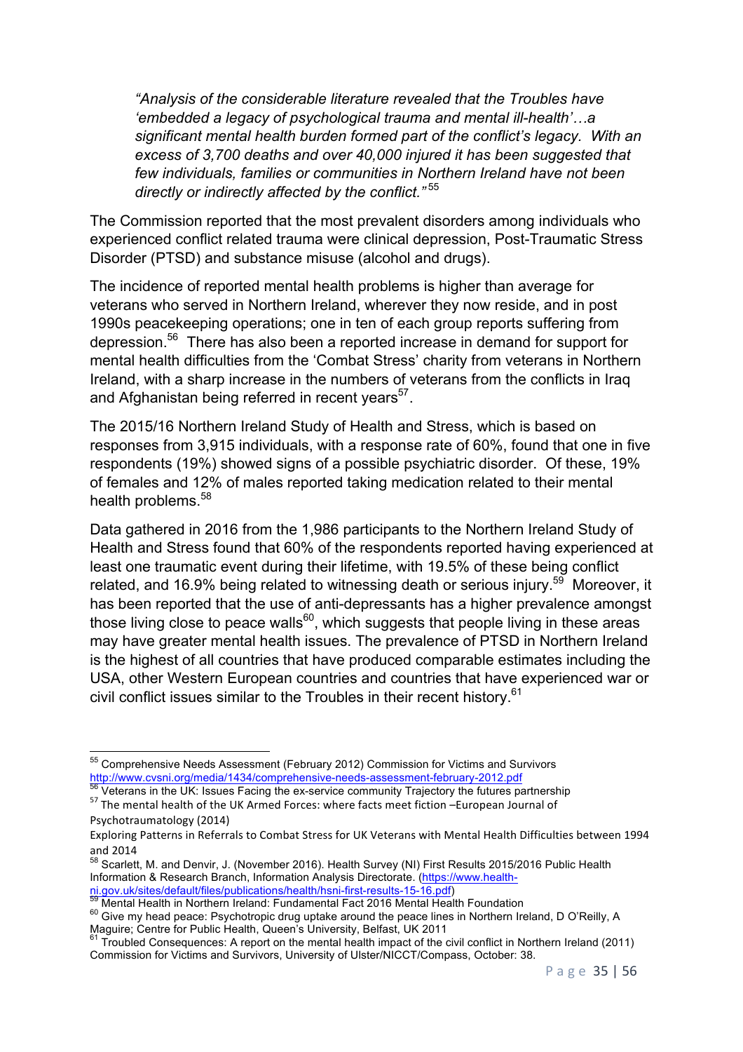*"Analysis of the considerable literature revealed that the Troubles have 'embedded a legacy of psychological trauma and mental ill-health'…a significant mental health burden formed part of the conflict's legacy. With an excess of 3,700 deaths and over 40,000 injured it has been suggested that few individuals, families or communities in Northern Ireland have not been directly or indirectly affected by the conflict."*[55]

The Commission reported that the most prevalent disorders among individuals who experienced conflict related trauma were clinical depression, Post-Traumatic Stress Disorder (PTSD) and substance misuse (alcohol and drugs).

The incidence of reported mental health problems is higher than average for veterans who served in Northern Ireland, wherever they now reside, and in post 1990s peacekeeping operations; one in ten of each group reports suffering from depression.[56] There has also been a reported increase in demand for support for mental health difficulties from the 'Combat Stress' charity from veterans in Northern Ireland, with a sharp increase in the numbers of veterans from the conflicts in Iraq and Afghanistan being referred in recent years[57].

The 2015/16 Northern Ireland Study of Health and Stress, which is based on responses from 3,915 individuals, with a response rate of 60%, found that one in five respondents (19%) showed signs of a possible psychiatric disorder. Of these, 19% of females and 12% of males reported taking medication related to their mental health problems.[58]

Data gathered in 2016 from the 1,986 participants to the Northern Ireland Study of Health and Stress found that 60% of the respondents reported having experienced at least one traumatic event during their lifetime, with 19.5% of these being conflict related, and 16.9% being related to witnessing death or serious injury.[59] Moreover, it has been reported that the use of anti-depressants has a higher prevalence amongst those living close to peace walls[60], which suggests that people living in these areas may have greater mental health issues. The prevalence of PTSD in Northern Ireland is the highest of all countries that have produced comparable estimates including the USA, other Western European countries and countries that have experienced war or civil conflict issues similar to the Troubles in their recent history.[61]

---

[55] Comprehensive Needs Assessment (February 2012) Commission for Victims and Survivors http://www.cvsni.org/media/1434/comprehensive-needs-assessment-february-2012.pdf

[56] Veterans in the UK: Issues Facing the ex-service community Trajectory the futures partnership

[57] The mental health of the UK Armed Forces: where facts meet fiction –European Journal of Psychotraumatology (2014)

Exploring Patterns in Referrals to Combat Stress for UK Veterans with Mental Health Difficulties between 1994 and 2014

[58] Scarlett, M. and Denvir, J. (November 2016). Health Survey (NI) First Results 2015/2016 Public Health Information & Research Branch, Information Analysis Directorate. (https://www.health-ni.gov.uk/sites/default/files/publications/health/hsni-first-results-15-16.pdf)

[59] Mental Health in Northern Ireland: Fundamental Fact 2016 Mental Health Foundation

[60] Give my head peace: Psychotropic drug uptake around the peace lines in Northern Ireland, D O'Reilly, A Maguire; Centre for Public Health, Queen's University, Belfast, UK 2011

[61] Troubled Consequences: A report on the mental health impact of the civil conflict in Northern Ireland (2011) Commission for Victims and Survivors, University of Ulster/NICCT/Compass, October: 38.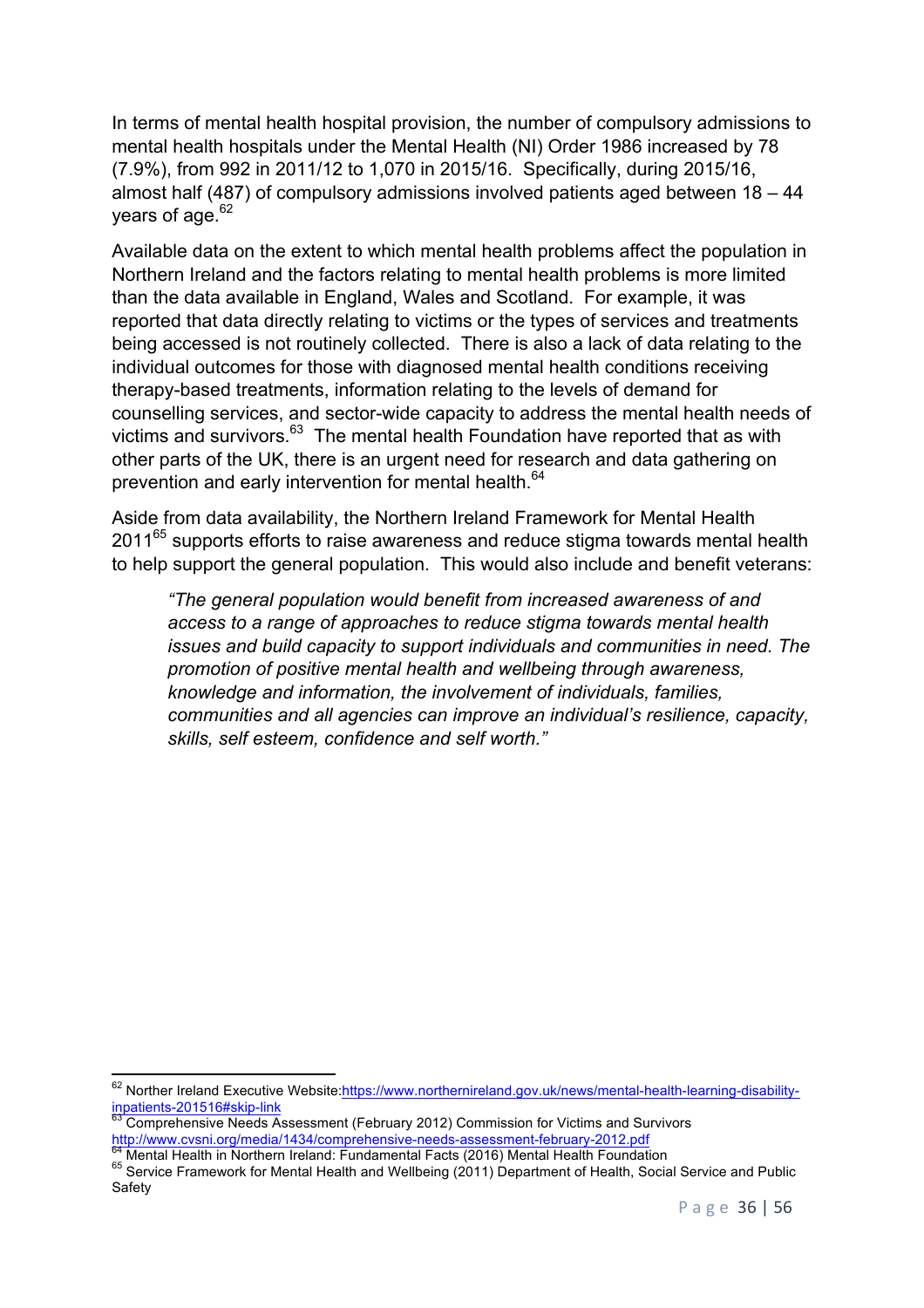In terms of mental health hospital provision, the number of compulsory admissions to mental health hospitals under the Mental Health (NI) Order 1986 increased by 78 (7.9%), from 992 in 2011/12 to 1,070 in 2015/16. Specifically, during 2015/16, almost half (487) of compulsory admissions involved patients aged between 18 – 44 years of age.[62]

Available data on the extent to which mental health problems affect the population in Northern Ireland and the factors relating to mental health problems is more limited than the data available in England, Wales and Scotland. For example, it was reported that data directly relating to victims or the types of services and treatments being accessed is not routinely collected. There is also a lack of data relating to the individual outcomes for those with diagnosed mental health conditions receiving therapy-based treatments, information relating to the levels of demand for counselling services, and sector-wide capacity to address the mental health needs of victims and survivors.[63] The mental health Foundation have reported that as with other parts of the UK, there is an urgent need for research and data gathering on prevention and early intervention for mental health.[64]

Aside from data availability, the Northern Ireland Framework for Mental Health 2011[65] supports efforts to raise awareness and reduce stigma towards mental health to help support the general population. This would also include and benefit veterans:

> *"The general population would benefit from increased awareness of and access to a range of approaches to reduce stigma towards mental health issues and build capacity to support individuals and communities in need. The promotion of positive mental health and wellbeing through awareness, knowledge and information, the involvement of individuals, families, communities and all agencies can improve an individual's resilience, capacity, skills, self esteem, confidence and self worth."*

---

[62] Norther Ireland Executive Website:https://www.northernireland.gov.uk/news/mental-health-learning-disability-inpatients-201516#skip-link

[63] Comprehensive Needs Assessment (February 2012) Commission for Victims and Survivors http://www.cvsni.org/media/1434/comprehensive-needs-assessment-february-2012.pdf

[64] Mental Health in Northern Ireland: Fundamental Facts (2016) Mental Health Foundation

[65] Service Framework for Mental Health and Wellbeing (2011) Department of Health, Social Service and Public Safety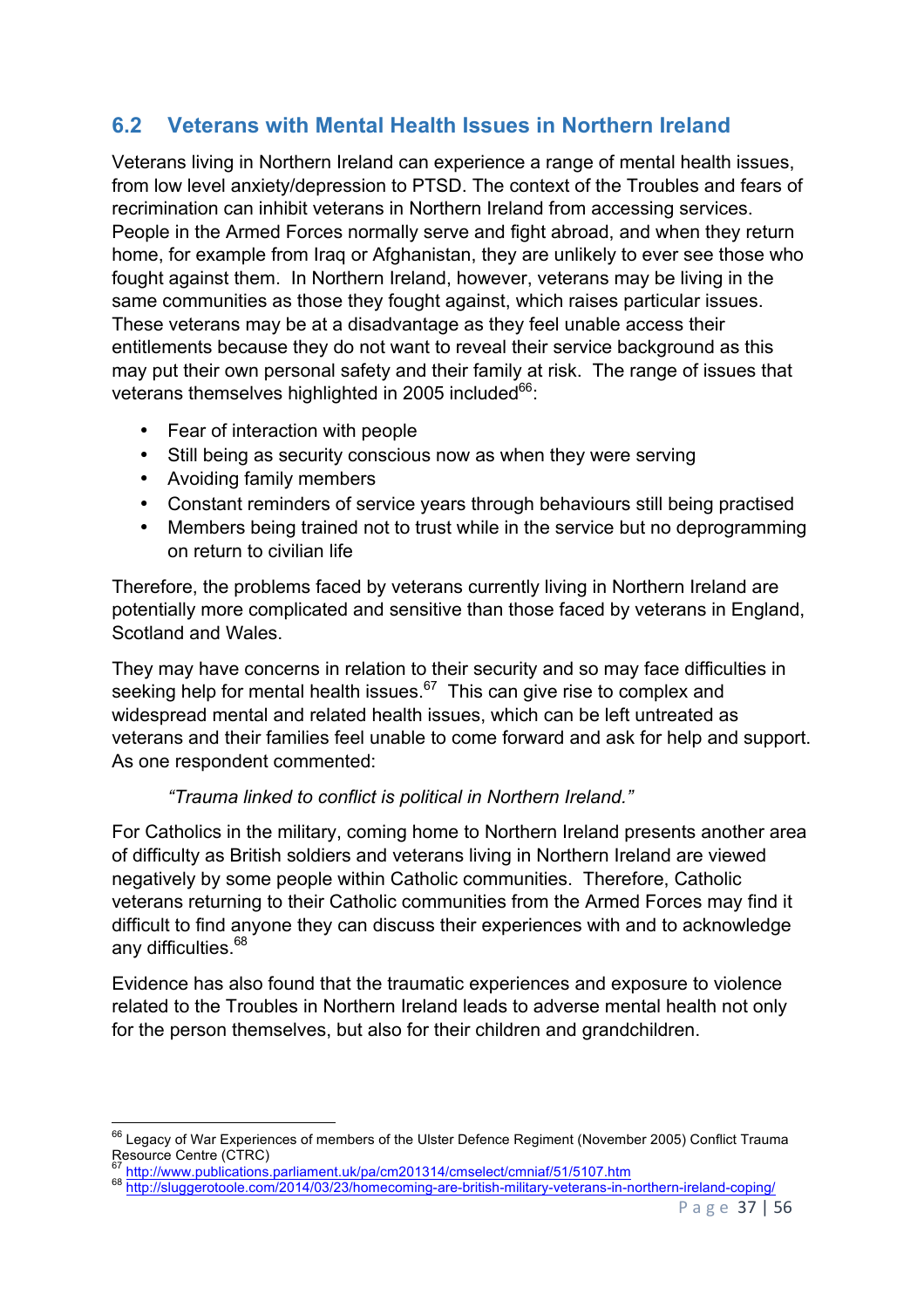## 6.2 Veterans with Mental Health Issues in Northern Ireland

Veterans living in Northern Ireland can experience a range of mental health issues, from low level anxiety/depression to PTSD. The context of the Troubles and fears of recrimination can inhibit veterans in Northern Ireland from accessing services. People in the Armed Forces normally serve and fight abroad, and when they return home, for example from Iraq or Afghanistan, they are unlikely to ever see those who fought against them. In Northern Ireland, however, veterans may be living in the same communities as those they fought against, which raises particular issues. These veterans may be at a disadvantage as they feel unable access their entitlements because they do not want to reveal their service background as this may put their own personal safety and their family at risk. The range of issues that veterans themselves highlighted in 2005 included[66]:

- Fear of interaction with people
- Still being as security conscious now as when they were serving
- Avoiding family members
- Constant reminders of service years through behaviours still being practised
- Members being trained not to trust while in the service but no deprogramming on return to civilian life

Therefore, the problems faced by veterans currently living in Northern Ireland are potentially more complicated and sensitive than those faced by veterans in England, Scotland and Wales.

They may have concerns in relation to their security and so may face difficulties in seeking help for mental health issues.[67] This can give rise to complex and widespread mental and related health issues, which can be left untreated as veterans and their families feel unable to come forward and ask for help and support. As one respondent commented:

> *"Trauma linked to conflict is political in Northern Ireland."*

For Catholics in the military, coming home to Northern Ireland presents another area of difficulty as British soldiers and veterans living in Northern Ireland are viewed negatively by some people within Catholic communities. Therefore, Catholic veterans returning to their Catholic communities from the Armed Forces may find it difficult to find anyone they can discuss their experiences with and to acknowledge any difficulties.[68]

Evidence has also found that the traumatic experiences and exposure to violence related to the Troubles in Northern Ireland leads to adverse mental health not only for the person themselves, but also for their children and grandchildren.

---

[66] Legacy of War Experiences of members of the Ulster Defence Regiment (November 2005) Conflict Trauma Resource Centre (CTRC)

[67] http://www.publications.parliament.uk/pa/cm201314/cmselect/cmniaf/51/5107.htm

[68] http://sluggerotoole.com/2014/03/23/homecoming-are-british-military-veterans-in-northern-ireland-coping/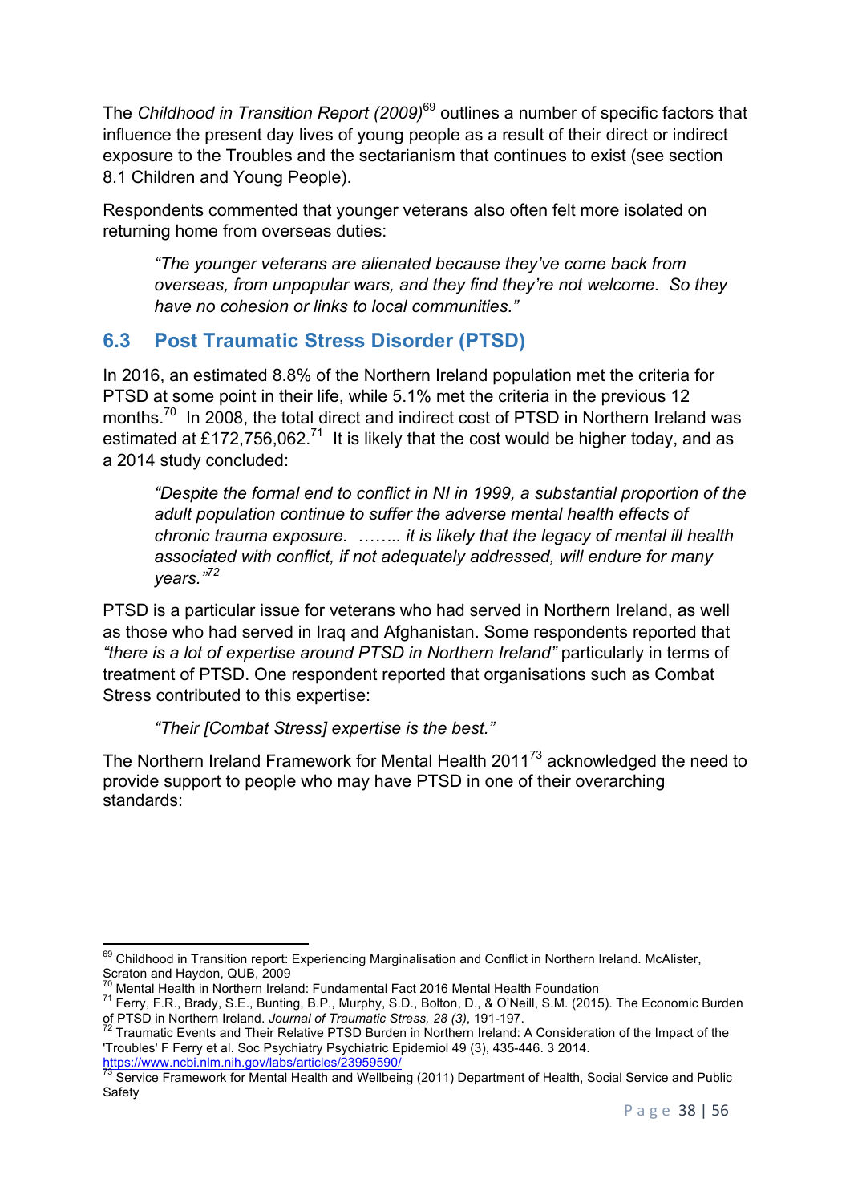The *Childhood in Transition Report (2009)*[69] outlines a number of specific factors that influence the present day lives of young people as a result of their direct or indirect exposure to the Troubles and the sectarianism that continues to exist (see section 8.1 Children and Young People).

Respondents commented that younger veterans also often felt more isolated on returning home from overseas duties:

> *"The younger veterans are alienated because they've come back from overseas, from unpopular wars, and they find they're not welcome. So they have no cohesion or links to local communities."*

## 6.3 Post Traumatic Stress Disorder (PTSD)

In 2016, an estimated 8.8% of the Northern Ireland population met the criteria for PTSD at some point in their life, while 5.1% met the criteria in the previous 12 months.[70] In 2008, the total direct and indirect cost of PTSD in Northern Ireland was estimated at £172,756,062.[71] It is likely that the cost would be higher today, and as a 2014 study concluded:

> *"Despite the formal end to conflict in NI in 1999, a substantial proportion of the adult population continue to suffer the adverse mental health effects of chronic trauma exposure. …….. it is likely that the legacy of mental ill health associated with conflict, if not adequately addressed, will endure for many years."*[72]

PTSD is a particular issue for veterans who had served in Northern Ireland, as well as those who had served in Iraq and Afghanistan. Some respondents reported that *"there is a lot of expertise around PTSD in Northern Ireland"* particularly in terms of treatment of PTSD. One respondent reported that organisations such as Combat Stress contributed to this expertise:

> *"Their [Combat Stress] expertise is the best."*

The Northern Ireland Framework for Mental Health 2011[73] acknowledged the need to provide support to people who may have PTSD in one of their overarching standards:

---

[69] Childhood in Transition report: Experiencing Marginalisation and Conflict in Northern Ireland. McAlister, Scraton and Haydon, QUB, 2009

[70] Mental Health in Northern Ireland: Fundamental Fact 2016 Mental Health Foundation

[71] Ferry, F.R., Brady, S.E., Bunting, B.P., Murphy, S.D., Bolton, D., & O'Neill, S.M. (2015). The Economic Burden of PTSD in Northern Ireland. *Journal of Traumatic Stress, 28 (3)*, 191-197.

[72] Traumatic Events and Their Relative PTSD Burden in Northern Ireland: A Consideration of the Impact of the 'Troubles' F Ferry et al. Soc Psychiatry Psychiatric Epidemiol 49 (3), 435-446. 3 2014. https://www.ncbi.nlm.nih.gov/labs/articles/23959590/

[73] Service Framework for Mental Health and Wellbeing (2011) Department of Health, Social Service and Public Safety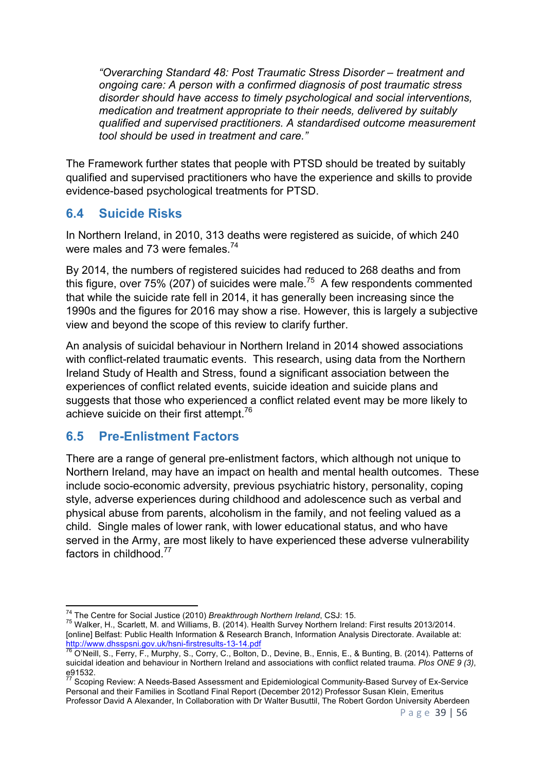> *"Overarching Standard 48: Post Traumatic Stress Disorder – treatment and ongoing care: A person with a confirmed diagnosis of post traumatic stress disorder should have access to timely psychological and social interventions, medication and treatment appropriate to their needs, delivered by suitably qualified and supervised practitioners. A standardised outcome measurement tool should be used in treatment and care."*

The Framework further states that people with PTSD should be treated by suitably qualified and supervised practitioners who have the experience and skills to provide evidence-based psychological treatments for PTSD.

## 6.4 Suicide Risks

In Northern Ireland, in 2010, 313 deaths were registered as suicide, of which 240 were males and 73 were females.[74]

By 2014, the numbers of registered suicides had reduced to 268 deaths and from this figure, over 75% (207) of suicides were male.[75] A few respondents commented that while the suicide rate fell in 2014, it has generally been increasing since the 1990s and the figures for 2016 may show a rise. However, this is largely a subjective view and beyond the scope of this review to clarify further.

An analysis of suicidal behaviour in Northern Ireland in 2014 showed associations with conflict-related traumatic events. This research, using data from the Northern Ireland Study of Health and Stress, found a significant association between the experiences of conflict related events, suicide ideation and suicide plans and suggests that those who experienced a conflict related event may be more likely to achieve suicide on their first attempt.[76]

## 6.5 Pre-Enlistment Factors

There are a range of general pre-enlistment factors, which although not unique to Northern Ireland, may have an impact on health and mental health outcomes. These include socio-economic adversity, previous psychiatric history, personality, coping style, adverse experiences during childhood and adolescence such as verbal and physical abuse from parents, alcoholism in the family, and not feeling valued as a child. Single males of lower rank, with lower educational status, and who have served in the Army, are most likely to have experienced these adverse vulnerability factors in childhood.[77]

---

[74] The Centre for Social Justice (2010) *Breakthrough Northern Ireland*, CSJ: 15.

[75] Walker, H., Scarlett, M. and Williams, B. (2014). Health Survey Northern Ireland: First results 2013/2014. [online] Belfast: Public Health Information & Research Branch, Information Analysis Directorate. Available at: http://www.dhsspsni.gov.uk/hsni-firstresults-13-14.pdf

[76] O'Neill, S., Ferry, F., Murphy, S., Corry, C., Bolton, D., Devine, B., Ennis, E., & Bunting, B. (2014). Patterns of suicidal ideation and behaviour in Northern Ireland and associations with conflict related trauma. *Plos ONE 9 (3)*, e91532.

[77] Scoping Review: A Needs-Based Assessment and Epidemiological Community-Based Survey of Ex-Service Personal and their Families in Scotland Final Report (December 2012) Professor Susan Klein, Emeritus Professor David A Alexander, In Collaboration with Dr Walter Busuttil, The Robert Gordon University Aberdeen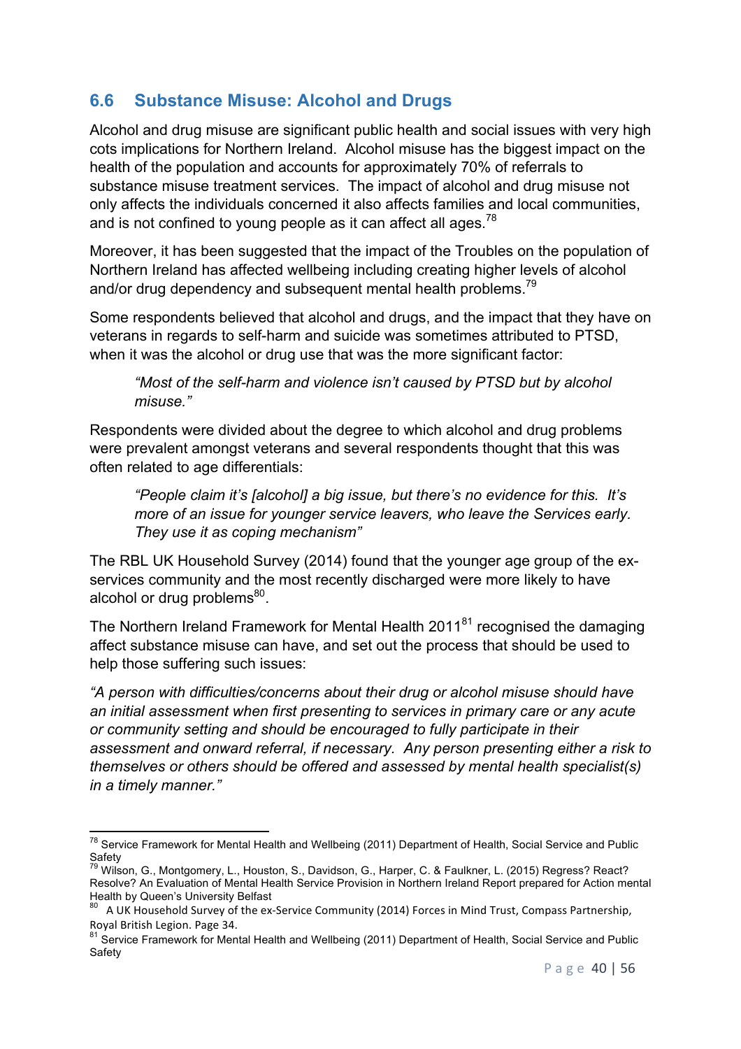## 6.6 Substance Misuse: Alcohol and Drugs

Alcohol and drug misuse are significant public health and social issues with very high cots implications for Northern Ireland. Alcohol misuse has the biggest impact on the health of the population and accounts for approximately 70% of referrals to substance misuse treatment services. The impact of alcohol and drug misuse not only affects the individuals concerned it also affects families and local communities, and is not confined to young people as it can affect all ages.[78]

Moreover, it has been suggested that the impact of the Troubles on the population of Northern Ireland has affected wellbeing including creating higher levels of alcohol and/or drug dependency and subsequent mental health problems.[79]

Some respondents believed that alcohol and drugs, and the impact that they have on veterans in regards to self-harm and suicide was sometimes attributed to PTSD, when it was the alcohol or drug use that was the more significant factor:

> *"Most of the self-harm and violence isn't caused by PTSD but by alcohol misuse."*

Respondents were divided about the degree to which alcohol and drug problems were prevalent amongst veterans and several respondents thought that this was often related to age differentials:

> *"People claim it's [alcohol] a big issue, but there's no evidence for this. It's more of an issue for younger service leavers, who leave the Services early. They use it as coping mechanism"*

The RBL UK Household Survey (2014) found that the younger age group of the ex-services community and the most recently discharged were more likely to have alcohol or drug problems[80].

The Northern Ireland Framework for Mental Health 2011[81] recognised the damaging affect substance misuse can have, and set out the process that should be used to help those suffering such issues:

*"A person with difficulties/concerns about their drug or alcohol misuse should have an initial assessment when first presenting to services in primary care or any acute or community setting and should be encouraged to fully participate in their assessment and onward referral, if necessary. Any person presenting either a risk to themselves or others should be offered and assessed by mental health specialist(s) in a timely manner."*

---

[78] Service Framework for Mental Health and Wellbeing (2011) Department of Health, Social Service and Public Safety

[79] Wilson, G., Montgomery, L., Houston, S., Davidson, G., Harper, C. & Faulkner, L. (2015) Regress? React? Resolve? An Evaluation of Mental Health Service Provision in Northern Ireland Report prepared for Action mental Health by Queen's University Belfast

[80] A UK Household Survey of the ex-Service Community (2014) Forces in Mind Trust, Compass Partnership, Royal British Legion. Page 34.

[81] Service Framework for Mental Health and Wellbeing (2011) Department of Health, Social Service and Public Safety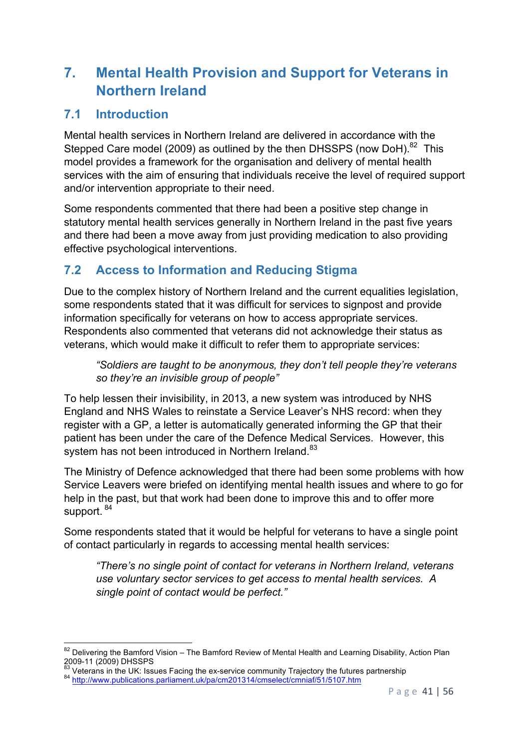# 7. Mental Health Provision and Support for Veterans in Northern Ireland

## 7.1 Introduction

Mental health services in Northern Ireland are delivered in accordance with the Stepped Care model (2009) as outlined by the then DHSSPS (now DoH).[82] This model provides a framework for the organisation and delivery of mental health services with the aim of ensuring that individuals receive the level of required support and/or intervention appropriate to their need.

Some respondents commented that there had been a positive step change in statutory mental health services generally in Northern Ireland in the past five years and there had been a move away from just providing medication to also providing effective psychological interventions.

## 7.2 Access to Information and Reducing Stigma

Due to the complex history of Northern Ireland and the current equalities legislation, some respondents stated that it was difficult for services to signpost and provide information specifically for veterans on how to access appropriate services. Respondents also commented that veterans did not acknowledge their status as veterans, which would make it difficult to refer them to appropriate services:

> *"Soldiers are taught to be anonymous, they don't tell people they're veterans so they're an invisible group of people"*

To help lessen their invisibility, in 2013, a new system was introduced by NHS England and NHS Wales to reinstate a Service Leaver's NHS record: when they register with a GP, a letter is automatically generated informing the GP that their patient has been under the care of the Defence Medical Services. However, this system has not been introduced in Northern Ireland.[83]

The Ministry of Defence acknowledged that there had been some problems with how Service Leavers were briefed on identifying mental health issues and where to go for help in the past, but that work had been done to improve this and to offer more support. [84]

Some respondents stated that it would be helpful for veterans to have a single point of contact particularly in regards to accessing mental health services:

> *"There's no single point of contact for veterans in Northern Ireland, veterans use voluntary sector services to get access to mental health services. A single point of contact would be perfect."*

---

[82] Delivering the Bamford Vision – The Bamford Review of Mental Health and Learning Disability, Action Plan 2009-11 (2009) DHSSPS

[83] Veterans in the UK: Issues Facing the ex-service community Trajectory the futures partnership

[84] http://www.publications.parliament.uk/pa/cm201314/cmselect/cmniaf/51/5107.htm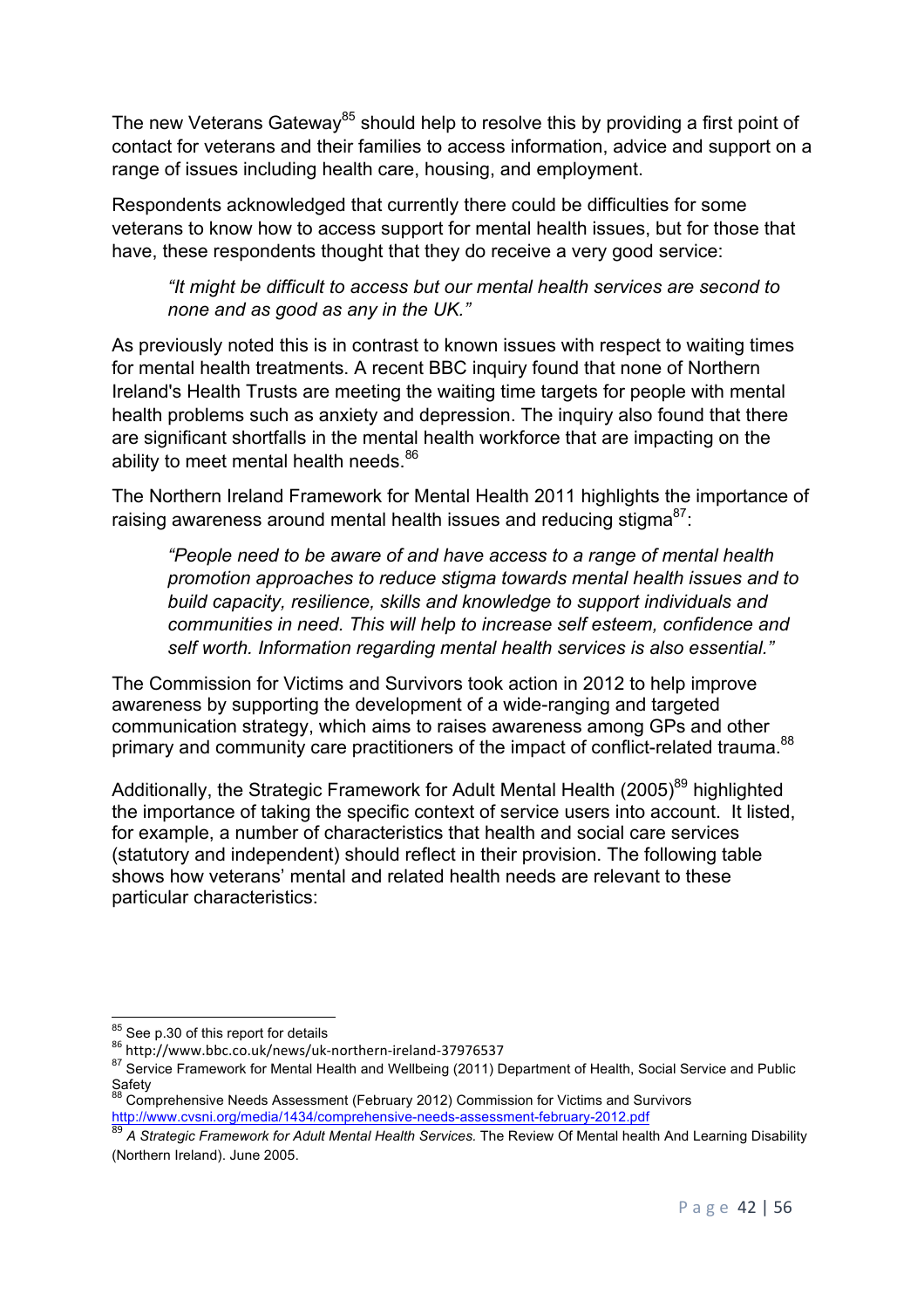The new Veterans Gateway[85] should help to resolve this by providing a first point of contact for veterans and their families to access information, advice and support on a range of issues including health care, housing, and employment.

Respondents acknowledged that currently there could be difficulties for some veterans to know how to access support for mental health issues, but for those that have, these respondents thought that they do receive a very good service:

> *"It might be difficult to access but our mental health services are second to none and as good as any in the UK."*

As previously noted this is in contrast to known issues with respect to waiting times for mental health treatments. A recent BBC inquiry found that none of Northern Ireland's Health Trusts are meeting the waiting time targets for people with mental health problems such as anxiety and depression. The inquiry also found that there are significant shortfalls in the mental health workforce that are impacting on the ability to meet mental health needs.[86]

The Northern Ireland Framework for Mental Health 2011 highlights the importance of raising awareness around mental health issues and reducing stigma[87]:

> *"People need to be aware of and have access to a range of mental health promotion approaches to reduce stigma towards mental health issues and to build capacity, resilience, skills and knowledge to support individuals and communities in need. This will help to increase self esteem, confidence and self worth. Information regarding mental health services is also essential."*

The Commission for Victims and Survivors took action in 2012 to help improve awareness by supporting the development of a wide-ranging and targeted communication strategy, which aims to raises awareness among GPs and other primary and community care practitioners of the impact of conflict-related trauma.[88]

Additionally, the Strategic Framework for Adult Mental Health (2005)[89] highlighted the importance of taking the specific context of service users into account. It listed, for example, a number of characteristics that health and social care services (statutory and independent) should reflect in their provision. The following table shows how veterans' mental and related health needs are relevant to these particular characteristics:

---

[85] See p.30 of this report for details

[86] http://www.bbc.co.uk/news/uk-northern-ireland-37976537

[87] Service Framework for Mental Health and Wellbeing (2011) Department of Health, Social Service and Public Safety

[88] Comprehensive Needs Assessment (February 2012) Commission for Victims and Survivors http://www.cvsni.org/media/1434/comprehensive-needs-assessment-february-2012.pdf

[89] *A Strategic Framework for Adult Mental Health Services.* The Review Of Mental health And Learning Disability (Northern Ireland). June 2005.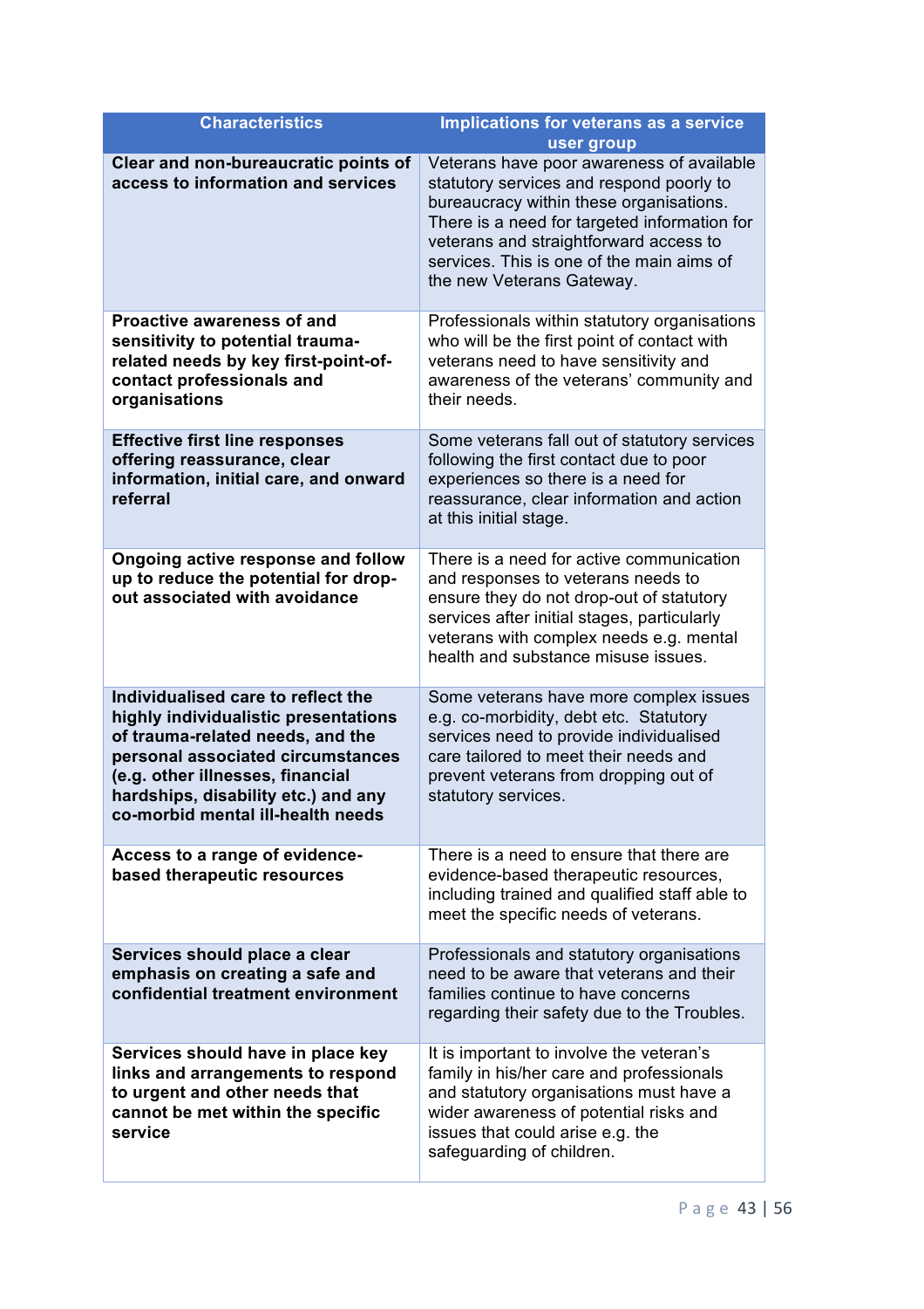| Characteristics | Implications for veterans as a service user group |
| --- | --- |
| **Clear and non-bureaucratic points of access to information and services** | Veterans have poor awareness of available statutory services and respond poorly to bureaucracy within these organisations. There is a need for targeted information for veterans and straightforward access to services. This is one of the main aims of the new Veterans Gateway. |
| **Proactive awareness of and sensitivity to potential trauma-related needs by key first-point-of-contact professionals and organisations** | Professionals within statutory organisations who will be the first point of contact with veterans need to have sensitivity and awareness of the veterans' community and their needs. |
| **Effective first line responses offering reassurance, clear information, initial care, and onward referral** | Some veterans fall out of statutory services following the first contact due to poor experiences so there is a need for reassurance, clear information and action at this initial stage. |
| **Ongoing active response and follow up to reduce the potential for drop-out associated with avoidance** | There is a need for active communication and responses to veterans needs to ensure they do not drop-out of statutory services after initial stages, particularly veterans with complex needs e.g. mental health and substance misuse issues. |
| **Individualised care to reflect the highly individualised presentations of trauma-related needs, and the personal associated circumstances (e.g. other illnesses, financial hardships, disability etc.) and any co-morbid mental ill-health needs** | Some veterans have more complex issues e.g. co-morbidity, debt etc. Statutory services need to provide individualised care tailored to meet their needs and prevent veterans from dropping out of statutory services. |
| **Access to a range of evidence-based therapeutic resources** | There is a need to ensure that there are evidence-based therapeutic resources, including trained and qualified staff able to meet the specific needs of veterans. |
| **Services should place a clear emphasis on creating a safe and confidential treatment environment** | Professionals and statutory organisations need to be aware that veterans and their families continue to have concerns regarding their safety due to the Troubles. |
| **Services should have in place key links and arrangements to respond to urgent and other needs that cannot be met within the specific service** | It is important to involve the veteran's family in his/her care and professionals and statutory organisations must have a wider awareness of potential risks and issues that could arise e.g. the safeguarding of children. |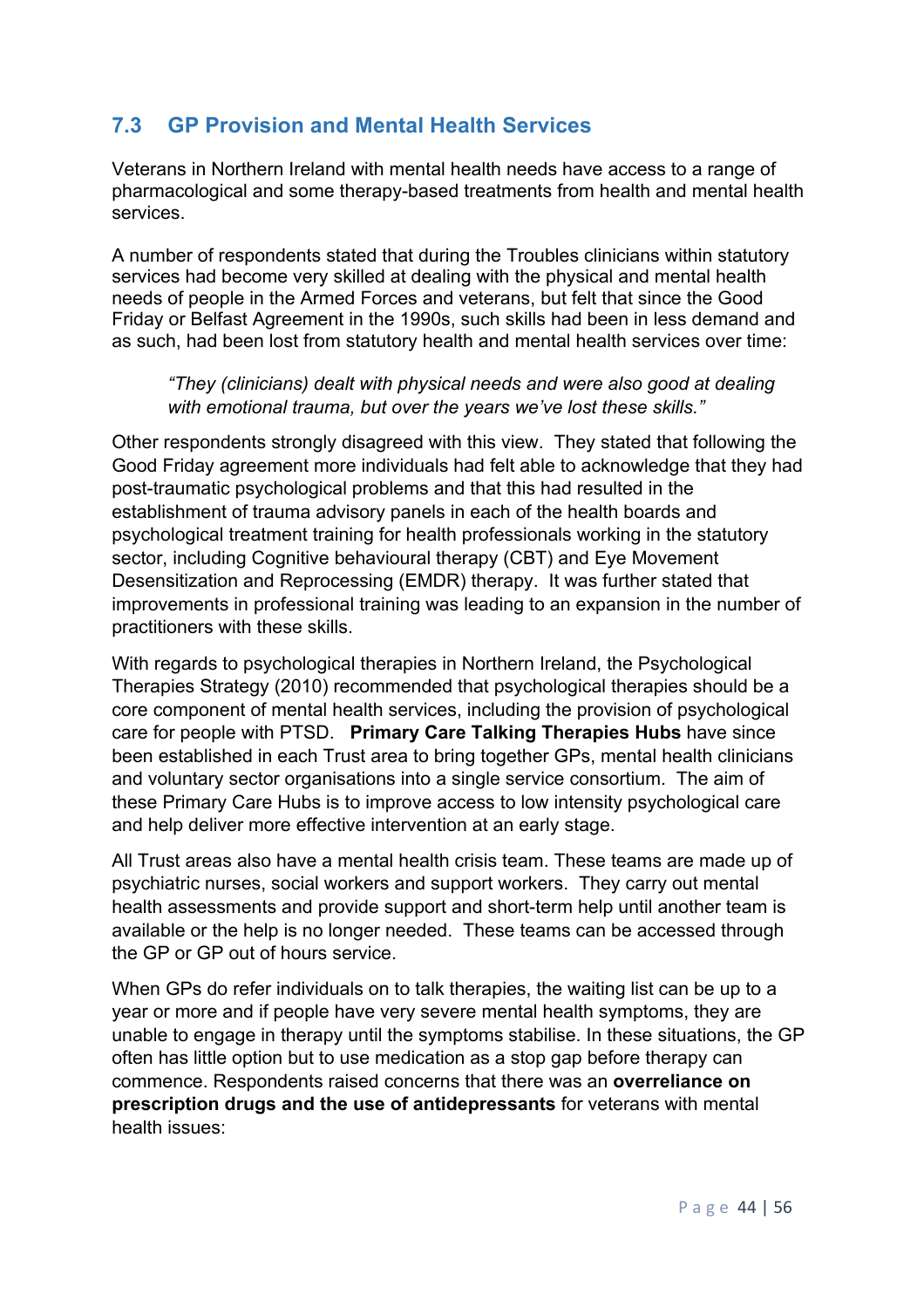## 7.3 GP Provision and Mental Health Services

Veterans in Northern Ireland with mental health needs have access to a range of pharmacological and some therapy-based treatments from health and mental health services.

A number of respondents stated that during the Troubles clinicians within statutory services had become very skilled at dealing with the physical and mental health needs of people in the Armed Forces and veterans, but felt that since the Good Friday or Belfast Agreement in the 1990s, such skills had been in less demand and as such, had been lost from statutory health and mental health services over time:

> *"They (clinicians) dealt with physical needs and were also good at dealing with emotional trauma, but over the years we've lost these skills."*

Other respondents strongly disagreed with this view. They stated that following the Good Friday agreement more individuals had felt able to acknowledge that they had post-traumatic psychological problems and that this had resulted in the establishment of trauma advisory panels in each of the health boards and psychological treatment training for health professionals working in the statutory sector, including Cognitive behavioural therapy (CBT) and Eye Movement Desensitization and Reprocessing (EMDR) therapy. It was further stated that improvements in professional training was leading to an expansion in the number of practitioners with these skills.

With regards to psychological therapies in Northern Ireland, the Psychological Therapies Strategy (2010) recommended that psychological therapies should be a core component of mental health services, including the provision of psychological care for people with PTSD. **Primary Care Talking Therapies Hubs** have since been established in each Trust area to bring together GPs, mental health clinicians and voluntary sector organisations into a single service consortium. The aim of these Primary Care Hubs is to improve access to low intensity psychological care and help deliver more effective intervention at an early stage.

All Trust areas also have a mental health crisis team. These teams are made up of psychiatric nurses, social workers and support workers. They carry out mental health assessments and provide support and short-term help until another team is available or the help is no longer needed. These teams can be accessed through the GP or GP out of hours service.

When GPs do refer individuals on to talk therapies, the waiting list can be up to a year or more and if people have very severe mental health symptoms, they are unable to engage in therapy until the symptoms stabilise. In these situations, the GP often has little option but to use medication as a stop gap before therapy can commence. Respondents raised concerns that there was an **overreliance on prescription drugs and the use of antidepressants** for veterans with mental health issues: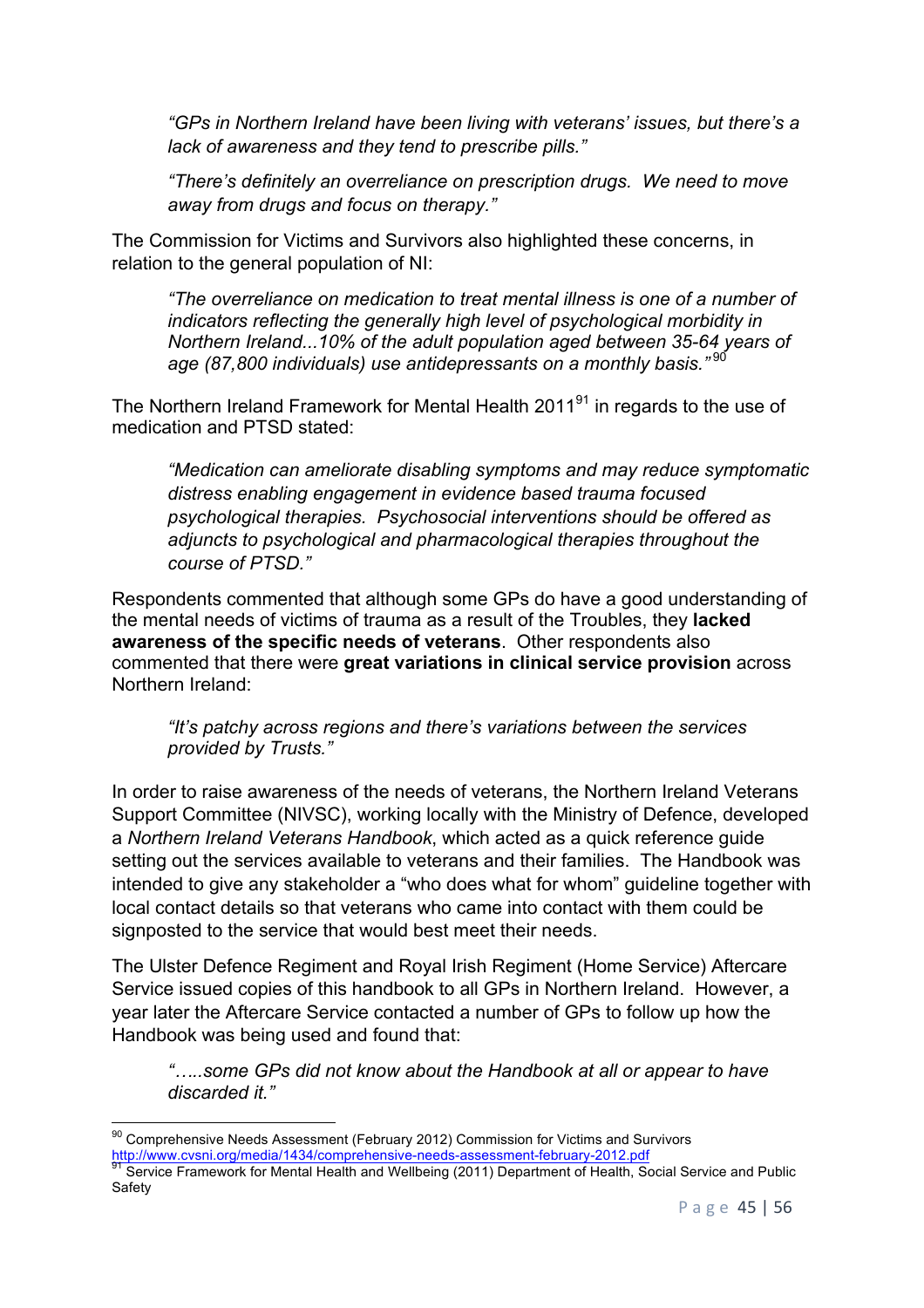> *"GPs in Northern Ireland have been living with veterans' issues, but there's a lack of awareness and they tend to prescribe pills."*
>
> *"There's definitely an overreliance on prescription drugs. We need to move away from drugs and focus on therapy."*

The Commission for Victims and Survivors also highlighted these concerns, in relation to the general population of NI:

> *"The overreliance on medication to treat mental illness is one of a number of indicators reflecting the generally high level of psychological morbidity in Northern Ireland...10% of the adult population aged between 35-64 years of age (87,800 individuals) use antidepressants on a monthly basis."*[90]

The Northern Ireland Framework for Mental Health 2011[91] in regards to the use of medication and PTSD stated:

> *"Medication can ameliorate disabling symptoms and may reduce symptomatic distress enabling engagement in evidence based trauma focused psychological therapies. Psychosocial interventions should be offered as adjuncts to psychological and pharmacological therapies throughout the course of PTSD."*

Respondents commented that although some GPs do have a good understanding of the mental needs of victims of trauma as a result of the Troubles, they **lacked awareness of the specific needs of veterans**. Other respondents also commented that there were **great variations in clinical service provision** across Northern Ireland:

> *"It's patchy across regions and there's variations between the services provided by Trusts."*

In order to raise awareness of the needs of veterans, the Northern Ireland Veterans Support Committee (NIVSC), working locally with the Ministry of Defence, developed a *Northern Ireland Veterans Handbook*, which acted as a quick reference guide setting out the services available to veterans and their families. The Handbook was intended to give any stakeholder a "who does what for whom" guideline together with local contact details so that veterans who came into contact with them could be signposted to the service that would best meet their needs.

The Ulster Defence Regiment and Royal Irish Regiment (Home Service) Aftercare Service issued copies of this handbook to all GPs in Northern Ireland. However, a year later the Aftercare Service contacted a number of GPs to follow up how the Handbook was being used and found that:

> *".....some GPs did not know about the Handbook at all or appear to have discarded it."*

---

[90] Comprehensive Needs Assessment (February 2012) Commission for Victims and Survivors http://www.cvsni.org/media/1434/comprehensive-needs-assessment-february-2012.pdf

[91] Service Framework for Mental Health and Wellbeing (2011) Department of Health, Social Service and Public Safety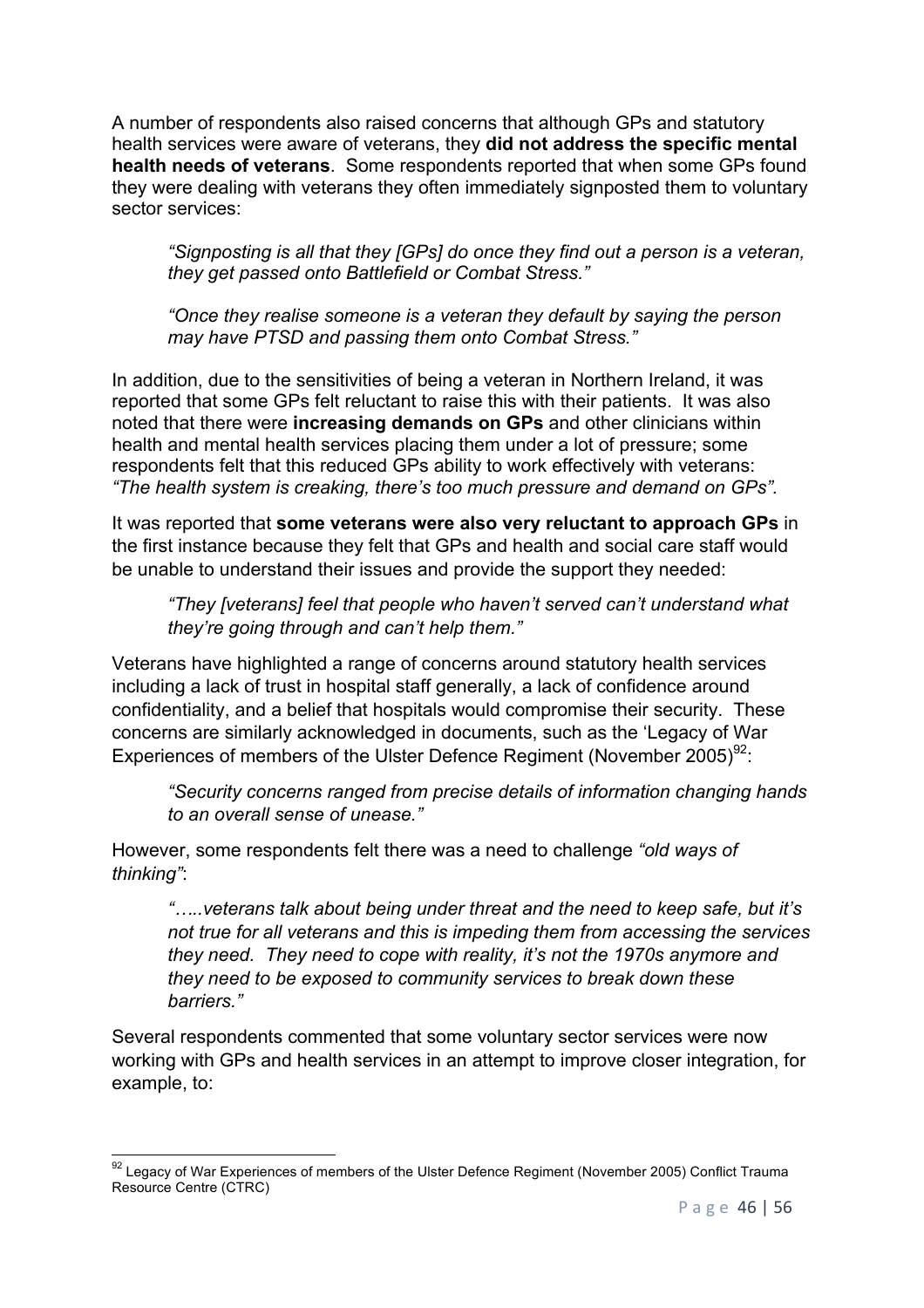A number of respondents also raised concerns that although GPs and statutory health services were aware of veterans, they **did not address the specific mental health needs of veterans**. Some respondents reported that when some GPs found they were dealing with veterans they often immediately signposted them to voluntary sector services:

> *"Signposting is all that they [GPs] do once they find out a person is a veteran, they get passed onto Battlefield or Combat Stress."*
>
> *"Once they realise someone is a veteran they default by saying the person may have PTSD and passing them onto Combat Stress."*

In addition, due to the sensitivities of being a veteran in Northern Ireland, it was reported that some GPs felt reluctant to raise this with their patients. It was also noted that there were **increasing demands on GPs** and other clinicians within health and mental health services placing them under a lot of pressure; some respondents felt that this reduced GPs ability to work effectively with veterans: *"The health system is creaking, there's too much pressure and demand on GPs".*

It was reported that **some veterans were also very reluctant to approach GPs** in the first instance because they felt that GPs and health and social care staff would be unable to understand their issues and provide the support they needed:

> *"They [veterans] feel that people who haven't served can't understand what they're going through and can't help them."*

Veterans have highlighted a range of concerns around statutory health services including a lack of trust in hospital staff generally, a lack of confidence around confidentiality, and a belief that hospitals would compromise their security. These concerns are similarly acknowledged in documents, such as the 'Legacy of War Experiences of members of the Ulster Defence Regiment (November 2005)[92]:

> *"Security concerns ranged from precise details of information changing hands to an overall sense of unease."*

However, some respondents felt there was a need to challenge *"old ways of thinking"*:

> *"…..veterans talk about being under threat and the need to keep safe, but it's not true for all veterans and this is impeding them from accessing the services they need. They need to cope with reality, it's not the 1970s anymore and they need to be exposed to community services to break down these barriers."*

Several respondents commented that some voluntary sector services were now working with GPs and health services in an attempt to improve closer integration, for example, to:

---

[92] Legacy of War Experiences of members of the Ulster Defence Regiment (November 2005) Conflict Trauma Resource Centre (CTRC)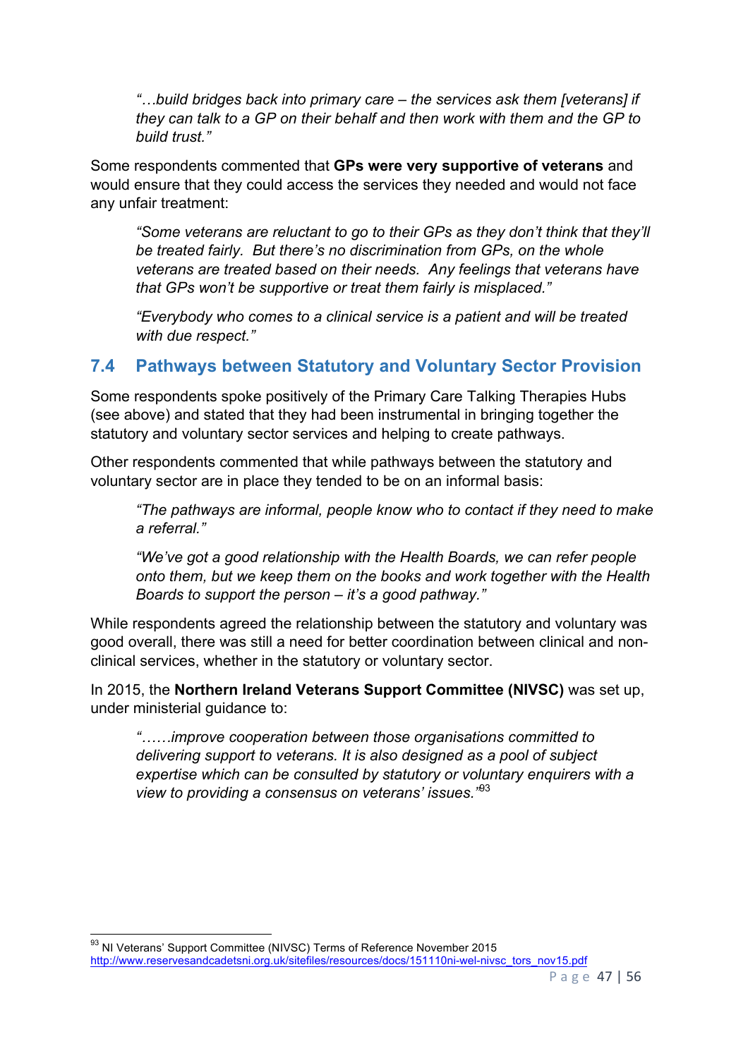> *"…build bridges back into primary care – the services ask them [veterans] if they can talk to a GP on their behalf and then work with them and the GP to build trust."*

Some respondents commented that **GPs were very supportive of veterans** and would ensure that they could access the services they needed and would not face any unfair treatment:

> *"Some veterans are reluctant to go to their GPs as they don't think that they'll be treated fairly. But there's no discrimination from GPs, on the whole veterans are treated based on their needs. Any feelings that veterans have that GPs won't be supportive or treat them fairly is misplaced."*

> *"Everybody who comes to a clinical service is a patient and will be treated with due respect."*

## 7.4 Pathways between Statutory and Voluntary Sector Provision

Some respondents spoke positively of the Primary Care Talking Therapies Hubs (see above) and stated that they had been instrumental in bringing together the statutory and voluntary sector services and helping to create pathways.

Other respondents commented that while pathways between the statutory and voluntary sector are in place they tended to be on an informal basis:

> *"The pathways are informal, people know who to contact if they need to make a referral."*

> *"We've got a good relationship with the Health Boards, we can refer people onto them, but we keep them on the books and work together with the Health Boards to support the person – it's a good pathway."*

While respondents agreed the relationship between the statutory and voluntary was good overall, there was still a need for better coordination between clinical and non-clinical services, whether in the statutory or voluntary sector.

In 2015, the **Northern Ireland Veterans Support Committee (NIVSC)** was set up, under ministerial guidance to:

> *"……improve cooperation between those organisations committed to delivering support to veterans. It is also designed as a pool of subject expertise which can be consulted by statutory or voluntary enquirers with a view to providing a consensus on veterans' issues."*[93]

---

[93] NI Veterans' Support Committee (NIVSC) Terms of Reference November 2015 http://www.reservesandcadetsni.org.uk/sitefiles/resources/docs/151110ni-wel-nivsc_tors_nov15.pdf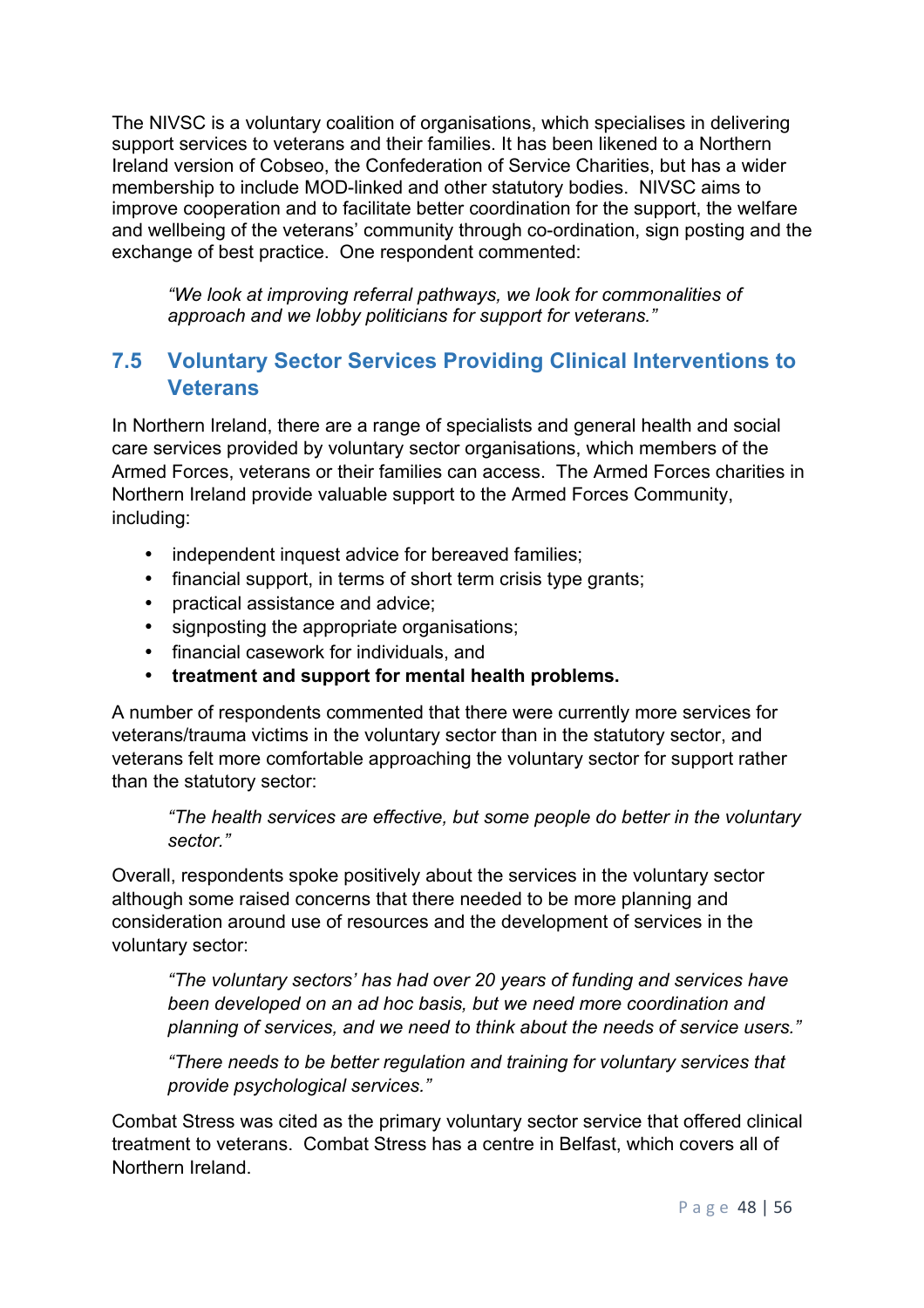The NIVSC is a voluntary coalition of organisations, which specialises in delivering support services to veterans and their families. It has been likened to a Northern Ireland version of Cobseo, the Confederation of Service Charities, but has a wider membership to include MOD-linked and other statutory bodies. NIVSC aims to improve cooperation and to facilitate better coordination for the support, the welfare and wellbeing of the veterans' community through co-ordination, sign posting and the exchange of best practice. One respondent commented:

> *"We look at improving referral pathways, we look for commonalities of approach and we lobby politicians for support for veterans."*

## 7.5 Voluntary Sector Services Providing Clinical Interventions to Veterans

In Northern Ireland, there are a range of specialists and general health and social care services provided by voluntary sector organisations, which members of the Armed Forces, veterans or their families can access. The Armed Forces charities in Northern Ireland provide valuable support to the Armed Forces Community, including:

- independent inquest advice for bereaved families;
- financial support, in terms of short term crisis type grants;
- practical assistance and advice;
- signposting the appropriate organisations;
- financial casework for individuals, and
- **treatment and support for mental health problems.**

A number of respondents commented that there were currently more services for veterans/trauma victims in the voluntary sector than in the statutory sector, and veterans felt more comfortable approaching the voluntary sector for support rather than the statutory sector:

> *"The health services are effective, but some people do better in the voluntary sector."*

Overall, respondents spoke positively about the services in the voluntary sector although some raised concerns that there needed to be more planning and consideration around use of resources and the development of services in the voluntary sector:

> *"The voluntary sectors' has had over 20 years of funding and services have been developed on an ad hoc basis, but we need more coordination and planning of services, and we need to think about the needs of service users."*

> *"There needs to be better regulation and training for voluntary services that provide psychological services."*

Combat Stress was cited as the primary voluntary sector service that offered clinical treatment to veterans. Combat Stress has a centre in Belfast, which covers all of Northern Ireland.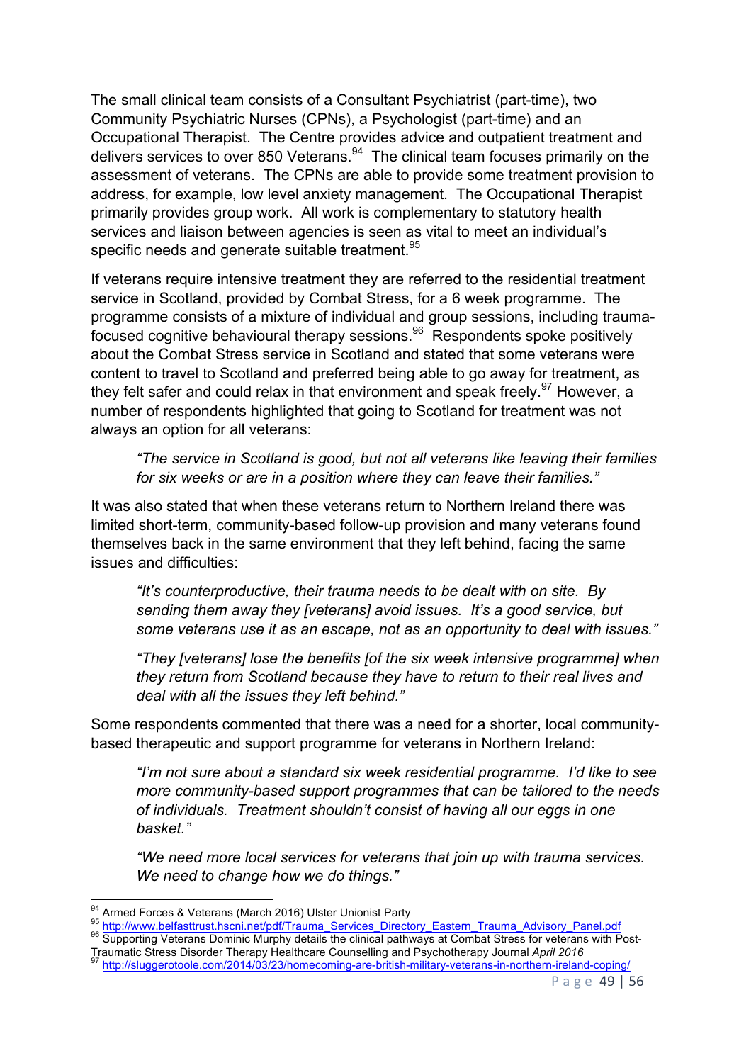The small clinical team consists of a Consultant Psychiatrist (part-time), two Community Psychiatric Nurses (CPNs), a Psychologist (part-time) and an Occupational Therapist. The Centre provides advice and outpatient treatment and delivers services to over 850 Veterans.[94] The clinical team focuses primarily on the assessment of veterans. The CPNs are able to provide some treatment provision to address, for example, low level anxiety management. The Occupational Therapist primarily provides group work. All work is complementary to statutory health services and liaison between agencies is seen as vital to meet an individual's specific needs and generate suitable treatment.[95]

If veterans require intensive treatment they are referred to the residential treatment service in Scotland, provided by Combat Stress, for a 6 week programme. The programme consists of a mixture of individual and group sessions, including trauma-focused cognitive behavioural therapy sessions.[96] Respondents spoke positively about the Combat Stress service in Scotland and stated that some veterans were content to travel to Scotland and preferred being able to go away for treatment, as they felt safer and could relax in that environment and speak freely.[97] However, a number of respondents highlighted that going to Scotland for treatment was not always an option for all veterans:

> *"The service in Scotland is good, but not all veterans like leaving their families for six weeks or are in a position where they can leave their families."*

It was also stated that when these veterans return to Northern Ireland there was limited short-term, community-based follow-up provision and many veterans found themselves back in the same environment that they left behind, facing the same issues and difficulties:

> *"It's counterproductive, their trauma needs to be dealt with on site. By sending them away they [veterans] avoid issues. It's a good service, but some veterans use it as an escape, not as an opportunity to deal with issues."*

> *"They [veterans] lose the benefits [of the six week intensive programme] when they return from Scotland because they have to return to their real lives and deal with all the issues they left behind."*

Some respondents commented that there was a need for a shorter, local community-based therapeutic and support programme for veterans in Northern Ireland:

> *"I'm not sure about a standard six week residential programme. I'd like to see more community-based support programmes that can be tailored to the needs of individuals. Treatment shouldn't consist of having all our eggs in one basket."*

> *"We need more local services for veterans that join up with trauma services. We need to change how we do things."*

---

[94] Armed Forces & Veterans (March 2016) Ulster Unionist Party

[95] http://www.belfasttrust.hscni.net/pdf/Trauma_Services_Directory_Eastern_Trauma_Advisory_Panel.pdf

[96] Supporting Veterans Dominic Murphy details the clinical pathways at Combat Stress for veterans with Post-Traumatic Stress Disorder Therapy Healthcare Counselling and Psychotherapy Journal *April 2016*

[97] http://sluggerotoole.com/2014/03/23/homecoming-are-british-military-veterans-in-northern-ireland-coping/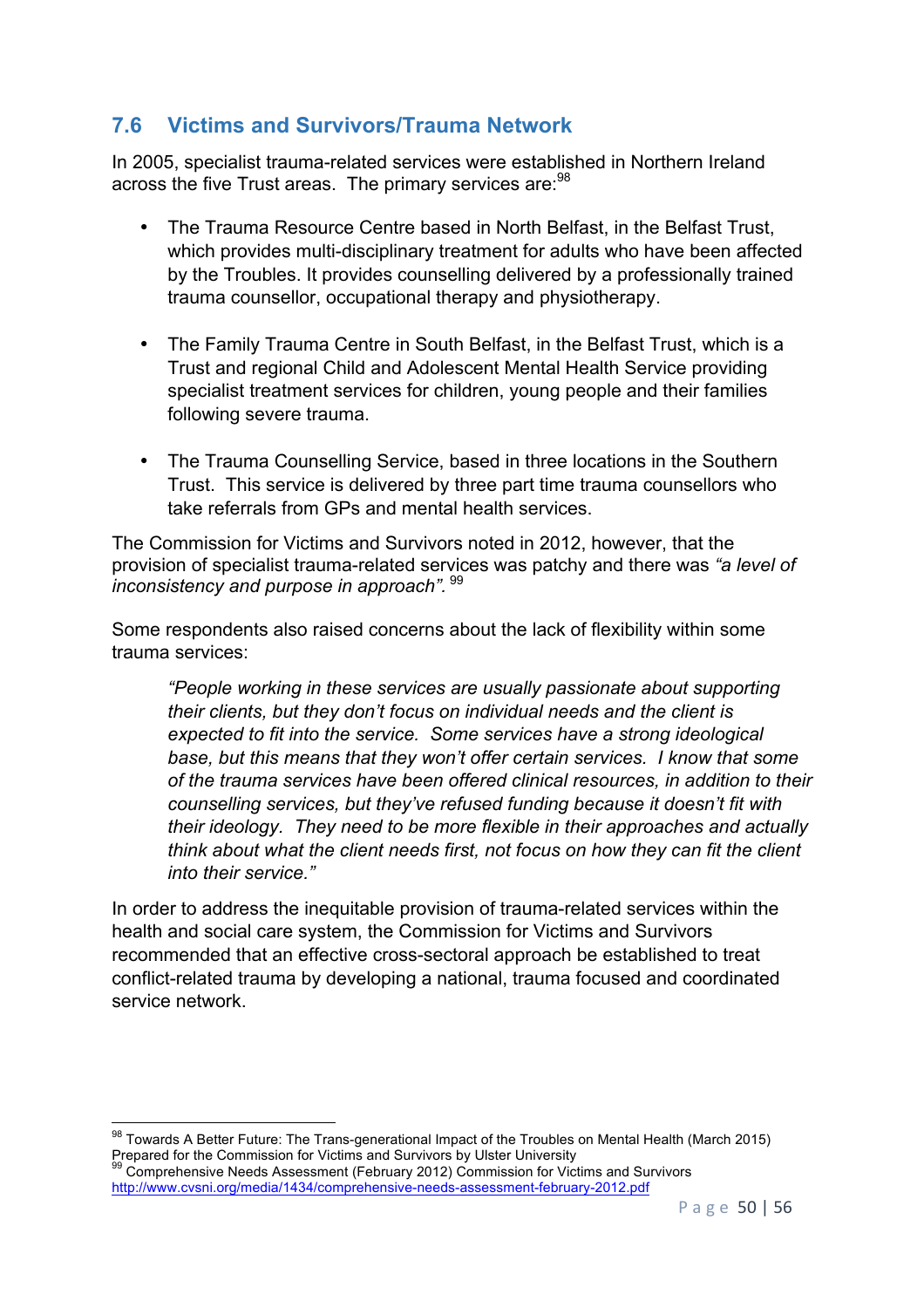## 7.6 Victims and Survivors/Trauma Network

In 2005, specialist trauma-related services were established in Northern Ireland across the five Trust areas. The primary services are:[98]

- The Trauma Resource Centre based in North Belfast, in the Belfast Trust, which provides multi-disciplinary treatment for adults who have been affected by the Troubles. It provides counselling delivered by a professionally trained trauma counsellor, occupational therapy and physiotherapy.

- The Family Trauma Centre in South Belfast, in the Belfast Trust, which is a Trust and regional Child and Adolescent Mental Health Service providing specialist treatment services for children, young people and their families following severe trauma.

- The Trauma Counselling Service, based in three locations in the Southern Trust. This service is delivered by three part time trauma counsellors who take referrals from GPs and mental health services.

The Commission for Victims and Survivors noted in 2012, however, that the provision of specialist trauma-related services was patchy and there was *"a level of inconsistency and purpose in approach".* [99]

Some respondents also raised concerns about the lack of flexibility within some trauma services:

> *"People working in these services are usually passionate about supporting their clients, but they don't focus on individual needs and the client is expected to fit into the service. Some services have a strong ideological base, but this means that they won't offer certain services. I know that some of the trauma services have been offered clinical resources, in addition to their counselling services, but they've refused funding because it doesn't fit with their ideology. They need to be more flexible in their approaches and actually think about what the client needs first, not focus on how they can fit the client into their service."*

In order to address the inequitable provision of trauma-related services within the health and social care system, the Commission for Victims and Survivors recommended that an effective cross-sectoral approach be established to treat conflict-related trauma by developing a national, trauma focused and coordinated service network.

---

[98] Towards A Better Future: The Trans-generational Impact of the Troubles on Mental Health (March 2015) Prepared for the Commission for Victims and Survivors by Ulster University

[99] Comprehensive Needs Assessment (February 2012) Commission for Victims and Survivors http://www.cvsni.org/media/1434/comprehensive-needs-assessment-february-2012.pdf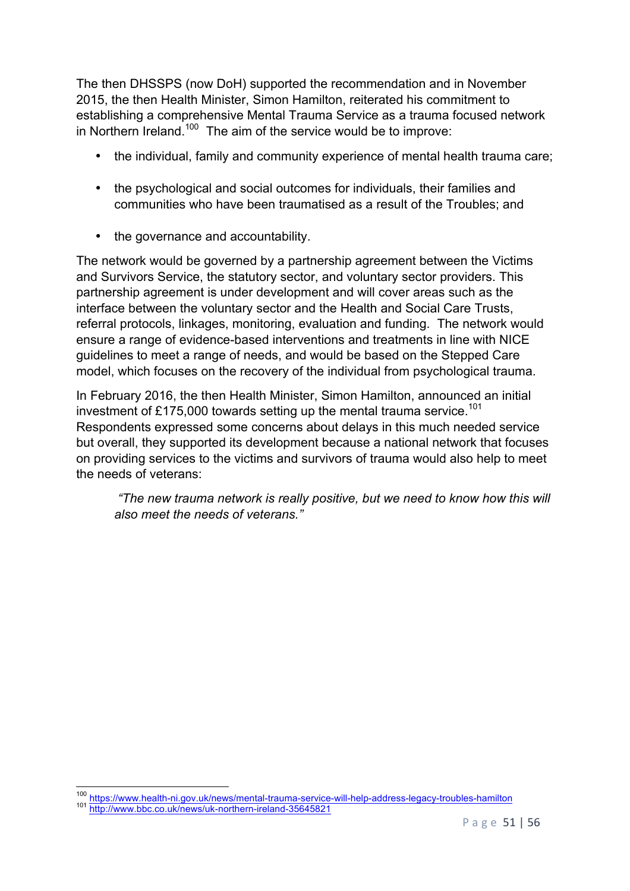The then DHSSPS (now DoH) supported the recommendation and in November 2015, the then Health Minister, Simon Hamilton, reiterated his commitment to establishing a comprehensive Mental Trauma Service as a trauma focused network in Northern Ireland.[100] The aim of the service would be to improve:

- the individual, family and community experience of mental health trauma care;
- the psychological and social outcomes for individuals, their families and communities who have been traumatised as a result of the Troubles; and
- the governance and accountability.

The network would be governed by a partnership agreement between the Victims and Survivors Service, the statutory sector, and voluntary sector providers. This partnership agreement is under development and will cover areas such as the interface between the voluntary sector and the Health and Social Care Trusts, referral protocols, linkages, monitoring, evaluation and funding. The network would ensure a range of evidence-based interventions and treatments in line with NICE guidelines to meet a range of needs, and would be based on the Stepped Care model, which focuses on the recovery of the individual from psychological trauma.

In February 2016, the then Health Minister, Simon Hamilton, announced an initial investment of £175,000 towards setting up the mental trauma service.[101] Respondents expressed some concerns about delays in this much needed service but overall, they supported its development because a national network that focuses on providing services to the victims and survivors of trauma would also help to meet the needs of veterans:

> *"The new trauma network is really positive, but we need to know how this will also meet the needs of veterans."*

---

[100] https://www.health-ni.gov.uk/news/mental-trauma-service-will-help-address-legacy-troubles-hamilton

[101] http://www.bbc.co.uk/news/uk-northern-ireland-35645821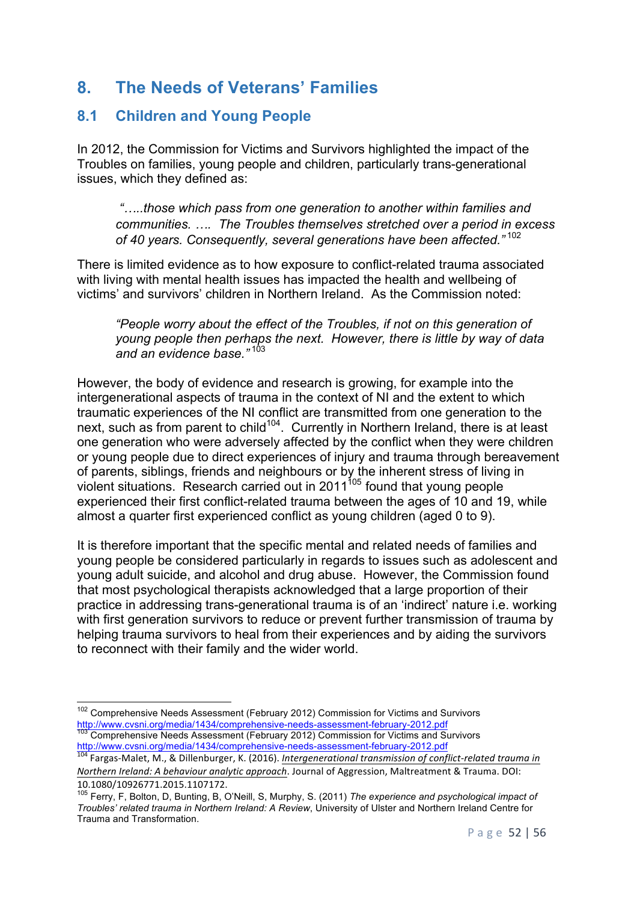# 8. The Needs of Veterans' Families

## 8.1 Children and Young People

In 2012, the Commission for Victims and Survivors highlighted the impact of the Troubles on families, young people and children, particularly trans-generational issues, which they defined as:

> *"…..those which pass from one generation to another within families and communities. …. The Troubles themselves stretched over a period in excess of 40 years. Consequently, several generations have been affected."*[102]

There is limited evidence as to how exposure to conflict-related trauma associated with living with mental health issues has impacted the health and wellbeing of victims' and survivors' children in Northern Ireland. As the Commission noted:

> *"People worry about the effect of the Troubles, if not on this generation of young people then perhaps the next. However, there is little by way of data and an evidence base."*[103]

However, the body of evidence and research is growing, for example into the intergenerational aspects of trauma in the context of NI and the extent to which traumatic experiences of the NI conflict are transmitted from one generation to the next, such as from parent to child[104]. Currently in Northern Ireland, there is at least one generation who were adversely affected by the conflict when they were children or young people due to direct experiences of injury and trauma through bereavement of parents, siblings, friends and neighbours or by the inherent stress of living in violent situations. Research carried out in 2011[105] found that young people experienced their first conflict-related trauma between the ages of 10 and 19, while almost a quarter first experienced conflict as young children (aged 0 to 9).

It is therefore important that the specific mental and related needs of families and young people be considered particularly in regards to issues such as adolescent and young adult suicide, and alcohol and drug abuse. However, the Commission found that most psychological therapists acknowledged that a large proportion of their practice in addressing trans-generational trauma is of an 'indirect' nature i.e. working with first generation survivors to reduce or prevent further transmission of trauma by helping trauma survivors to heal from their experiences and by aiding the survivors to reconnect with their family and the wider world.

---

[102] Comprehensive Needs Assessment (February 2012) Commission for Victims and Survivors http://www.cvsni.org/media/1434/comprehensive-needs-assessment-february-2012.pdf

[103] Comprehensive Needs Assessment (February 2012) Commission for Victims and Survivors http://www.cvsni.org/media/1434/comprehensive-needs-assessment-february-2012.pdf

[104] Fargas-Malet, M., & Dillenburger, K. (2016). *Intergenerational transmission of conflict-related trauma in Northern Ireland: A behaviour analytic approach*. Journal of Aggression, Maltreatment & Trauma. DOI: 10.1080/10926771.2015.1107172.

[105] Ferry, F, Bolton, D, Bunting, B, O'Neill, S, Murphy, S. (2011) *The experience and psychological impact of Troubles' related trauma in Northern Ireland: A Review*, University of Ulster and Northern Ireland Centre for Trauma and Transformation.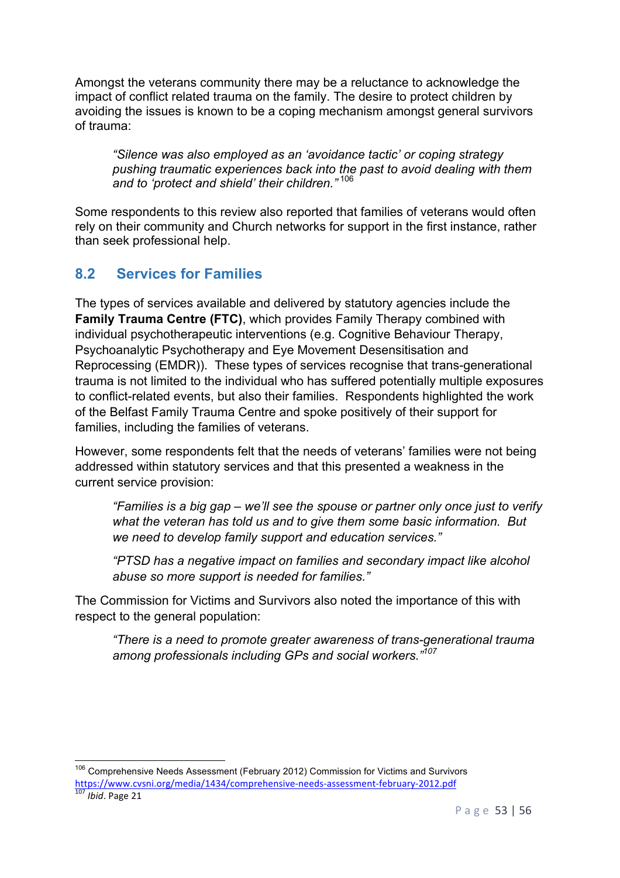Amongst the veterans community there may be a reluctance to acknowledge the impact of conflict related trauma on the family. The desire to protect children by avoiding the issues is known to be a coping mechanism amongst general survivors of trauma:

> *"Silence was also employed as an 'avoidance tactic' or coping strategy pushing traumatic experiences back into the past to avoid dealing with them and to 'protect and shield' their children."*[106]

Some respondents to this review also reported that families of veterans would often rely on their community and Church networks for support in the first instance, rather than seek professional help.

## 8.2 Services for Families

The types of services available and delivered by statutory agencies include the **Family Trauma Centre (FTC)**, which provides Family Therapy combined with individual psychotherapeutic interventions (e.g. Cognitive Behaviour Therapy, Psychoanalytic Psychotherapy and Eye Movement Desensitisation and Reprocessing (EMDR)). These types of services recognise that trans-generational trauma is not limited to the individual who has suffered potentially multiple exposures to conflict-related events, but also their families. Respondents highlighted the work of the Belfast Family Trauma Centre and spoke positively of their support for families, including the families of veterans.

However, some respondents felt that the needs of veterans' families were not being addressed within statutory services and that this presented a weakness in the current service provision:

> *"Families is a big gap – we'll see the spouse or partner only once just to verify what the veteran has told us and to give them some basic information. But we need to develop family support and education services."*

> *"PTSD has a negative impact on families and secondary impact like alcohol abuse so more support is needed for families."*

The Commission for Victims and Survivors also noted the importance of this with respect to the general population:

> *"There is a need to promote greater awareness of trans-generational trauma among professionals including GPs and social workers."*[107]

---

[106] Comprehensive Needs Assessment (February 2012) Commission for Victims and Survivors https://www.cvsni.org/media/1434/comprehensive-needs-assessment-february-2012.pdf

[107] *Ibid*. Page 21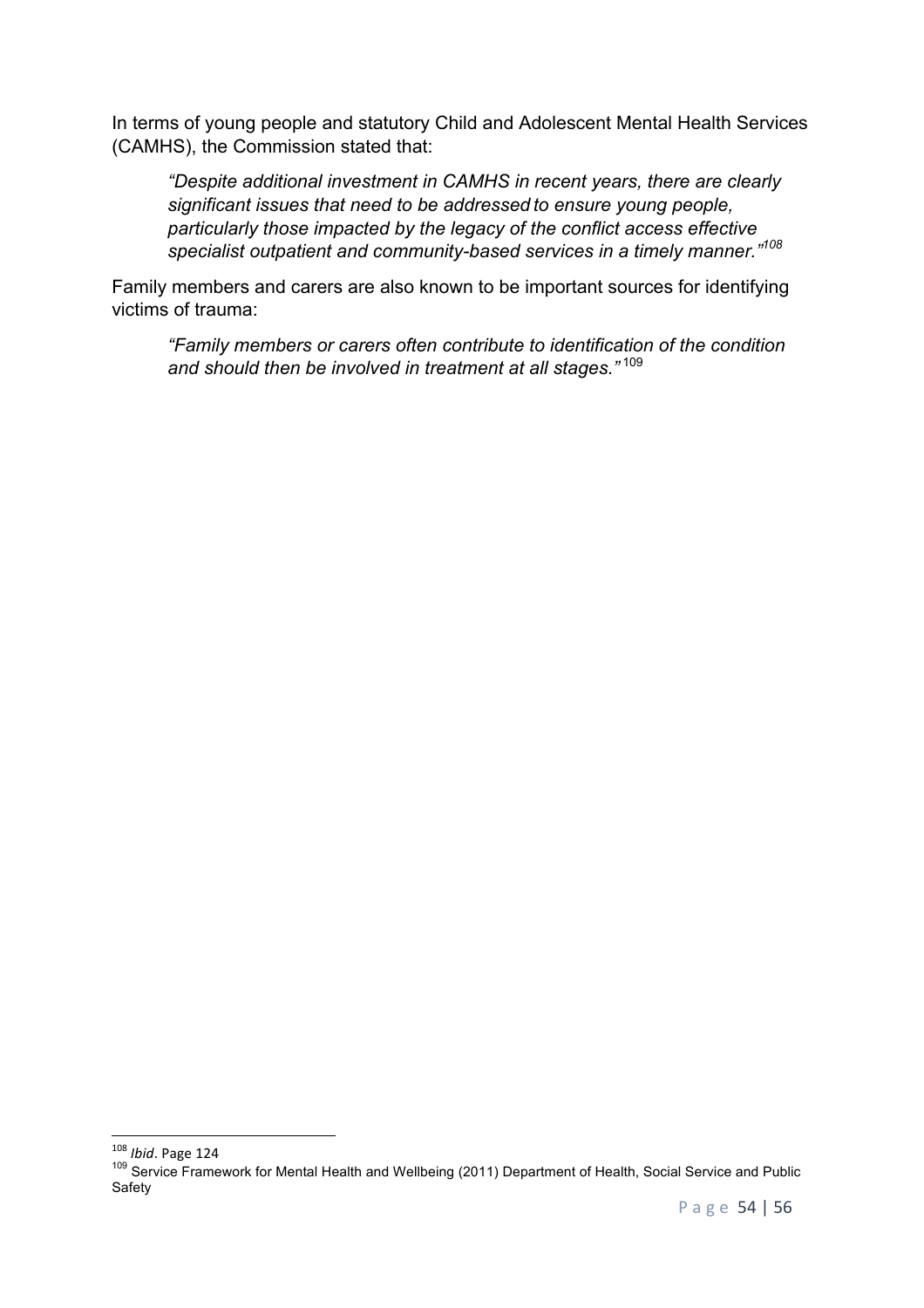In terms of young people and statutory Child and Adolescent Mental Health Services (CAMHS), the Commission stated that:

> *"Despite additional investment in CAMHS in recent years, there are clearly significant issues that need to be addressed to ensure young people, particularly those impacted by the legacy of the conflict access effective specialist outpatient and community-based services in a timely manner."*[108]

Family members and carers are also known to be important sources for identifying victims of trauma:

> *"Family members or carers often contribute to identification of the condition and should then be involved in treatment at all stages."*[109]

---

[108] *Ibid*. Page 124

[109] Service Framework for Mental Health and Wellbeing (2011) Department of Health, Social Service and Public Safety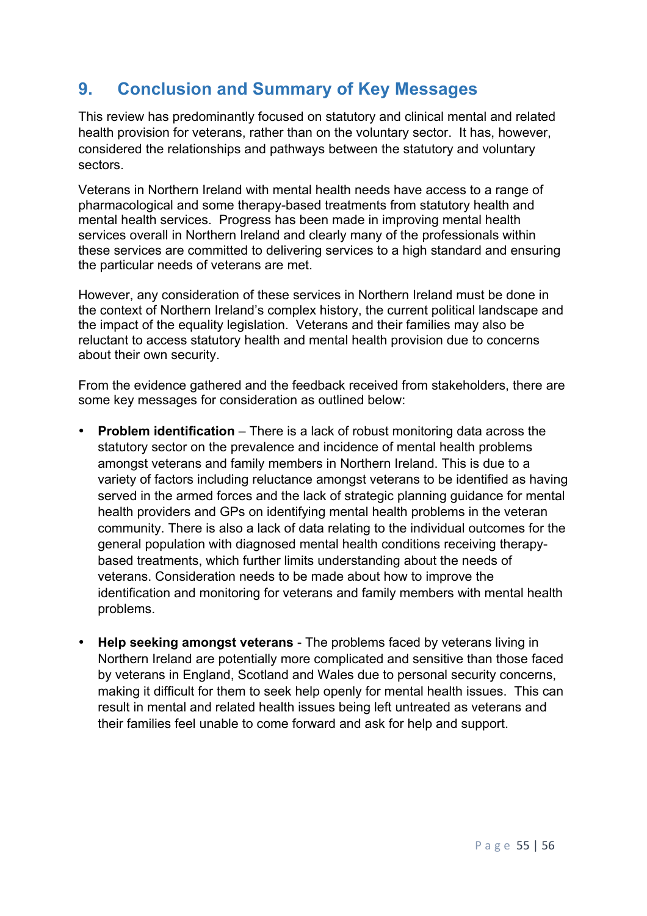## 9. Conclusion and Summary of Key Messages

This review has predominantly focused on statutory and clinical mental and related health provision for veterans, rather than on the voluntary sector. It has, however, considered the relationships and pathways between the statutory and voluntary sectors.

Veterans in Northern Ireland with mental health needs have access to a range of pharmacological and some therapy-based treatments from statutory health and mental health services. Progress has been made in improving mental health services overall in Northern Ireland and clearly many of the professionals within these services are committed to delivering services to a high standard and ensuring the particular needs of veterans are met.

However, any consideration of these services in Northern Ireland must be done in the context of Northern Ireland's complex history, the current political landscape and the impact of the equality legislation. Veterans and their families may also be reluctant to access statutory health and mental health provision due to concerns about their own security.

From the evidence gathered and the feedback received from stakeholders, there are some key messages for consideration as outlined below:

- **Problem identification** – There is a lack of robust monitoring data across the statutory sector on the prevalence and incidence of mental health problems amongst veterans and family members in Northern Ireland. This is due to a variety of factors including reluctance amongst veterans to be identified as having served in the armed forces and the lack of strategic planning guidance for mental health providers and GPs on identifying mental health problems in the veteran community. There is also a lack of data relating to the individual outcomes for the general population with diagnosed mental health conditions receiving therapy-based treatments, which further limits understanding about the needs of veterans. Consideration needs to be made about how to improve the identification and monitoring for veterans and family members with mental health problems.

- **Help seeking amongst veterans** - The problems faced by veterans living in Northern Ireland are potentially more complicated and sensitive than those faced by veterans in England, Scotland and Wales due to personal security concerns, making it difficult for them to seek help openly for mental health issues. This can result in mental and related health issues being left untreated as veterans and their families feel unable to come forward and ask for help and support.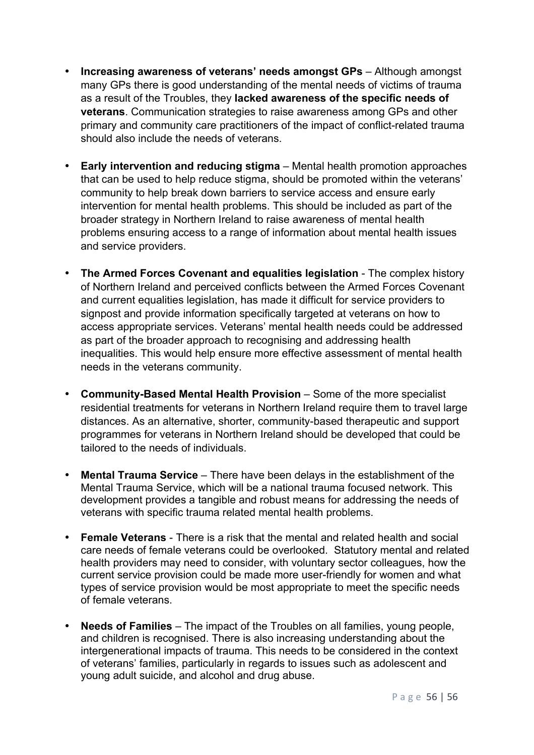- **Increasing awareness of veterans' needs amongst GPs** – Although amongst many GPs there is good understanding of the mental needs of victims of trauma as a result of the Troubles, they **lacked awareness of the specific needs of veterans**. Communication strategies to raise awareness among GPs and other primary and community care practitioners of the impact of conflict-related trauma should also include the needs of veterans.

- **Early intervention and reducing stigma** – Mental health promotion approaches that can be used to help reduce stigma, should be promoted within the veterans' community to help break down barriers to service access and ensure early intervention for mental health problems. This should be included as part of the broader strategy in Northern Ireland to raise awareness of mental health problems ensuring access to a range of information about mental health issues and service providers.

- **The Armed Forces Covenant and equalities legislation** - The complex history of Northern Ireland and perceived conflicts between the Armed Forces Covenant and current equalities legislation, has made it difficult for service providers to signpost and provide information specifically targeted at veterans on how to access appropriate services. Veterans' mental health needs could be addressed as part of the broader approach to recognising and addressing health inequalities. This would help ensure more effective assessment of mental health needs in the veterans community.

- **Community-Based Mental Health Provision** – Some of the more specialist residential treatments for veterans in Northern Ireland require them to travel large distances. As an alternative, shorter, community-based therapeutic and support programmes for veterans in Northern Ireland should be developed that could be tailored to the needs of individuals.

- **Mental Trauma Service** – There have been delays in the establishment of the Mental Trauma Service, which will be a national trauma focused network. This development provides a tangible and robust means for addressing the needs of veterans with specific trauma related mental health problems.

- **Female Veterans** - There is a risk that the mental and related health and social care needs of female veterans could be overlooked. Statutory mental and related health providers may need to consider, with voluntary sector colleagues, how the current service provision could be made more user-friendly for women and what types of service provision would be most appropriate to meet the specific needs of female veterans.

- **Needs of Families** – The impact of the Troubles on all families, young people, and children is recognised. There is also increasing understanding about the intergenerational impacts of trauma. This needs to be considered in the context of veterans' families, particularly in regards to issues such as adolescent and young adult suicide, and alcohol and drug abuse.